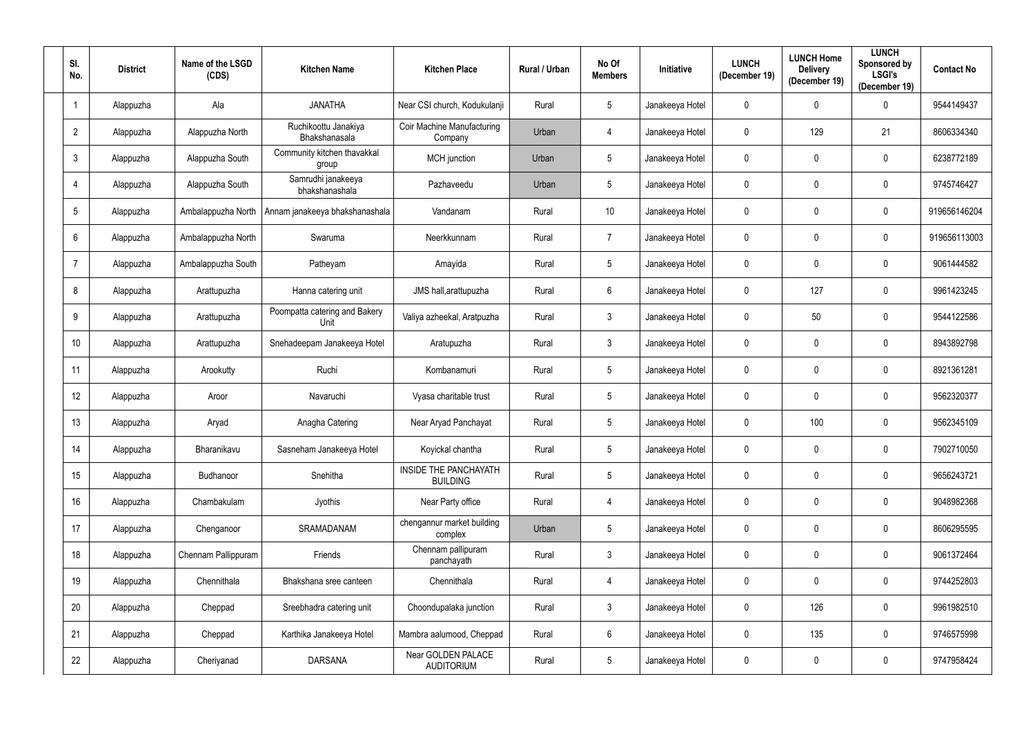| Sl. No. | District | Name of the LSGD (CDS) | Kitchen Name | Kitchen Place | Rural / Urban | No Of Members | Initiative | LUNCH (December 19) | LUNCH Home Delivery (December 19) | LUNCH Sponsored by LSGI's (December 19) | Contact No |
|---|---|---|---|---|---|---|---|---|---|---|---|
| 1 | Alappuzha | Ala | JANATHA | Near CSI church, Kodukulanji | Rural | 5 | Janakeeya Hotel | 0 | 0 | 0 | 9544149437 |
| 2 | Alappuzha | Alappuzha North | Ruchikoottu Janakiya Bhakshanasala | Coir Machine Manufacturing Company | Urban | 4 | Janakeeya Hotel | 0 | 129 | 21 | 8606334340 |
| 3 | Alappuzha | Alappuzha South | Community kitchen thavakkal group | MCH junction | Urban | 5 | Janakeeya Hotel | 0 | 0 | 0 | 6238772189 |
| 4 | Alappuzha | Alappuzha South | Samrudhi janakeeya bhakshanashala | Pazhaveedu | Urban | 5 | Janakeeya Hotel | 0 | 0 | 0 | 9745746427 |
| 5 | Alappuzha | Ambalappuzha North | Annam janakeeya bhakshanashala | Vandanam | Rural | 10 | Janakeeya Hotel | 0 | 0 | 0 | 919656146204 |
| 6 | Alappuzha | Ambalappuzha North | Swaruma | Neerkkunnam | Rural | 7 | Janakeeya Hotel | 0 | 0 | 0 | 919656113003 |
| 7 | Alappuzha | Ambalappuzha South | Patheyam | Amayida | Rural | 5 | Janakeeya Hotel | 0 | 0 | 0 | 9061444582 |
| 8 | Alappuzha | Arattupuzha | Hanna catering unit | JMS hall,arattupuzha | Rural | 6 | Janakeeya Hotel | 0 | 127 | 0 | 9961423245 |
| 9 | Alappuzha | Arattupuzha | Poompatta catering and Bakery Unit | Valiya azheekal, Aratpuzha | Rural | 3 | Janakeeya Hotel | 0 | 50 | 0 | 9544122586 |
| 10 | Alappuzha | Arattupuzha | Snehadeepam Janakeeya Hotel | Aratupuzha | Rural | 3 | Janakeeya Hotel | 0 | 0 | 0 | 8943892798 |
| 11 | Alappuzha | Arookutty | Ruchi | Kombanamuri | Rural | 5 | Janakeeya Hotel | 0 | 0 | 0 | 8921361281 |
| 12 | Alappuzha | Aroor | Navaruchi | Vyasa charitable trust | Rural | 5 | Janakeeya Hotel | 0 | 0 | 0 | 9562320377 |
| 13 | Alappuzha | Aryad | Anagha Catering | Near Aryad Panchayat | Rural | 5 | Janakeeya Hotel | 0 | 100 | 0 | 9562345109 |
| 14 | Alappuzha | Bharanikavu | Sasneham Janakeeya Hotel | Koyickal chantha | Rural | 5 | Janakeeya Hotel | 0 | 0 | 0 | 7902710050 |
| 15 | Alappuzha | Budhanoor | Snehitha | INSIDE THE PANCHAYATH BUILDING | Rural | 5 | Janakeeya Hotel | 0 | 0 | 0 | 9656243721 |
| 16 | Alappuzha | Chambakulam | Jyothis | Near Party office | Rural | 4 | Janakeeya Hotel | 0 | 0 | 0 | 9048982368 |
| 17 | Alappuzha | Chenganoor | SRAMADANAM | chengannur market building complex | Urban | 5 | Janakeeya Hotel | 0 | 0 | 0 | 8606295595 |
| 18 | Alappuzha | Chennam Pallippuram | Friends | Chennam pallipuram panchayath | Rural | 3 | Janakeeya Hotel | 0 | 0 | 0 | 9061372464 |
| 19 | Alappuzha | Chennithala | Bhakshana sree canteen | Chennithala | Rural | 4 | Janakeeya Hotel | 0 | 0 | 0 | 9744252803 |
| 20 | Alappuzha | Cheppad | Sreebhadra catering unit | Choondupalaka junction | Rural | 3 | Janakeeya Hotel | 0 | 126 | 0 | 9961982510 |
| 21 | Alappuzha | Cheppad | Karthika Janakeeya Hotel | Mambra aalumood, Cheppad | Rural | 6 | Janakeeya Hotel | 0 | 135 | 0 | 9746575998 |
| 22 | Alappuzha | Cheriyanad | DARSANA | Near GOLDEN PALACE AUDITORIUM | Rural | 5 | Janakeeya Hotel | 0 | 0 | 0 | 9747958424 |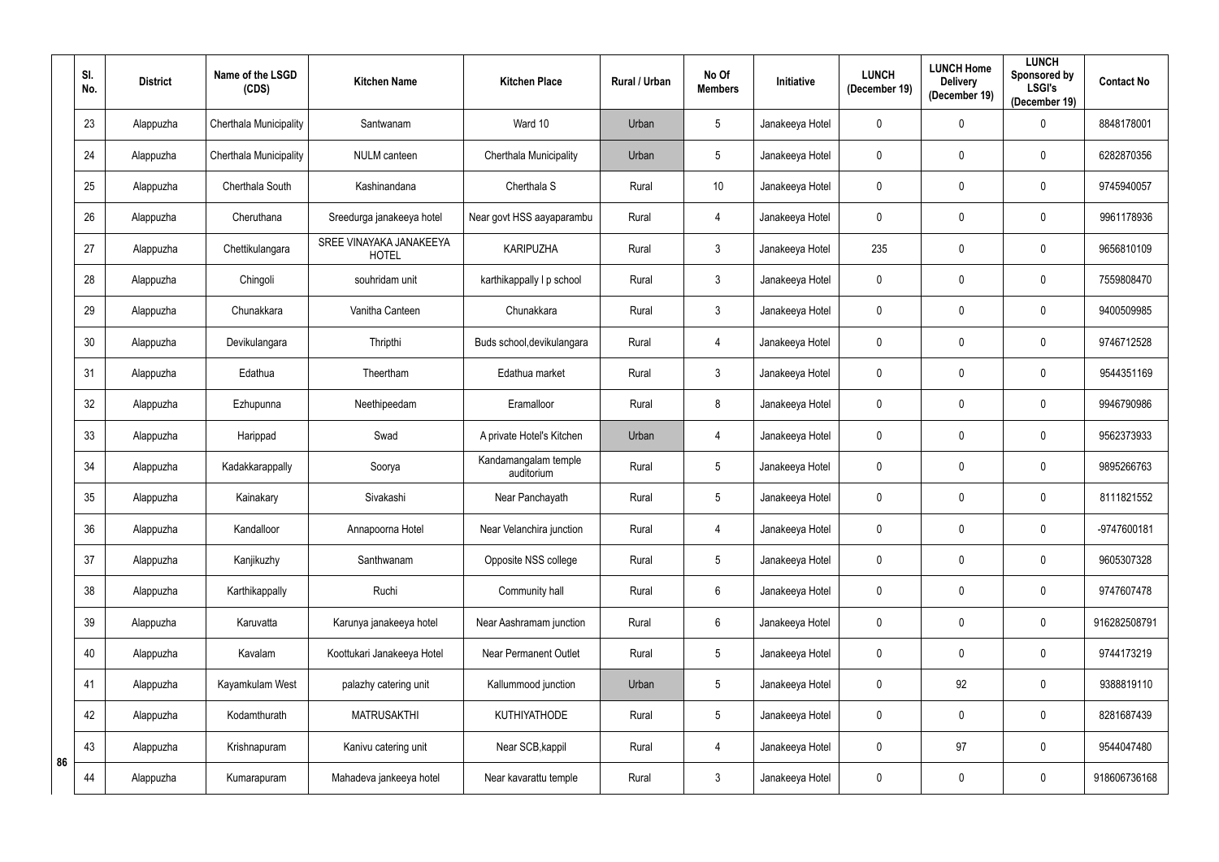| Sl. No. | District | Name of the LSGD (CDS) | Kitchen Name | Kitchen Place | Rural / Urban | No Of Members | Initiative | LUNCH (December 19) | LUNCH Home Delivery (December 19) | LUNCH Sponsored by LSGI's (December 19) | Contact No |
|---|---|---|---|---|---|---|---|---|---|---|---|
| 23 | Alappuzha | Cherthala Municipality | Santwanam | Ward 10 | Urban | 5 | Janakeeya Hotel | 0 | 0 | 0 | 8848178001 |
| 24 | Alappuzha | Cherthala Municipality | NULM canteen | Cherthala Municipality | Urban | 5 | Janakeeya Hotel | 0 | 0 | 0 | 6282870356 |
| 25 | Alappuzha | Cherthala South | Kashinandana | Cherthala S | Rural | 10 | Janakeeya Hotel | 0 | 0 | 0 | 9745940057 |
| 26 | Alappuzha | Cheruthana | Sreedurga janakeeya hotel | Near govt HSS aayaparambu | Rural | 4 | Janakeeya Hotel | 0 | 0 | 0 | 9961178936 |
| 27 | Alappuzha | Chettikulangara | SREE VINAYAKA JANAKEEYA HOTEL | KARIPUZHA | Rural | 3 | Janakeeya Hotel | 235 | 0 | 0 | 9656810109 |
| 28 | Alappuzha | Chingoli | souhridam unit | karthikappally l p school | Rural | 3 | Janakeeya Hotel | 0 | 0 | 0 | 7559808470 |
| 29 | Alappuzha | Chunakkara | Vanitha Canteen | Chunakkara | Rural | 3 | Janakeeya Hotel | 0 | 0 | 0 | 9400509985 |
| 30 | Alappuzha | Devikulangara | Thripthi | Buds school,devikulangara | Rural | 4 | Janakeeya Hotel | 0 | 0 | 0 | 9746712528 |
| 31 | Alappuzha | Edathua | Theertham | Edathua market | Rural | 3 | Janakeeya Hotel | 0 | 0 | 0 | 9544351169 |
| 32 | Alappuzha | Ezhupunna | Neethipeedam | Eramalloor | Rural | 8 | Janakeeya Hotel | 0 | 0 | 0 | 9946790986 |
| 33 | Alappuzha | Harippad | Swad | A private Hotel's Kitchen | Urban | 4 | Janakeeya Hotel | 0 | 0 | 0 | 9562373933 |
| 34 | Alappuzha | Kadakkarappally | Soorya | Kandamangalam temple auditorium | Rural | 5 | Janakeeya Hotel | 0 | 0 | 0 | 9895266763 |
| 35 | Alappuzha | Kainakary | Sivakashi | Near Panchayath | Rural | 5 | Janakeeya Hotel | 0 | 0 | 0 | 8111821552 |
| 36 | Alappuzha | Kandalloor | Annapoorna Hotel | Near Velanchira junction | Rural | 4 | Janakeeya Hotel | 0 | 0 | 0 | -9747600181 |
| 37 | Alappuzha | Kanjikuzhy | Santhwanam | Opposite NSS college | Rural | 5 | Janakeeya Hotel | 0 | 0 | 0 | 9605307328 |
| 38 | Alappuzha | Karthikappally | Ruchi | Community hall | Rural | 6 | Janakeeya Hotel | 0 | 0 | 0 | 9747607478 |
| 39 | Alappuzha | Karuvatta | Karunya janakeeya hotel | Near Aashramam junction | Rural | 6 | Janakeeya Hotel | 0 | 0 | 0 | 916282508791 |
| 40 | Alappuzha | Kavalam | Koottukari Janakeeya Hotel | Near Permanent Outlet | Rural | 5 | Janakeeya Hotel | 0 | 0 | 0 | 9744173219 |
| 41 | Alappuzha | Kayamkulam West | palazhy catering unit | Kallummood junction | Urban | 5 | Janakeeya Hotel | 0 | 92 | 0 | 9388819110 |
| 42 | Alappuzha | Kodamthurath | MATRUSAKTHI | KUTHIYATHODE | Rural | 5 | Janakeeya Hotel | 0 | 0 | 0 | 8281687439 |
| 43 | Alappuzha | Krishnapuram | Kanivu catering unit | Near SCB,kappil | Rural | 4 | Janakeeya Hotel | 0 | 97 | 0 | 9544047480 |
| 44 | Alappuzha | Kumarapuram | Mahadeva jankeeya hotel | Near kavarattu temple | Rural | 3 | Janakeeya Hotel | 0 | 0 | 0 | 918606736168 |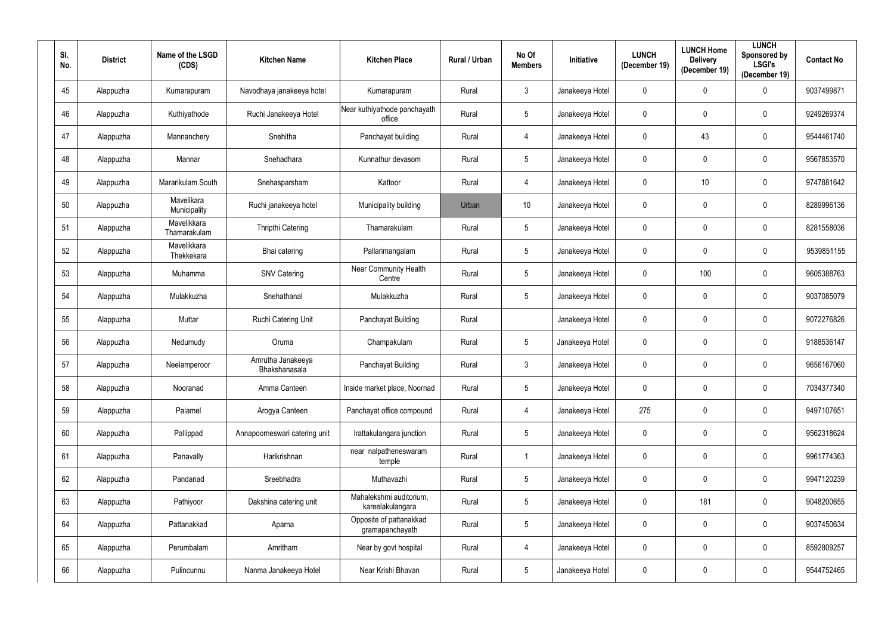| Sl. No. | District | Name of the LSGD (CDS) | Kitchen Name | Kitchen Place | Rural / Urban | No Of Members | Initiative | LUNCH (December 19) | LUNCH Home Delivery (December 19) | LUNCH Sponsored by LSGI's (December 19) | Contact No |
|---|---|---|---|---|---|---|---|---|---|---|---|
| 45 | Alappuzha | Kumarapuram | Navodhaya janakeeya hotel | Kumarapuram | Rural | 3 | Janakeeya Hotel | 0 | 0 | 0 | 9037499871 |
| 46 | Alappuzha | Kuthiyathode | Ruchi Janakeeya Hotel | Near kuthiyathode panchayath office | Rural | 5 | Janakeeya Hotel | 0 | 0 | 0 | 9249269374 |
| 47 | Alappuzha | Mannanchery | Snehitha | Panchayat building | Rural | 4 | Janakeeya Hotel | 0 | 43 | 0 | 9544461740 |
| 48 | Alappuzha | Mannar | Snehadhara | Kunnathur devasom | Rural | 5 | Janakeeya Hotel | 0 | 0 | 0 | 9567853570 |
| 49 | Alappuzha | Mararikulam South | Snehasparsham | Kattoor | Rural | 4 | Janakeeya Hotel | 0 | 10 | 0 | 9747881642 |
| 50 | Alappuzha | Mavelikara Municipality | Ruchi janakeeya hotel | Municipality building | Urban | 10 | Janakeeya Hotel | 0 | 0 | 0 | 8289996136 |
| 51 | Alappuzha | Mavelikkara Thamarakulam | Thripthi Catering | Thamarakulam | Rural | 5 | Janakeeya Hotel | 0 | 0 | 0 | 8281558036 |
| 52 | Alappuzha | Mavelikkara Thekkekara | Bhai catering | Pallarimangalam | Rural | 5 | Janakeeya Hotel | 0 | 0 | 0 | 9539851155 |
| 53 | Alappuzha | Muhamma | SNV Catering | Near Community Health Centre | Rural | 5 | Janakeeya Hotel | 0 | 100 | 0 | 9605388763 |
| 54 | Alappuzha | Mulakkuzha | Snehathanal | Mulakkuzha | Rural | 5 | Janakeeya Hotel | 0 | 0 | 0 | 9037085079 |
| 55 | Alappuzha | Muttar | Ruchi Catering Unit | Panchayat Building | Rural | | Janakeeya Hotel | 0 | 0 | 0 | 9072276826 |
| 56 | Alappuzha | Nedumudy | Oruma | Champakulam | Rural | 5 | Janakeeya Hotel | 0 | 0 | 0 | 9188536147 |
| 57 | Alappuzha | Neelamperoor | Amrutha Janakeeya Bhakshanasala | Panchayat Building | Rural | 3 | Janakeeya Hotel | 0 | 0 | 0 | 9656167060 |
| 58 | Alappuzha | Nooranad | Amma Canteen | Inside market place, Noornad | Rural | 5 | Janakeeya Hotel | 0 | 0 | 0 | 7034377340 |
| 59 | Alappuzha | Palamel | Arogya Canteen | Panchayat office compound | Rural | 4 | Janakeeya Hotel | 275 | 0 | 0 | 9497107651 |
| 60 | Alappuzha | Pallippad | Annapoorneswari catering unit | Irattakulangara junction | Rural | 5 | Janakeeya Hotel | 0 | 0 | 0 | 9562318624 |
| 61 | Alappuzha | Panavally | Harikrishnan | near nalpatheneswaram temple | Rural | 1 | Janakeeya Hotel | 0 | 0 | 0 | 9961774363 |
| 62 | Alappuzha | Pandanad | Sreebhadra | Muthavazhi | Rural | 5 | Janakeeya Hotel | 0 | 0 | 0 | 9947120239 |
| 63 | Alappuzha | Pathiyoor | Dakshina catering unit | Mahalekshmi auditorium, kareelakulangara | Rural | 5 | Janakeeya Hotel | 0 | 181 | 0 | 9048200655 |
| 64 | Alappuzha | Pattanakkad | Aparna | Opposite of pattanakkad gramapanchayath | Rural | 5 | Janakeeya Hotel | 0 | 0 | 0 | 9037450634 |
| 65 | Alappuzha | Perumbalam | Amritham | Near by govt hospital | Rural | 4 | Janakeeya Hotel | 0 | 0 | 0 | 8592809257 |
| 66 | Alappuzha | Pulincunnu | Nanma Janakeeya Hotel | Near Krishi Bhavan | Rural | 5 | Janakeeya Hotel | 0 | 0 | 0 | 9544752465 |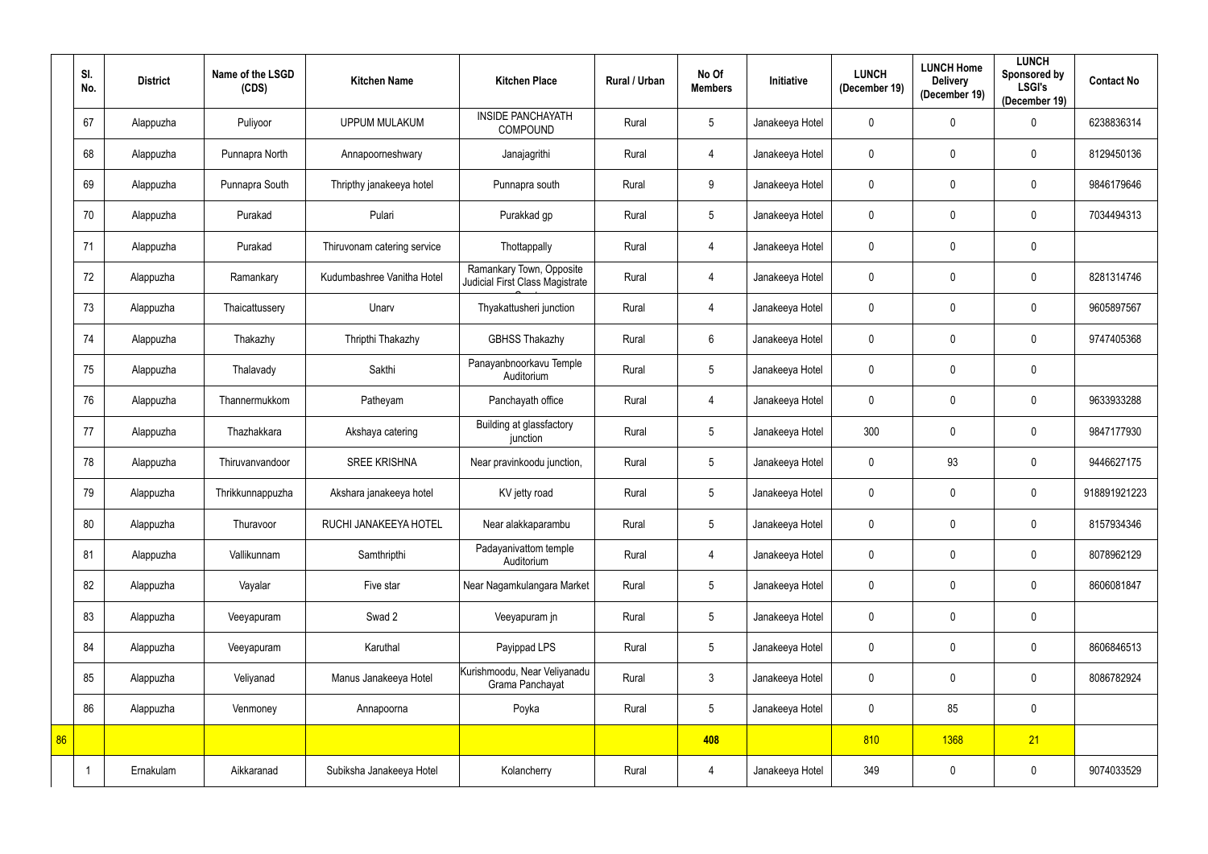|  | Sl. No. | District | Name of the LSGD (CDS) | Kitchen Name | Kitchen Place | Rural / Urban | No Of Members | Initiative | LUNCH (December 19) | LUNCH Home Delivery (December 19) | LUNCH Sponsored by LSGI's (December 19) | Contact No |
|---|---|---|---|---|---|---|---|---|---|---|---|---|
|  | 67 | Alappuzha | Puliyoor | UPPUM MULAKUM | INSIDE PANCHAYATH COMPOUND | Rural | 5 | Janakeeya Hotel | 0 | 0 | 0 | 6238836314 |
|  | 68 | Alappuzha | Punnapra North | Annapoorneshwary | Janajagrithi | Rural | 4 | Janakeeya Hotel | 0 | 0 | 0 | 8129450136 |
|  | 69 | Alappuzha | Punnapra South | Thripthy janakeeya hotel | Punnapra south | Rural | 9 | Janakeeya Hotel | 0 | 0 | 0 | 9846179646 |
|  | 70 | Alappuzha | Purakad | Pulari | Purakkad gp | Rural | 5 | Janakeeya Hotel | 0 | 0 | 0 | 7034494313 |
|  | 71 | Alappuzha | Purakad | Thiruvonam catering service | Thottappally | Rural | 4 | Janakeeya Hotel | 0 | 0 | 0 |  |
|  | 72 | Alappuzha | Ramankary | Kudumbashree Vanitha Hotel | Ramankary Town, Opposite Judicial First Class Magistrate Court | Rural | 4 | Janakeeya Hotel | 0 | 0 | 0 | 8281314746 |
|  | 73 | Alappuzha | Thaicattussery | Unarv | Thyakattusheri junction | Rural | 4 | Janakeeya Hotel | 0 | 0 | 0 | 9605897567 |
|  | 74 | Alappuzha | Thakazhy | Thripthi Thakazhy | GBHSS Thakazhy | Rural | 6 | Janakeeya Hotel | 0 | 0 | 0 | 9747405368 |
|  | 75 | Alappuzha | Thalavady | Sakthi | Panayanbnoorkavu Temple Auditorium | Rural | 5 | Janakeeya Hotel | 0 | 0 | 0 |  |
|  | 76 | Alappuzha | Thannermukkom | Patheyam | Panchayath office | Rural | 4 | Janakeeya Hotel | 0 | 0 | 0 | 9633933288 |
|  | 77 | Alappuzha | Thazhakkara | Akshaya catering | Building at glassfactory junction | Rural | 5 | Janakeeya Hotel | 300 | 0 | 0 | 9847177930 |
|  | 78 | Alappuzha | Thiruvanvandoor | SREE KRISHNA | Near pravinkoodu junction, | Rural | 5 | Janakeeya Hotel | 0 | 93 | 0 | 9446627175 |
|  | 79 | Alappuzha | Thrikkunnappuzha | Akshara janakeeya hotel | KV jetty road | Rural | 5 | Janakeeya Hotel | 0 | 0 | 0 | 918891921223 |
|  | 80 | Alappuzha | Thuravoor | RUCHI JANAKEEYA HOTEL | Near alakkaparambu | Rural | 5 | Janakeeya Hotel | 0 | 0 | 0 | 8157934346 |
|  | 81 | Alappuzha | Vallikunnam | Samthripthi | Padayanivattom temple Auditorium | Rural | 4 | Janakeeya Hotel | 0 | 0 | 0 | 8078962129 |
|  | 82 | Alappuzha | Vayalar | Five star | Near Nagamkulangara Market | Rural | 5 | Janakeeya Hotel | 0 | 0 | 0 | 8606081847 |
|  | 83 | Alappuzha | Veeyapuram | Swad 2 | Veeyapuram jn | Rural | 5 | Janakeeya Hotel | 0 | 0 | 0 |  |
|  | 84 | Alappuzha | Veeyapuram | Karuthal | Payippad LPS | Rural | 5 | Janakeeya Hotel | 0 | 0 | 0 | 8606846513 |
|  | 85 | Alappuzha | Veliyanad | Manus Janakeeya Hotel | Kurishmoodu, Near Veliyanadu Grama Panchayat | Rural | 3 | Janakeeya Hotel | 0 | 0 | 0 | 8086782924 |
|  | 86 | Alappuzha | Venmoney | Annapoorna | Poyka | Rural | 5 | Janakeeya Hotel | 0 | 85 | 0 |  |
| 86 |  |  |  |  |  |  | 408 |  | 810 | 1368 | 21 |  |
|  | 1 | Ernakulam | Aikkaranad | Subiksha Janakeeya Hotel | Kolancherry | Rural | 4 | Janakeeya Hotel | 349 | 0 | 0 | 9074033529 |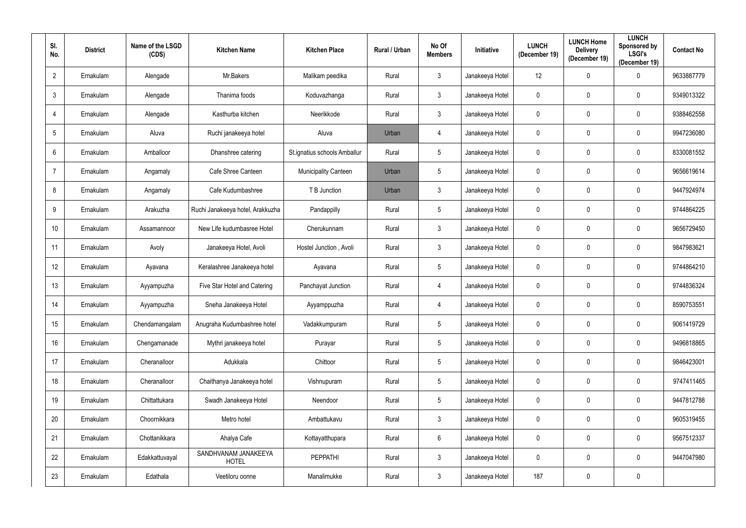| Sl. No. | District | Name of the LSGD (CDS) | Kitchen Name | Kitchen Place | Rural / Urban | No Of Members | Initiative | LUNCH (December 19) | LUNCH Home Delivery (December 19) | LUNCH Sponsored by LSGI's (December 19) | Contact No |
|---|---|---|---|---|---|---|---|---|---|---|---|
| 2 | Ernakulam | Alengade | Mr.Bakers | Malikam peedika | Rural | 3 | Janakeeya Hotel | 12 | 0 | 0 | 9633887779 |
| 3 | Ernakulam | Alengade | Thanima foods | Koduvazhanga | Rural | 3 | Janakeeya Hotel | 0 | 0 | 0 | 9349013322 |
| 4 | Ernakulam | Alengade | Kasthurba kitchen | Neerikkode | Rural | 3 | Janakeeya Hotel | 0 | 0 | 0 | 9388462558 |
| 5 | Ernakulam | Aluva | Ruchi janakeeya hotel | Aluva | Urban | 4 | Janakeeya Hotel | 0 | 0 | 0 | 9947236080 |
| 6 | Ernakulam | Amballoor | Dhanshree catering | St.ignatius schools Amballur | Rural | 5 | Janakeeya Hotel | 0 | 0 | 0 | 8330081552 |
| 7 | Ernakulam | Angamaly | Cafe Shree Canteen | Municipality Canteen | Urban | 5 | Janakeeya Hotel | 0 | 0 | 0 | 9656619614 |
| 8 | Ernakulam | Angamaly | Cafe Kudumbashree | T B Junction | Urban | 3 | Janakeeya Hotel | 0 | 0 | 0 | 9447924974 |
| 9 | Ernakulam | Arakuzha | Ruchi Janakeeya hotel, Arakkuzha | Pandappilly | Rural | 5 | Janakeeya Hotel | 0 | 0 | 0 | 9744864225 |
| 10 | Ernakulam | Assamannoor | New Life kudumbasree Hotel | Cherukunnam | Rural | 3 | Janakeeya Hotel | 0 | 0 | 0 | 9656729450 |
| 11 | Ernakulam | Avoly | Janakeeya Hotel, Avoli | Hostel Junction , Avoli | Rural | 3 | Janakeeya Hotel | 0 | 0 | 0 | 9847983621 |
| 12 | Ernakulam | Ayavana | Keralashree Janakeeya hotel | Ayavana | Rural | 5 | Janakeeya Hotel | 0 | 0 | 0 | 9744864210 |
| 13 | Ernakulam | Ayyampuzha | Five Star Hotel and Catering | Panchayat Junction | Rural | 4 | Janakeeya Hotel | 0 | 0 | 0 | 9744836324 |
| 14 | Ernakulam | Ayyampuzha | Sneha Janakeeya Hotel | Ayyamppuzha | Rural | 4 | Janakeeya Hotel | 0 | 0 | 0 | 8590753551 |
| 15 | Ernakulam | Chendamangalam | Anugraha Kudumbashree hotel | Vadakkumpuram | Rural | 5 | Janakeeya Hotel | 0 | 0 | 0 | 9061419729 |
| 16 | Ernakulam | Chengamanade | Mythri janakeeya hotel | Purayar | Rural | 5 | Janakeeya Hotel | 0 | 0 | 0 | 9496818865 |
| 17 | Ernakulam | Cheranalloor | Adukkala | Chittoor | Rural | 5 | Janakeeya Hotel | 0 | 0 | 0 | 9846423001 |
| 18 | Ernakulam | Cheranalloor | Chaithanya Janakeeya hotel | Vishnupuram | Rural | 5 | Janakeeya Hotel | 0 | 0 | 0 | 9747411465 |
| 19 | Ernakulam | Chittattukara | Swadh Janakeeya Hotel | Neendoor | Rural | 5 | Janakeeya Hotel | 0 | 0 | 0 | 9447812788 |
| 20 | Ernakulam | Choornikkara | Metro hotel | Ambattukavu | Rural | 3 | Janakeeya Hotel | 0 | 0 | 0 | 9605319455 |
| 21 | Ernakulam | Chottanikkara | Ahalya Cafe | Kottayatthupara | Rural | 6 | Janakeeya Hotel | 0 | 0 | 0 | 9567512337 |
| 22 | Ernakulam | Edakkattuvayal | SANDHVANAM JANAKEEYA HOTEL | PEPPATHI | Rural | 3 | Janakeeya Hotel | 0 | 0 | 0 | 9447047980 |
| 23 | Ernakulam | Edathala | Veetiloru oonne | Manalimukke | Rural | 3 | Janakeeya Hotel | 187 | 0 | 0 | |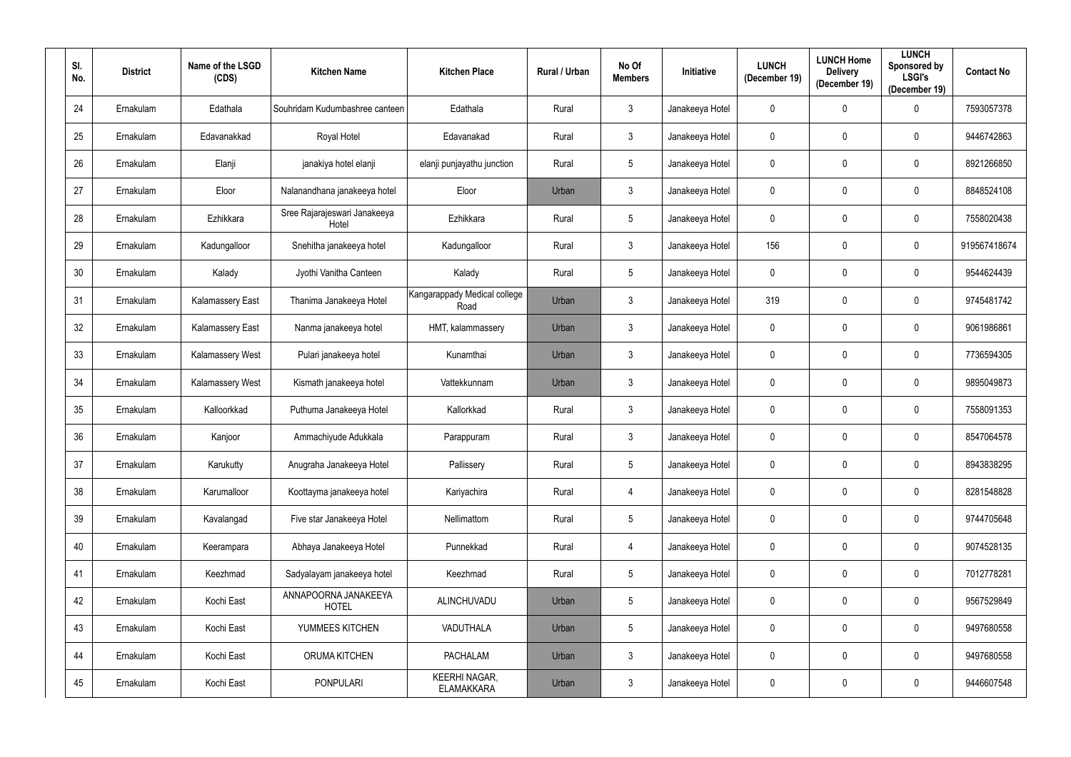| Sl. No. | District | Name of the LSGD (CDS) | Kitchen Name | Kitchen Place | Rural / Urban | No Of Members | Initiative | LUNCH (December 19) | LUNCH Home Delivery (December 19) | LUNCH Sponsored by LSGI's (December 19) | Contact No |
|---|---|---|---|---|---|---|---|---|---|---|---|
| 24 | Ernakulam | Edathala | Souhridam Kudumbashree canteen | Edathala | Rural | 3 | Janakeeya Hotel | 0 | 0 | 0 | 7593057378 |
| 25 | Ernakulam | Edavanakkad | Royal Hotel | Edavanakad | Rural | 3 | Janakeeya Hotel | 0 | 0 | 0 | 9446742863 |
| 26 | Ernakulam | Elanji | janakiya hotel elanji | elanji punjayathu junction | Rural | 5 | Janakeeya Hotel | 0 | 0 | 0 | 8921266850 |
| 27 | Ernakulam | Eloor | Nalanandhana janakeeya hotel | Eloor | Urban | 3 | Janakeeya Hotel | 0 | 0 | 0 | 8848524108 |
| 28 | Ernakulam | Ezhikkara | Sree Rajarajeswari Janakeeya Hotel | Ezhikkara | Rural | 5 | Janakeeya Hotel | 0 | 0 | 0 | 7558020438 |
| 29 | Ernakulam | Kadungalloor | Snehitha janakeeya hotel | Kadungalloor | Rural | 3 | Janakeeya Hotel | 156 | 0 | 0 | 919567418674 |
| 30 | Ernakulam | Kalady | Jyothi Vanitha Canteen | Kalady | Rural | 5 | Janakeeya Hotel | 0 | 0 | 0 | 9544624439 |
| 31 | Ernakulam | Kalamassery East | Thanima Janakeeya Hotel | Kangarappady Medical college Road | Urban | 3 | Janakeeya Hotel | 319 | 0 | 0 | 9745481742 |
| 32 | Ernakulam | Kalamassery East | Nanma janakeeya hotel | HMT, kalammassery | Urban | 3 | Janakeeya Hotel | 0 | 0 | 0 | 9061986861 |
| 33 | Ernakulam | Kalamassery West | Pulari janakeeya hotel | Kunamthai | Urban | 3 | Janakeeya Hotel | 0 | 0 | 0 | 7736594305 |
| 34 | Ernakulam | Kalamassery West | Kismath janakeeya hotel | Vattekkunnam | Urban | 3 | Janakeeya Hotel | 0 | 0 | 0 | 9895049873 |
| 35 | Ernakulam | Kalloorkkad | Puthuma Janakeeya Hotel | Kallorkkad | Rural | 3 | Janakeeya Hotel | 0 | 0 | 0 | 7558091353 |
| 36 | Ernakulam | Kanjoor | Ammachiyude Adukkala | Parappuram | Rural | 3 | Janakeeya Hotel | 0 | 0 | 0 | 8547064578 |
| 37 | Ernakulam | Karukutty | Anugraha Janakeeya Hotel | Pallissery | Rural | 5 | Janakeeya Hotel | 0 | 0 | 0 | 8943838295 |
| 38 | Ernakulam | Karumalloor | Koottayma janakeeya hotel | Kariyachira | Rural | 4 | Janakeeya Hotel | 0 | 0 | 0 | 8281548828 |
| 39 | Ernakulam | Kavalangad | Five star Janakeeya Hotel | Nellimattom | Rural | 5 | Janakeeya Hotel | 0 | 0 | 0 | 9744705648 |
| 40 | Ernakulam | Keerampara | Abhaya Janakeeya Hotel | Punnekkad | Rural | 4 | Janakeeya Hotel | 0 | 0 | 0 | 9074528135 |
| 41 | Ernakulam | Keezhmad | Sadyalayam janakeeya hotel | Keezhmad | Rural | 5 | Janakeeya Hotel | 0 | 0 | 0 | 7012778281 |
| 42 | Ernakulam | Kochi East | ANNAPOORNA JANAKEEYA HOTEL | ALINCHUVADU | Urban | 5 | Janakeeya Hotel | 0 | 0 | 0 | 9567529849 |
| 43 | Ernakulam | Kochi East | YUMMEES KITCHEN | VADUTHALA | Urban | 5 | Janakeeya Hotel | 0 | 0 | 0 | 9497680558 |
| 44 | Ernakulam | Kochi East | ORUMA KITCHEN | PACHALAM | Urban | 3 | Janakeeya Hotel | 0 | 0 | 0 | 9497680558 |
| 45 | Ernakulam | Kochi East | PONPULARI | KEERHI NAGAR, ELAMAKKARA | Urban | 3 | Janakeeya Hotel | 0 | 0 | 0 | 9446607548 |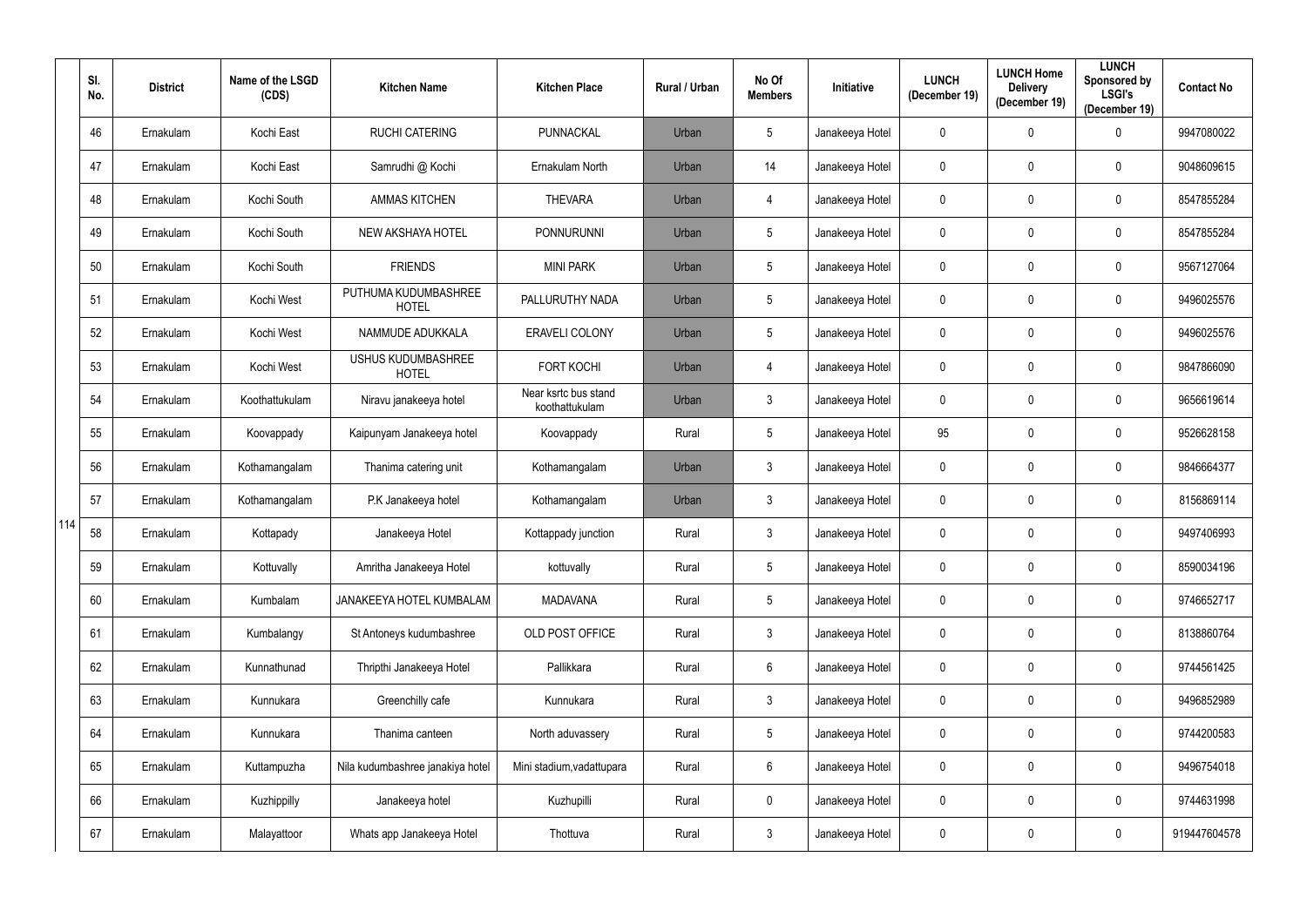| | Sl. No. | District | Name of the LSGD (CDS) | Kitchen Name | Kitchen Place | Rural / Urban | No Of Members | Initiative | LUNCH (December 19) | LUNCH Home Delivery (December 19) | LUNCH Sponsored by LSGI's (December 19) | Contact No |
|---|---|---|---|---|---|---|---|---|---|---|---|---|
| 114 | 46 | Ernakulam | Kochi East | RUCHI CATERING | PUNNACKAL | Urban | 5 | Janakeeya Hotel | 0 | 0 | 0 | 9947080022 |
| | 47 | Ernakulam | Kochi East | Samrudhi @ Kochi | Ernakulam North | Urban | 14 | Janakeeya Hotel | 0 | 0 | 0 | 9048609615 |
| | 48 | Ernakulam | Kochi South | AMMAS KITCHEN | THEVARA | Urban | 4 | Janakeeya Hotel | 0 | 0 | 0 | 8547855284 |
| | 49 | Ernakulam | Kochi South | NEW AKSHAYA HOTEL | PONNURUNNI | Urban | 5 | Janakeeya Hotel | 0 | 0 | 0 | 8547855284 |
| | 50 | Ernakulam | Kochi South | FRIENDS | MINI PARK | Urban | 5 | Janakeeya Hotel | 0 | 0 | 0 | 9567127064 |
| | 51 | Ernakulam | Kochi West | PUTHUMA KUDUMBASHREE HOTEL | PALLURUTHY NADA | Urban | 5 | Janakeeya Hotel | 0 | 0 | 0 | 9496025576 |
| | 52 | Ernakulam | Kochi West | NAMMUDE ADUKKALA | ERAVELI COLONY | Urban | 5 | Janakeeya Hotel | 0 | 0 | 0 | 9496025576 |
| | 53 | Ernakulam | Kochi West | USHUS KUDUMBASHREE HOTEL | FORT KOCHI | Urban | 4 | Janakeeya Hotel | 0 | 0 | 0 | 9847866090 |
| | 54 | Ernakulam | Koothattukulam | Niravu janakeeya hotel | Near ksrtc bus stand koothattukulam | Urban | 3 | Janakeeya Hotel | 0 | 0 | 0 | 9656619614 |
| | 55 | Ernakulam | Koovappady | Kaipunyam Janakeeya hotel | Koovappady | Rural | 5 | Janakeeya Hotel | 95 | 0 | 0 | 9526628158 |
| | 56 | Ernakulam | Kothamangalam | Thanima catering unit | Kothamangalam | Urban | 3 | Janakeeya Hotel | 0 | 0 | 0 | 9846664377 |
| | 57 | Ernakulam | Kothamangalam | P.K Janakeeya hotel | Kothamangalam | Urban | 3 | Janakeeya Hotel | 0 | 0 | 0 | 8156869114 |
| | 58 | Ernakulam | Kottapady | Janakeeya Hotel | Kottappady junction | Rural | 3 | Janakeeya Hotel | 0 | 0 | 0 | 9497406993 |
| | 59 | Ernakulam | Kottuvally | Amritha Janakeeya Hotel | kottuvally | Rural | 5 | Janakeeya Hotel | 0 | 0 | 0 | 8590034196 |
| | 60 | Ernakulam | Kumbalam | JANAKEEYA HOTEL KUMBALAM | MADAVANA | Rural | 5 | Janakeeya Hotel | 0 | 0 | 0 | 9746652717 |
| | 61 | Ernakulam | Kumbalangy | St Antoneys kudumbashree | OLD POST OFFICE | Rural | 3 | Janakeeya Hotel | 0 | 0 | 0 | 8138860764 |
| | 62 | Ernakulam | Kunnathunad | Thripthi Janakeeya Hotel | Pallikkara | Rural | 6 | Janakeeya Hotel | 0 | 0 | 0 | 9744561425 |
| | 63 | Ernakulam | Kunnukara | Greenchilly cafe | Kunnukara | Rural | 3 | Janakeeya Hotel | 0 | 0 | 0 | 9496852989 |
| | 64 | Ernakulam | Kunnukara | Thanima canteen | North aduvassery | Rural | 5 | Janakeeya Hotel | 0 | 0 | 0 | 9744200583 |
| | 65 | Ernakulam | Kuttampuzha | Nila kudumbashree janakiya hotel | Mini stadium,vadattupara | Rural | 6 | Janakeeya Hotel | 0 | 0 | 0 | 9496754018 |
| | 66 | Ernakulam | Kuzhippilly | Janakeeya hotel | Kuzhupilli | Rural | 0 | Janakeeya Hotel | 0 | 0 | 0 | 9744631998 |
| | 67 | Ernakulam | Malayattoor | Whats app Janakeeya Hotel | Thottuva | Rural | 3 | Janakeeya Hotel | 0 | 0 | 0 | 919447604578 |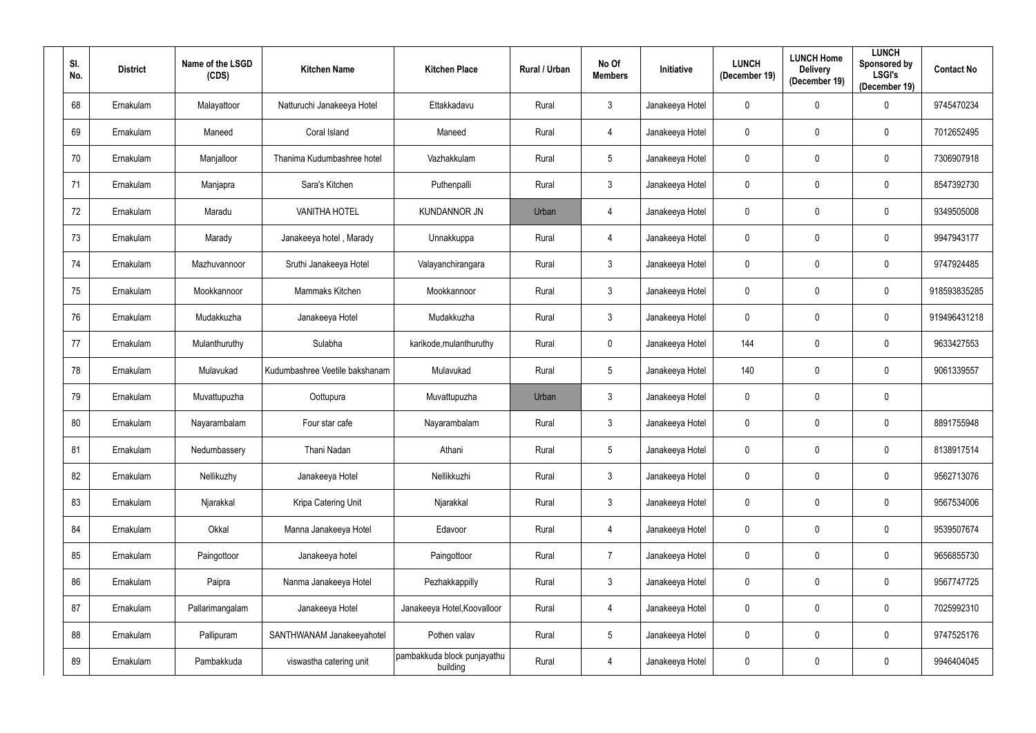| Sl. No. | District | Name of the LSGD (CDS) | Kitchen Name | Kitchen Place | Rural / Urban | No Of Members | Initiative | LUNCH (December 19) | LUNCH Home Delivery (December 19) | LUNCH Sponsored by LSGI's (December 19) | Contact No |
|---|---|---|---|---|---|---|---|---|---|---|---|
| 68 | Ernakulam | Malayattoor | Natturuchi Janakeeya Hotel | Ettakkadavu | Rural | 3 | Janakeeya Hotel | 0 | 0 | 0 | 9745470234 |
| 69 | Ernakulam | Maneed | Coral Island | Maneed | Rural | 4 | Janakeeya Hotel | 0 | 0 | 0 | 7012652495 |
| 70 | Ernakulam | Manjalloor | Thanima Kudumbashree hotel | Vazhakkulam | Rural | 5 | Janakeeya Hotel | 0 | 0 | 0 | 7306907918 |
| 71 | Ernakulam | Manjapra | Sara's Kitchen | Puthenpalli | Rural | 3 | Janakeeya Hotel | 0 | 0 | 0 | 8547392730 |
| 72 | Ernakulam | Maradu | VANITHA HOTEL | KUNDANNOR JN | Urban | 4 | Janakeeya Hotel | 0 | 0 | 0 | 9349505008 |
| 73 | Ernakulam | Marady | Janakeeya hotel , Marady | Unnakkuppa | Rural | 4 | Janakeeya Hotel | 0 | 0 | 0 | 9947943177 |
| 74 | Ernakulam | Mazhuvannoor | Sruthi Janakeeya Hotel | Valayanchirangara | Rural | 3 | Janakeeya Hotel | 0 | 0 | 0 | 9747924485 |
| 75 | Ernakulam | Mookkannoor | Mammaks Kitchen | Mookkannoor | Rural | 3 | Janakeeya Hotel | 0 | 0 | 0 | 918593835285 |
| 76 | Ernakulam | Mudakkuzha | Janakeeya Hotel | Mudakkuzha | Rural | 3 | Janakeeya Hotel | 0 | 0 | 0 | 919496431218 |
| 77 | Ernakulam | Mulanthuruthy | Sulabha | karikode,mulanthuruthy | Rural | 0 | Janakeeya Hotel | 144 | 0 | 0 | 9633427553 |
| 78 | Ernakulam | Mulavukad | Kudumbashree Veetile bakshanam | Mulavukad | Rural | 5 | Janakeeya Hotel | 140 | 0 | 0 | 9061339557 |
| 79 | Ernakulam | Muvattupuzha | Oottupura | Muvattupuzha | Urban | 3 | Janakeeya Hotel | 0 | 0 | 0 | |
| 80 | Ernakulam | Nayarambalam | Four star cafe | Nayarambalam | Rural | 3 | Janakeeya Hotel | 0 | 0 | 0 | 8891755948 |
| 81 | Ernakulam | Nedumbassery | Thani Nadan | Athani | Rural | 5 | Janakeeya Hotel | 0 | 0 | 0 | 8138917514 |
| 82 | Ernakulam | Nellikuzhy | Janakeeya Hotel | Nellikkuzhi | Rural | 3 | Janakeeya Hotel | 0 | 0 | 0 | 9562713076 |
| 83 | Ernakulam | Njarakkal | Kripa Catering Unit | Njarakkal | Rural | 3 | Janakeeya Hotel | 0 | 0 | 0 | 9567534006 |
| 84 | Ernakulam | Okkal | Manna Janakeeya Hotel | Edavoor | Rural | 4 | Janakeeya Hotel | 0 | 0 | 0 | 9539507674 |
| 85 | Ernakulam | Paingottoor | Janakeeya hotel | Paingottoor | Rural | 7 | Janakeeya Hotel | 0 | 0 | 0 | 9656855730 |
| 86 | Ernakulam | Paipra | Nanma Janakeeya Hotel | Pezhakkappilly | Rural | 3 | Janakeeya Hotel | 0 | 0 | 0 | 9567747725 |
| 87 | Ernakulam | Pallarimangalam | Janakeeya Hotel | Janakeeya Hotel,Koovalloor | Rural | 4 | Janakeeya Hotel | 0 | 0 | 0 | 7025992310 |
| 88 | Ernakulam | Pallipuram | SANTHWANAM Janakeeyahotel | Pothen valav | Rural | 5 | Janakeeya Hotel | 0 | 0 | 0 | 9747525176 |
| 89 | Ernakulam | Pambakkuda | viswastha catering unit | pambakkuda block punjayathu building | Rural | 4 | Janakeeya Hotel | 0 | 0 | 0 | 9946404045 |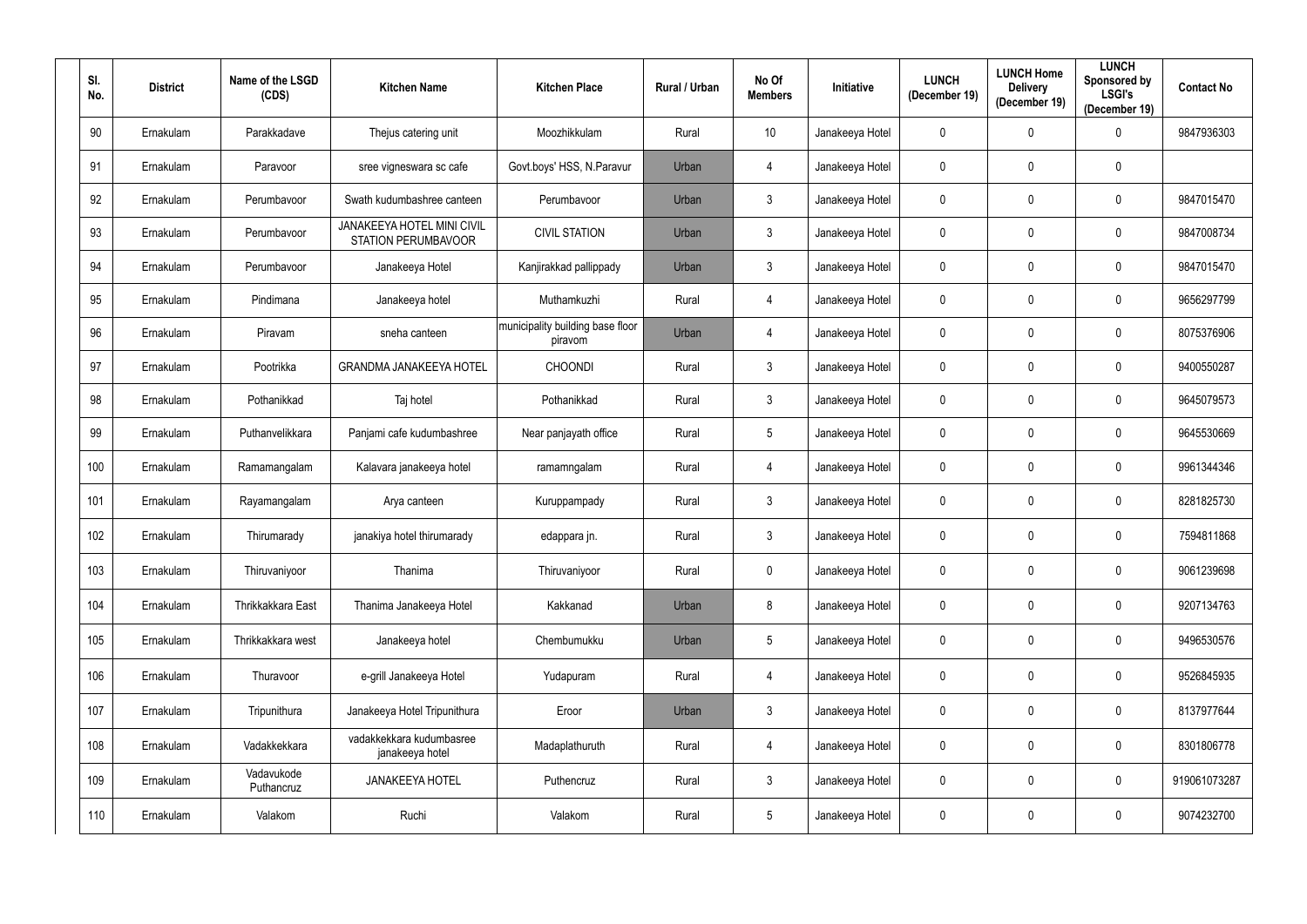| Sl. No. | District | Name of the LSGD (CDS) | Kitchen Name | Kitchen Place | Rural / Urban | No Of Members | Initiative | LUNCH (December 19) | LUNCH Home Delivery (December 19) | LUNCH Sponsored by LSGI's (December 19) | Contact No |
|---|---|---|---|---|---|---|---|---|---|---|---|
| 90 | Ernakulam | Parakkadave | Thejus catering unit | Moozhikkulam | Rural | 10 | Janakeeya Hotel | 0 | 0 | 0 | 9847936303 |
| 91 | Ernakulam | Paravoor | sree vigneswara sc cafe | Govt.boys' HSS, N.Paravur | Urban | 4 | Janakeeya Hotel | 0 | 0 | 0 | |
| 92 | Ernakulam | Perumbavoor | Swath kudumbashree canteen | Perumbavoor | Urban | 3 | Janakeeya Hotel | 0 | 0 | 0 | 9847015470 |
| 93 | Ernakulam | Perumbavoor | JANAKEEYA HOTEL MINI CIVIL STATION PERUMBAVOOR | CIVIL STATION | Urban | 3 | Janakeeya Hotel | 0 | 0 | 0 | 9847008734 |
| 94 | Ernakulam | Perumbavoor | Janakeeya Hotel | Kanjirakkad pallippady | Urban | 3 | Janakeeya Hotel | 0 | 0 | 0 | 9847015470 |
| 95 | Ernakulam | Pindimana | Janakeeya hotel | Muthamkuzhi | Rural | 4 | Janakeeya Hotel | 0 | 0 | 0 | 9656297799 |
| 96 | Ernakulam | Piravam | sneha canteen | municipality building base floor piravom | Urban | 4 | Janakeeya Hotel | 0 | 0 | 0 | 8075376906 |
| 97 | Ernakulam | Pootrikka | GRANDMA JANAKEEYA HOTEL | CHOONDI | Rural | 3 | Janakeeya Hotel | 0 | 0 | 0 | 9400550287 |
| 98 | Ernakulam | Pothanikkad | Taj hotel | Pothanikkad | Rural | 3 | Janakeeya Hotel | 0 | 0 | 0 | 9645079573 |
| 99 | Ernakulam | Puthanvelikkara | Panjami cafe kudumbashree | Near panjayath office | Rural | 5 | Janakeeya Hotel | 0 | 0 | 0 | 9645530669 |
| 100 | Ernakulam | Ramamangalam | Kalavara janakeeya hotel | ramamngalam | Rural | 4 | Janakeeya Hotel | 0 | 0 | 0 | 9961344346 |
| 101 | Ernakulam | Rayamangalam | Arya canteen | Kuruppampady | Rural | 3 | Janakeeya Hotel | 0 | 0 | 0 | 8281825730 |
| 102 | Ernakulam | Thirumarady | janakiya hotel thirumarady | edappara jn. | Rural | 3 | Janakeeya Hotel | 0 | 0 | 0 | 7594811868 |
| 103 | Ernakulam | Thiruvaniyoor | Thanima | Thiruvaniyoor | Rural | 0 | Janakeeya Hotel | 0 | 0 | 0 | 9061239698 |
| 104 | Ernakulam | Thrikkakkara East | Thanima Janakeeya Hotel | Kakkanad | Urban | 8 | Janakeeya Hotel | 0 | 0 | 0 | 9207134763 |
| 105 | Ernakulam | Thrikkakkara west | Janakeeya hotel | Chembumukku | Urban | 5 | Janakeeya Hotel | 0 | 0 | 0 | 9496530576 |
| 106 | Ernakulam | Thuravoor | e-grill Janakeeya Hotel | Yudapuram | Rural | 4 | Janakeeya Hotel | 0 | 0 | 0 | 9526845935 |
| 107 | Ernakulam | Tripunithura | Janakeeya Hotel Tripunithura | Eroor | Urban | 3 | Janakeeya Hotel | 0 | 0 | 0 | 8137977644 |
| 108 | Ernakulam | Vadakkekkara | vadakkekkara kudumbasree janakeeya hotel | Madaplathuruth | Rural | 4 | Janakeeya Hotel | 0 | 0 | 0 | 8301806778 |
| 109 | Ernakulam | Vadavukode Puthancruz | JANAKEEYA HOTEL | Puthencruz | Rural | 3 | Janakeeya Hotel | 0 | 0 | 0 | 919061073287 |
| 110 | Ernakulam | Valakom | Ruchi | Valakom | Rural | 5 | Janakeeya Hotel | 0 | 0 | 0 | 9074232700 |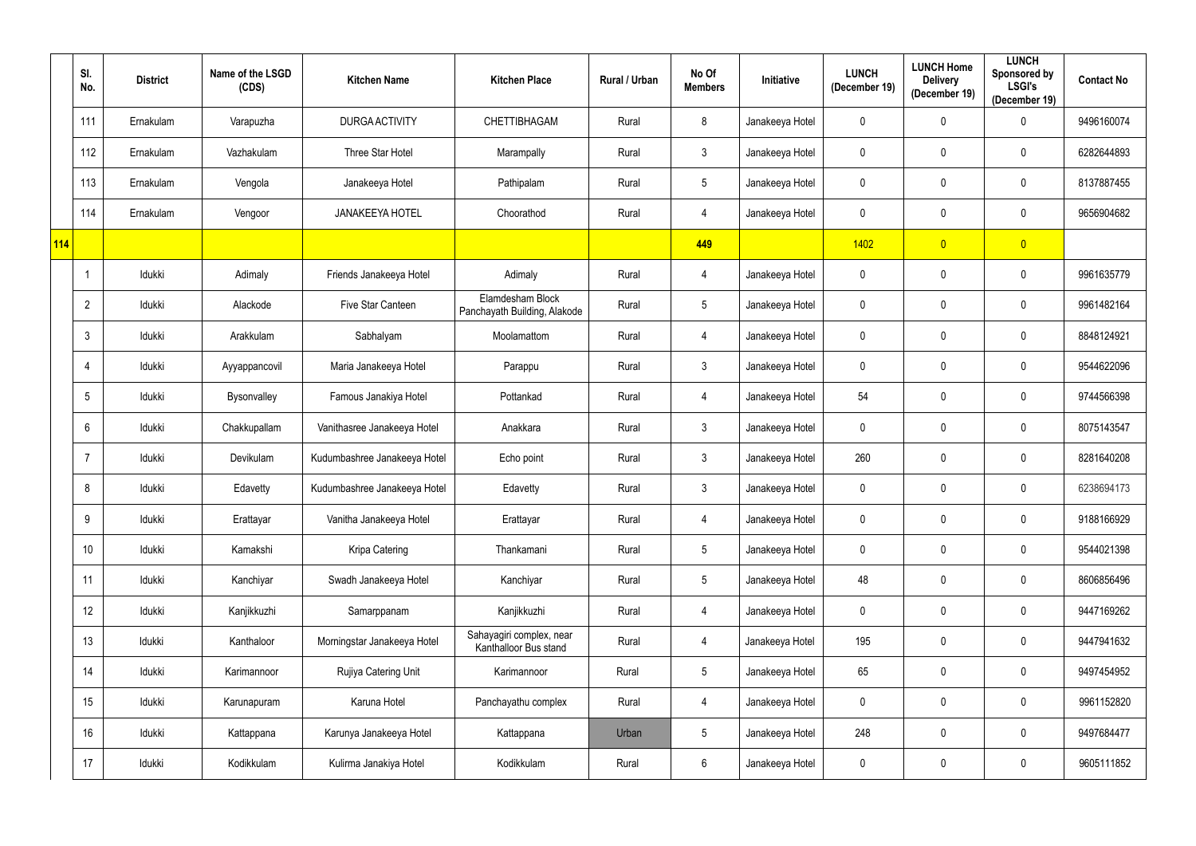|  | Sl. No. | District | Name of the LSGD (CDS) | Kitchen Name | Kitchen Place | Rural / Urban | No Of Members | Initiative | LUNCH (December 19) | LUNCH Home Delivery (December 19) | LUNCH Sponsored by LSGI's (December 19) | Contact No |
|---|---|---|---|---|---|---|---|---|---|---|---|---|
|  | 111 | Ernakulam | Varapuzha | DURGA ACTIVITY | CHETTIBHAGAM | Rural | 8 | Janakeeya Hotel | 0 | 0 | 0 | 9496160074 |
|  | 112 | Ernakulam | Vazhakulam | Three Star Hotel | Marampally | Rural | 3 | Janakeeya Hotel | 0 | 0 | 0 | 6282644893 |
|  | 113 | Ernakulam | Vengola | Janakeeya Hotel | Pathipalam | Rural | 5 | Janakeeya Hotel | 0 | 0 | 0 | 8137887455 |
|  | 114 | Ernakulam | Vengoor | JANAKEEYA HOTEL | Choorathod | Rural | 4 | Janakeeya Hotel | 0 | 0 | 0 | 9656904682 |
| 114 |  |  |  |  |  |  | 449 |  | 1402 | 0 | 0 |  |
|  | 1 | Idukki | Adimaly | Friends Janakeeya Hotel | Adimaly | Rural | 4 | Janakeeya Hotel | 0 | 0 | 0 | 9961635779 |
|  | 2 | Idukki | Alackode | Five Star Canteen | Elamdesham Block Panchayath Building, Alakode | Rural | 5 | Janakeeya Hotel | 0 | 0 | 0 | 9961482164 |
|  | 3 | Idukki | Arakkulam | Sabhalyam | Moolamattom | Rural | 4 | Janakeeya Hotel | 0 | 0 | 0 | 8848124921 |
|  | 4 | Idukki | Ayyappancovil | Maria Janakeeya Hotel | Parappu | Rural | 3 | Janakeeya Hotel | 0 | 0 | 0 | 9544622096 |
|  | 5 | Idukki | Bysonvalley | Famous Janakiya Hotel | Pottankad | Rural | 4 | Janakeeya Hotel | 54 | 0 | 0 | 9744566398 |
|  | 6 | Idukki | Chakkupallam | Vanithasree Janakeeya Hotel | Anakkara | Rural | 3 | Janakeeya Hotel | 0 | 0 | 0 | 8075143547 |
|  | 7 | Idukki | Devikulam | Kudumbashree Janakeeya Hotel | Echo point | Rural | 3 | Janakeeya Hotel | 260 | 0 | 0 | 8281640208 |
|  | 8 | Idukki | Edavetty | Kudumbashree Janakeeya Hotel | Edavetty | Rural | 3 | Janakeeya Hotel | 0 | 0 | 0 | 6238694173 |
|  | 9 | Idukki | Erattayar | Vanitha Janakeeya Hotel | Erattayar | Rural | 4 | Janakeeya Hotel | 0 | 0 | 0 | 9188166929 |
|  | 10 | Idukki | Kamakshi | Kripa Catering | Thankamani | Rural | 5 | Janakeeya Hotel | 0 | 0 | 0 | 9544021398 |
|  | 11 | Idukki | Kanchiyar | Swadh Janakeeya Hotel | Kanchiyar | Rural | 5 | Janakeeya Hotel | 48 | 0 | 0 | 8606856496 |
|  | 12 | Idukki | Kanjikkuzhi | Samarppanam | Kanjikkuzhi | Rural | 4 | Janakeeya Hotel | 0 | 0 | 0 | 9447169262 |
|  | 13 | Idukki | Kanthaloor | Morningstar Janakeeya Hotel | Sahayagiri complex, near Kanthalloor Bus stand | Rural | 4 | Janakeeya Hotel | 195 | 0 | 0 | 9447941632 |
|  | 14 | Idukki | Karimannoor | Rujiya Catering Unit | Karimannoor | Rural | 5 | Janakeeya Hotel | 65 | 0 | 0 | 9497454952 |
|  | 15 | Idukki | Karunapuram | Karuna Hotel | Panchayathu complex | Rural | 4 | Janakeeya Hotel | 0 | 0 | 0 | 9961152820 |
|  | 16 | Idukki | Kattappana | Karunya Janakeeya Hotel | Kattappana | Urban | 5 | Janakeeya Hotel | 248 | 0 | 0 | 9497684477 |
|  | 17 | Idukki | Kodikkulam | Kulirma Janakiya Hotel | Kodikkulam | Rural | 6 | Janakeeya Hotel | 0 | 0 | 0 | 9605111852 |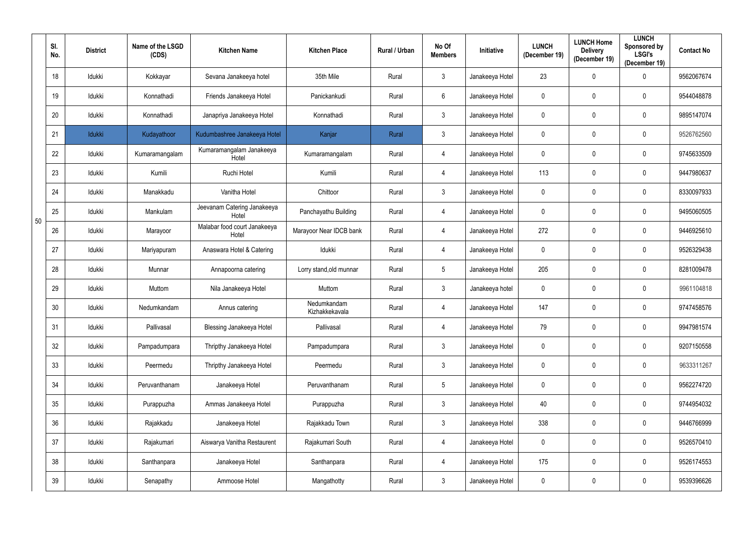|  | Sl. No. | District | Name of the LSGD (CDS) | Kitchen Name | Kitchen Place | Rural / Urban | No Of Members | Initiative | LUNCH (December 19) | LUNCH Home Delivery (December 19) | LUNCH Sponsored by LSGI's (December 19) | Contact No |
|---|---|---|---|---|---|---|---|---|---|---|---|---|
| 50 | 18 | Idukki | Kokkayar | Sevana Janakeeya hotel | 35th Mile | Rural | 3 | Janakeeya Hotel | 23 | 0 | 0 | 9562067674 |
|  | 19 | Idukki | Konnathadi | Friends Janakeeya Hotel | Panickankudi | Rural | 6 | Janakeeya Hotel | 0 | 0 | 0 | 9544048878 |
|  | 20 | Idukki | Konnathadi | Janapriya Janakeeya Hotel | Konnathadi | Rural | 3 | Janakeeya Hotel | 0 | 0 | 0 | 9895147074 |
|  | 21 | Idukki | Kudayathoor | Kudumbashree Janakeeya Hotel | Kanjar | Rural | 3 | Janakeeya Hotel | 0 | 0 | 0 | 9526762560 |
|  | 22 | Idukki | Kumaramangalam | Kumaramangalam Janakeeya Hotel | Kumaramangalam | Rural | 4 | Janakeeya Hotel | 0 | 0 | 0 | 9745633509 |
|  | 23 | Idukki | Kumili | Ruchi Hotel | Kumili | Rural | 4 | Janakeeya Hotel | 113 | 0 | 0 | 9447980637 |
|  | 24 | Idukki | Manakkadu | Vanitha Hotel | Chittoor | Rural | 3 | Janakeeya Hotel | 0 | 0 | 0 | 8330097933 |
|  | 25 | Idukki | Mankulam | Jeevanam Catering Janakeeya Hotel | Panchayathu Building | Rural | 4 | Janakeeya Hotel | 0 | 0 | 0 | 9495060505 |
|  | 26 | Idukki | Marayoor | Malabar food court Janakeeya Hotel | Marayoor Near IDCB bank | Rural | 4 | Janakeeya Hotel | 272 | 0 | 0 | 9446925610 |
|  | 27 | Idukki | Mariyapuram | Anaswara Hotel & Catering | Idukki | Rural | 4 | Janakeeya Hotel | 0 | 0 | 0 | 9526329438 |
|  | 28 | Idukki | Munnar | Annapoorna catering | Lorry stand,old munnar | Rural | 5 | Janakeeya Hotel | 205 | 0 | 0 | 8281009478 |
|  | 29 | Idukki | Muttom | Nila Janakeeya Hotel | Muttom | Rural | 3 | Janakeeya hotel | 0 | 0 | 0 | 9961104818 |
|  | 30 | Idukki | Nedumkandam | Annus catering | Nedumkandam Kizhakkekavala | Rural | 4 | Janakeeya Hotel | 147 | 0 | 0 | 9747458576 |
|  | 31 | Idukki | Pallivasal | Blessing Janakeeya Hotel | Pallivasal | Rural | 4 | Janakeeya Hotel | 79 | 0 | 0 | 9947981574 |
|  | 32 | Idukki | Pampadumpara | Thripthy Janakeeya Hotel | Pampadumpara | Rural | 3 | Janakeeya Hotel | 0 | 0 | 0 | 9207150558 |
|  | 33 | Idukki | Peermedu | Thripthy Janakeeya Hotel | Peermedu | Rural | 3 | Janakeeya Hotel | 0 | 0 | 0 | 9633311267 |
|  | 34 | Idukki | Peruvanthanam | Janakeeya Hotel | Peruvanthanam | Rural | 5 | Janakeeya Hotel | 0 | 0 | 0 | 9562274720 |
|  | 35 | Idukki | Purappuzha | Ammas Janakeeya Hotel | Purappuzha | Rural | 3 | Janakeeya Hotel | 40 | 0 | 0 | 9744954032 |
|  | 36 | Idukki | Rajakkadu | Janakeeya Hotel | Rajakkadu Town | Rural | 3 | Janakeeya Hotel | 338 | 0 | 0 | 9446766999 |
|  | 37 | Idukki | Rajakumari | Aiswarya Vanitha Restaurent | Rajakumari South | Rural | 4 | Janakeeya Hotel | 0 | 0 | 0 | 9526570410 |
|  | 38 | Idukki | Santhanpara | Janakeeya Hotel | Santhanpara | Rural | 4 | Janakeeya Hotel | 175 | 0 | 0 | 9526174553 |
|  | 39 | Idukki | Senapathy | Ammoose Hotel | Mangathotty | Rural | 3 | Janakeeya Hotel | 0 | 0 | 0 | 9539396626 |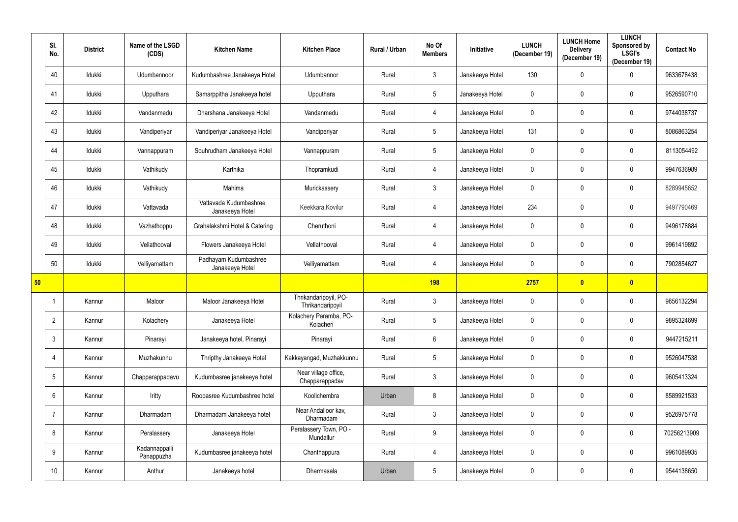| | Sl. No. | District | Name of the LSGD (CDS) | Kitchen Name | Kitchen Place | Rural / Urban | No Of Members | Initiative | LUNCH (December 19) | LUNCH Home Delivery (December 19) | LUNCH Sponsored by LSGI's (December 19) | Contact No |
|---|---|---|---|---|---|---|---|---|---|---|---|---|
| | 40 | Idukki | Udumbannoor | Kudumbashree Janakeeya Hotel | Udumbannor | Rural | 3 | Janakeeya Hotel | 130 | 0 | 0 | 9633678438 |
| | 41 | Idukki | Upputhara | Samarppitha Janakeeya hotel | Upputhara | Rural | 5 | Janakeeya Hotel | 0 | 0 | 0 | 9526590710 |
| | 42 | Idukki | Vandanmedu | Dharshana Janakeeya Hotel | Vandanmedu | Rural | 4 | Janakeeya Hotel | 0 | 0 | 0 | 9744038737 |
| | 43 | Idukki | Vandiperiyar | Vandiperiyar Janakeeya Hotel | Vandiperiyar | Rural | 5 | Janakeeya Hotel | 131 | 0 | 0 | 8086863254 |
| | 44 | Idukki | Vannappuram | Souhrudham Janakeeya Hotel | Vannappuram | Rural | 5 | Janakeeya Hotel | 0 | 0 | 0 | 8113054492 |
| | 45 | Idukki | Vathikudy | Karthika | Thopramkudi | Rural | 4 | Janakeeya Hotel | 0 | 0 | 0 | 9947636989 |
| | 46 | Idukki | Vathikudy | Mahima | Murickassery | Rural | 3 | Janakeeya Hotel | 0 | 0 | 0 | 8289945652 |
| | 47 | Idukki | Vattavada | Vattavada Kudumbashree Janakeeya Hotel | Keekkara,Kovilur | Rural | 4 | Janakeeya Hotel | 234 | 0 | 0 | 9497790469 |
| | 48 | Idukki | Vazhathoppu | Grahalakshmi Hotel & Catering | Cheruthoni | Rural | 4 | Janakeeya Hotel | 0 | 0 | 0 | 9496178884 |
| | 49 | Idukki | Vellathooval | Flowers Janakeeya Hotel | Vellathooval | Rural | 4 | Janakeeya Hotel | 0 | 0 | 0 | 9961419892 |
| | 50 | Idukki | Velliyamattam | Padhayam Kudumbashree Janakeeya Hotel | Velliyamattam | Rural | 4 | Janakeeya Hotel | 0 | 0 | 0 | 7902854627 |
| **50** | | | | | | | **198** | | **2757** | **0** | **0** | |
| | 1 | Kannur | Maloor | Maloor Janakeeya Hotel | Thrikandaripoyil, PO-Thrikandaripoyil | Rural | 3 | Janakeeya Hotel | 0 | 0 | 0 | 9656132294 |
| | 2 | Kannur | Kolachery | Janakeeya Hotel | Kolachery Paramba, PO-Kolacheri | Rural | 5 | Janakeeya Hotel | 0 | 0 | 0 | 9895324699 |
| | 3 | Kannur | Pinarayi | Janakeeya hotel, Pinarayi | Pinarayi | Rural | 6 | Janakeeya Hotel | 0 | 0 | 0 | 9447215211 |
| | 4 | Kannur | Muzhakunnu | Thripthy Janakeeya Hotel | Kakkayangad, Muzhakkunnu | Rural | 5 | Janakeeya Hotel | 0 | 0 | 0 | 9526047538 |
| | 5 | Kannur | Chapparappadavu | Kudumbasree janakeeya hotel | Near village office, Chapparappadav | Rural | 3 | Janakeeya Hotel | 0 | 0 | 0 | 9605413324 |
| | 6 | Kannur | Iritty | Roopasree Kudumbashree hotel | Koolichembra | Urban | 8 | Janakeeya Hotel | 0 | 0 | 0 | 8589921533 |
| | 7 | Kannur | Dharmadam | Dharmadam Janakeeya hotel | Near Andalloor kav, Dharmadam | Rural | 3 | Janakeeya Hotel | 0 | 0 | 0 | 9526975778 |
| | 8 | Kannur | Peralassery | Janakeeya Hotel | Peralassery Town, PO - Mundallur | Rural | 9 | Janakeeya Hotel | 0 | 0 | 0 | 70256213909 |
| | 9 | Kannur | Kadannappalli Panappuzha | Kudumbasree janakeeya hotel | Chanthappura | Rural | 4 | Janakeeya Hotel | 0 | 0 | 0 | 9961089935 |
| | 10 | Kannur | Anthur | Janakeeya hotel | Dharmasala | Urban | 5 | Janakeeya Hotel | 0 | 0 | 0 | 9544138650 |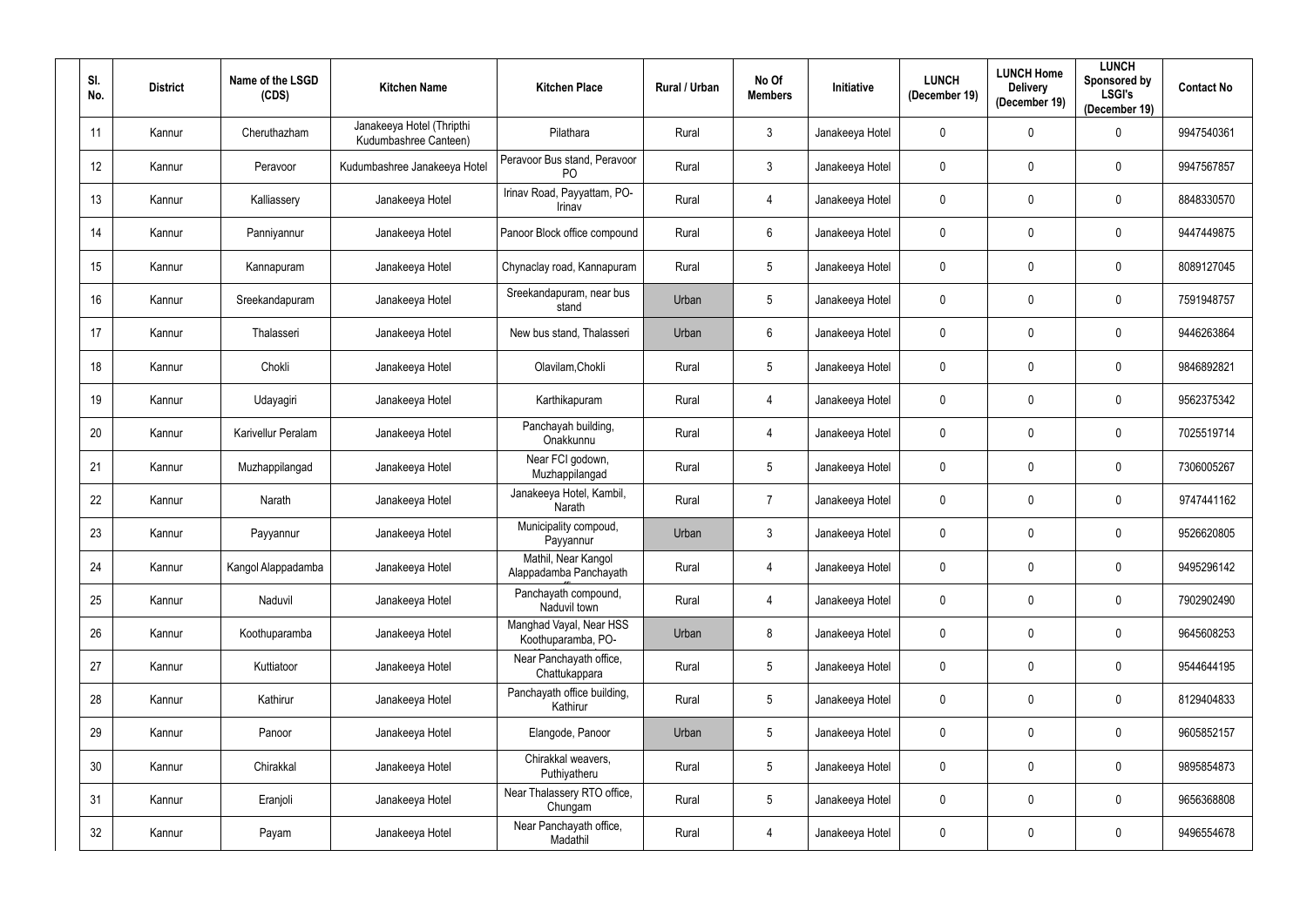| Sl. No. | District | Name of the LSGD (CDS) | Kitchen Name | Kitchen Place | Rural / Urban | No Of Members | Initiative | LUNCH (December 19) | LUNCH Home Delivery (December 19) | LUNCH Sponsored by LSGI's (December 19) | Contact No |
|---|---|---|---|---|---|---|---|---|---|---|---|
| 11 | Kannur | Cheruthazham | Janakeeya Hotel (Thripthi Kudumbashree Canteen) | Pilathara | Rural | 3 | Janakeeya Hotel | 0 | 0 | 0 | 9947540361 |
| 12 | Kannur | Peravoor | Kudumbashree Janakeeya Hotel | Peravoor Bus stand, Peravoor PO | Rural | 3 | Janakeeya Hotel | 0 | 0 | 0 | 9947567857 |
| 13 | Kannur | Kalliassery | Janakeeya Hotel | Irinav Road, Payyattam, PO-Irinav | Rural | 4 | Janakeeya Hotel | 0 | 0 | 0 | 8848330570 |
| 14 | Kannur | Panniyannur | Janakeeya Hotel | Panoor Block office compound | Rural | 6 | Janakeeya Hotel | 0 | 0 | 0 | 9447449875 |
| 15 | Kannur | Kannapuram | Janakeeya Hotel | Chynaclay road, Kannapuram | Rural | 5 | Janakeeya Hotel | 0 | 0 | 0 | 8089127045 |
| 16 | Kannur | Sreekandapuram | Janakeeya Hotel | Sreekandapuram, near bus stand | Urban | 5 | Janakeeya Hotel | 0 | 0 | 0 | 7591948757 |
| 17 | Kannur | Thalasseri | Janakeeya Hotel | New bus stand, Thalasseri | Urban | 6 | Janakeeya Hotel | 0 | 0 | 0 | 9446263864 |
| 18 | Kannur | Chokli | Janakeeya Hotel | Olavilam,Chokli | Rural | 5 | Janakeeya Hotel | 0 | 0 | 0 | 9846892821 |
| 19 | Kannur | Udayagiri | Janakeeya Hotel | Karthikapuram | Rural | 4 | Janakeeya Hotel | 0 | 0 | 0 | 9562375342 |
| 20 | Kannur | Karivellur Peralam | Janakeeya Hotel | Panchayah building, Onakkunnu | Rural | 4 | Janakeeya Hotel | 0 | 0 | 0 | 7025519714 |
| 21 | Kannur | Muzhappilangad | Janakeeya Hotel | Near FCI godown, Muzhappilangad | Rural | 5 | Janakeeya Hotel | 0 | 0 | 0 | 7306005267 |
| 22 | Kannur | Narath | Janakeeya Hotel | Janakeeya Hotel, Kambil, Narath | Rural | 7 | Janakeeya Hotel | 0 | 0 | 0 | 9747441162 |
| 23 | Kannur | Payyannur | Janakeeya Hotel | Municipality compoud, Payyannur | Urban | 3 | Janakeeya Hotel | 0 | 0 | 0 | 9526620805 |
| 24 | Kannur | Kangol Alappadamba | Janakeeya Hotel | Mathil, Near Kangol Alappadamba Panchayath | Rural | 4 | Janakeeya Hotel | 0 | 0 | 0 | 9495296142 |
| 25 | Kannur | Naduvil | Janakeeya Hotel | Panchayath compound, Naduvil town | Rural | 4 | Janakeeya Hotel | 0 | 0 | 0 | 7902902490 |
| 26 | Kannur | Koothuparamba | Janakeeya Hotel | Manghad Vayal, Near HSS Koothuparamba, PO- | Urban | 8 | Janakeeya Hotel | 0 | 0 | 0 | 9645608253 |
| 27 | Kannur | Kuttiatoor | Janakeeya Hotel | Near Panchayath office, Chattukappara | Rural | 5 | Janakeeya Hotel | 0 | 0 | 0 | 9544644195 |
| 28 | Kannur | Kathirur | Janakeeya Hotel | Panchayath office building, Kathirur | Rural | 5 | Janakeeya Hotel | 0 | 0 | 0 | 8129404833 |
| 29 | Kannur | Panoor | Janakeeya Hotel | Elangode, Panoor | Urban | 5 | Janakeeya Hotel | 0 | 0 | 0 | 9605852157 |
| 30 | Kannur | Chirakkal | Janakeeya Hotel | Chirakkal weavers, Puthiyatheru | Rural | 5 | Janakeeya Hotel | 0 | 0 | 0 | 9895854873 |
| 31 | Kannur | Eranjoli | Janakeeya Hotel | Near Thalassery RTO office, Chungam | Rural | 5 | Janakeeya Hotel | 0 | 0 | 0 | 9656368808 |
| 32 | Kannur | Payam | Janakeeya Hotel | Near Panchayath office, Madathil | Rural | 4 | Janakeeya Hotel | 0 | 0 | 0 | 9496554678 |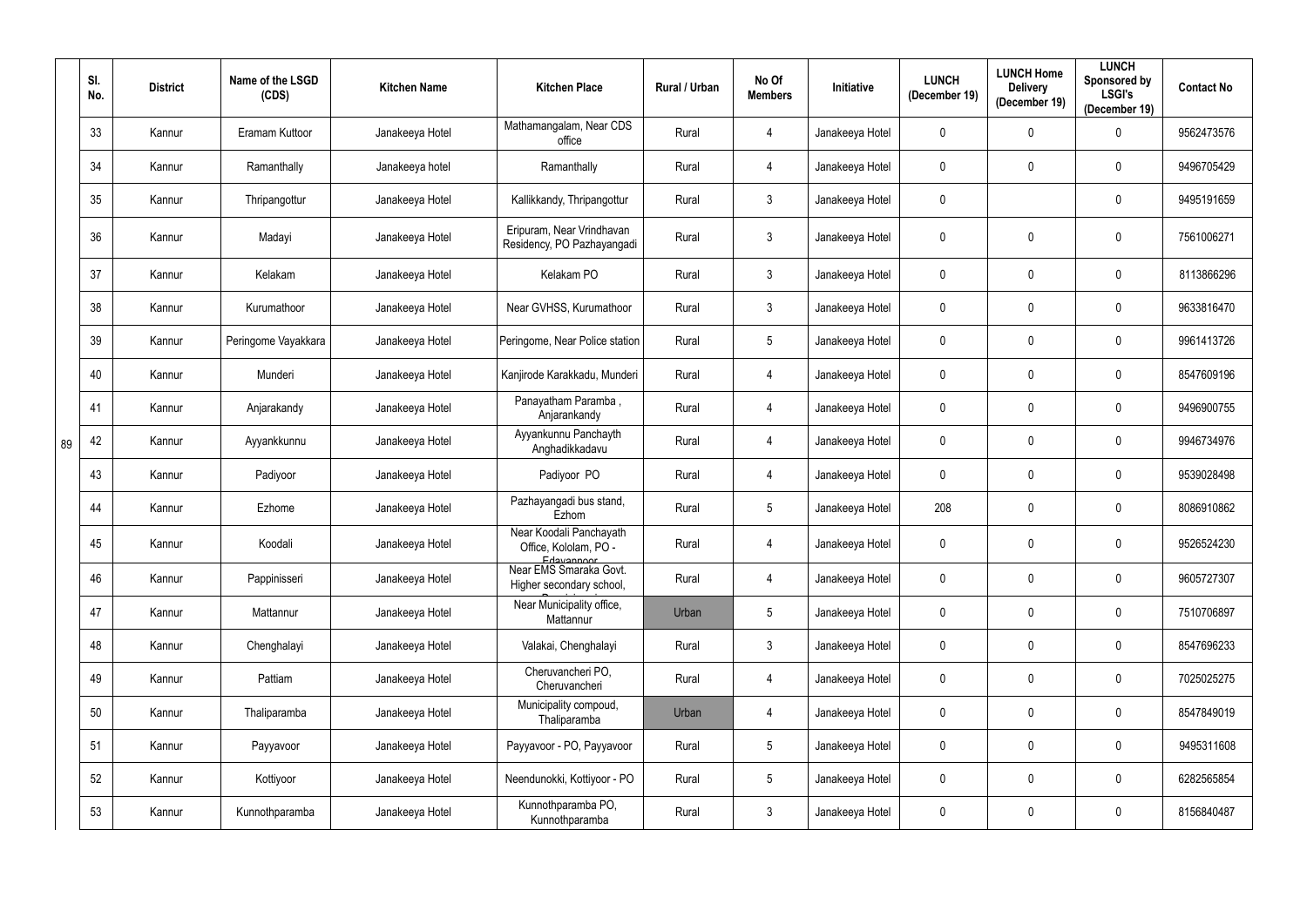| Sl. No. | District | Name of the LSGD (CDS) | Kitchen Name | Kitchen Place | Rural / Urban | No Of Members | Initiative | LUNCH (December 19) | LUNCH Home Delivery (December 19) | LUNCH Sponsored by LSGI's (December 19) | Contact No |
|---|---|---|---|---|---|---|---|---|---|---|---|
| 33 | Kannur | Eramam Kuttoor | Janakeeya Hotel | Mathamangalam, Near CDS office | Rural | 4 | Janakeeya Hotel | 0 | 0 | 0 | 9562473576 |
| 34 | Kannur | Ramanthally | Janakeeya hotel | Ramanthally | Rural | 4 | Janakeeya Hotel | 0 | 0 | 0 | 9496705429 |
| 35 | Kannur | Thripangottur | Janakeeya Hotel | Kallikkandy, Thripangottur | Rural | 3 | Janakeeya Hotel | 0 | | 0 | 9495191659 |
| 36 | Kannur | Madayi | Janakeeya Hotel | Eripuram, Near Vrindhavan Residency, PO Pazhayangadi | Rural | 3 | Janakeeya Hotel | 0 | 0 | 0 | 7561006271 |
| 37 | Kannur | Kelakam | Janakeeya Hotel | Kelakam PO | Rural | 3 | Janakeeya Hotel | 0 | 0 | 0 | 8113866296 |
| 38 | Kannur | Kurumathoor | Janakeeya Hotel | Near GVHSS, Kurumathoor | Rural | 3 | Janakeeya Hotel | 0 | 0 | 0 | 9633816470 |
| 39 | Kannur | Peringome Vayakkara | Janakeeya Hotel | Peringome, Near Police station | Rural | 5 | Janakeeya Hotel | 0 | 0 | 0 | 9961413726 |
| 40 | Kannur | Munderi | Janakeeya Hotel | Kanjirode Karakkadu, Munderi | Rural | 4 | Janakeeya Hotel | 0 | 0 | 0 | 8547609196 |
| 41 | Kannur | Anjarakandy | Janakeeya Hotel | Panayatham Paramba , Anjarankandy | Rural | 4 | Janakeeya Hotel | 0 | 0 | 0 | 9496900755 |
| 42 | Kannur | Ayyankkunnu | Janakeeya Hotel | Ayyankunnu Panchayth Anghadikkadavu | Rural | 4 | Janakeeya Hotel | 0 | 0 | 0 | 9946734976 |
| 43 | Kannur | Padiyoor | Janakeeya Hotel | Padiyoor PO | Rural | 4 | Janakeeya Hotel | 0 | 0 | 0 | 9539028498 |
| 44 | Kannur | Ezhome | Janakeeya Hotel | Pazhayangadi bus stand, Ezhom | Rural | 5 | Janakeeya Hotel | 208 | 0 | 0 | 8086910862 |
| 45 | Kannur | Koodali | Janakeeya Hotel | Near Koodali Panchayath Office, Kololam, PO - Edavannoor | Rural | 4 | Janakeeya Hotel | 0 | 0 | 0 | 9526524230 |
| 46 | Kannur | Pappinisseri | Janakeeya Hotel | Near EMS Smaraka Govt. Higher secondary school, | Rural | 4 | Janakeeya Hotel | 0 | 0 | 0 | 9605727307 |
| 47 | Kannur | Mattannur | Janakeeya Hotel | Near Municipality office, Mattannur | Urban | 5 | Janakeeya Hotel | 0 | 0 | 0 | 7510706897 |
| 48 | Kannur | Chenghalayi | Janakeeya Hotel | Valakai, Chenghalayi | Rural | 3 | Janakeeya Hotel | 0 | 0 | 0 | 8547696233 |
| 49 | Kannur | Pattiam | Janakeeya Hotel | Cheruvancheri PO, Cheruvancheri | Rural | 4 | Janakeeya Hotel | 0 | 0 | 0 | 7025025275 |
| 50 | Kannur | Thaliparamba | Janakeeya Hotel | Municipality compoud, Thaliparamba | Urban | 4 | Janakeeya Hotel | 0 | 0 | 0 | 8547849019 |
| 51 | Kannur | Payyavoor | Janakeeya Hotel | Payyavoor - PO, Payyavoor | Rural | 5 | Janakeeya Hotel | 0 | 0 | 0 | 9495311608 |
| 52 | Kannur | Kottiyoor | Janakeeya Hotel | Neendunokki, Kottiyoor - PO | Rural | 5 | Janakeeya Hotel | 0 | 0 | 0 | 6282565854 |
| 53 | Kannur | Kunnothparamba | Janakeeya Hotel | Kunnothparamba PO, Kunnothparamba | Rural | 3 | Janakeeya Hotel | 0 | 0 | 0 | 8156840487 |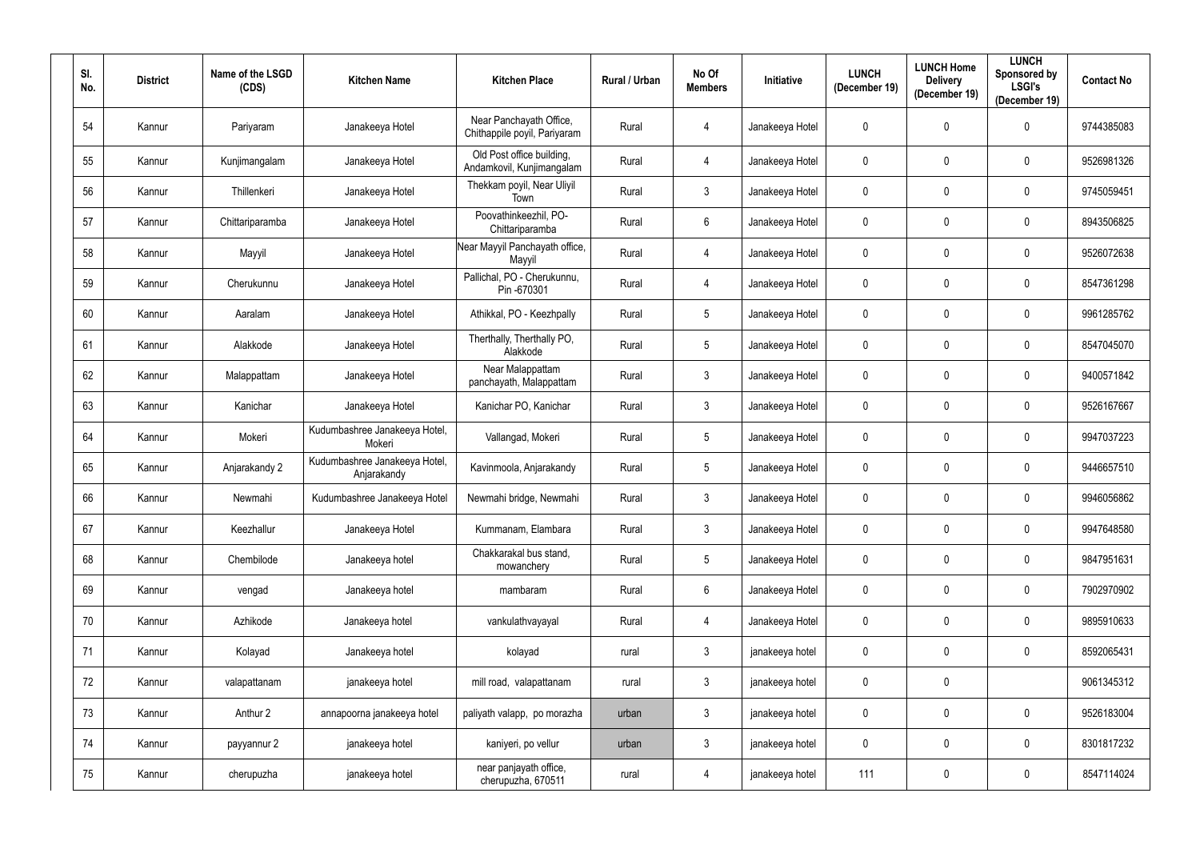| Sl. No. | District | Name of the LSGD (CDS) | Kitchen Name | Kitchen Place | Rural / Urban | No Of Members | Initiative | LUNCH (December 19) | LUNCH Home Delivery (December 19) | LUNCH Sponsored by LSGI's (December 19) | Contact No |
|---|---|---|---|---|---|---|---|---|---|---|---|
| 54 | Kannur | Pariyaram | Janakeeya Hotel | Near Panchayath Office, Chithappile poyil, Pariyaram | Rural | 4 | Janakeeya Hotel | 0 | 0 | 0 | 9744385083 |
| 55 | Kannur | Kunjimangalam | Janakeeya Hotel | Old Post office building, Andamkovil, Kunjimangalam | Rural | 4 | Janakeeya Hotel | 0 | 0 | 0 | 9526981326 |
| 56 | Kannur | Thillenkeri | Janakeeya Hotel | Thekkam poyil, Near Uliyil Town | Rural | 3 | Janakeeya Hotel | 0 | 0 | 0 | 9745059451 |
| 57 | Kannur | Chittariparamba | Janakeeya Hotel | Poovathinkeezhil, PO-Chittariparamba | Rural | 6 | Janakeeya Hotel | 0 | 0 | 0 | 8943506825 |
| 58 | Kannur | Mayyil | Janakeeya Hotel | Near Mayyil Panchayath office, Mayyil | Rural | 4 | Janakeeya Hotel | 0 | 0 | 0 | 9526072638 |
| 59 | Kannur | Cherukunnu | Janakeeya Hotel | Pallichal, PO - Cherukunnu, Pin -670301 | Rural | 4 | Janakeeya Hotel | 0 | 0 | 0 | 8547361298 |
| 60 | Kannur | Aaralam | Janakeeya Hotel | Athikkal, PO - Keezhpally | Rural | 5 | Janakeeya Hotel | 0 | 0 | 0 | 9961285762 |
| 61 | Kannur | Alakkode | Janakeeya Hotel | Therthally, Therthally PO, Alakkode | Rural | 5 | Janakeeya Hotel | 0 | 0 | 0 | 8547045070 |
| 62 | Kannur | Malappattam | Janakeeya Hotel | Near Malappattam panchayath, Malappattam | Rural | 3 | Janakeeya Hotel | 0 | 0 | 0 | 9400571842 |
| 63 | Kannur | Kanichar | Janakeeya Hotel | Kanichar PO, Kanichar | Rural | 3 | Janakeeya Hotel | 0 | 0 | 0 | 9526167667 |
| 64 | Kannur | Mokeri | Kudumbashree Janakeeya Hotel, Mokeri | Vallangad, Mokeri | Rural | 5 | Janakeeya Hotel | 0 | 0 | 0 | 9947037223 |
| 65 | Kannur | Anjarakandy 2 | Kudumbashree Janakeeya Hotel, Anjarakandy | Kavinmoola, Anjarakandy | Rural | 5 | Janakeeya Hotel | 0 | 0 | 0 | 9446657510 |
| 66 | Kannur | Newmahi | Kudumbashree Janakeeya Hotel | Newmahi bridge, Newmahi | Rural | 3 | Janakeeya Hotel | 0 | 0 | 0 | 9946056862 |
| 67 | Kannur | Keezhallur | Janakeeya Hotel | Kummanam, Elambara | Rural | 3 | Janakeeya Hotel | 0 | 0 | 0 | 9947648580 |
| 68 | Kannur | Chembilode | Janakeeya hotel | Chakkarakal bus stand, mowanchery | Rural | 5 | Janakeeya Hotel | 0 | 0 | 0 | 9847951631 |
| 69 | Kannur | vengad | Janakeeya hotel | mambaram | Rural | 6 | Janakeeya Hotel | 0 | 0 | 0 | 7902970902 |
| 70 | Kannur | Azhikode | Janakeeya hotel | vankulathvayayal | Rural | 4 | Janakeeya Hotel | 0 | 0 | 0 | 9895910633 |
| 71 | Kannur | Kolayad | Janakeeya hotel | kolayad | rural | 3 | janakeeya hotel | 0 | 0 | 0 | 8592065431 |
| 72 | Kannur | valapattanam | janakeeya hotel | mill road, valapattanam | rural | 3 | janakeeya hotel | 0 | 0 | | 9061345312 |
| 73 | Kannur | Anthur 2 | annapoorna janakeeya hotel | paliyath valapp, po morazha | urban | 3 | janakeeya hotel | 0 | 0 | 0 | 9526183004 |
| 74 | Kannur | payyannur 2 | janakeeya hotel | kaniyeri, po vellur | urban | 3 | janakeeya hotel | 0 | 0 | 0 | 8301817232 |
| 75 | Kannur | cherupuzha | janakeeya hotel | near panjayath office, cherupuzha, 670511 | rural | 4 | janakeeya hotel | 111 | 0 | 0 | 8547114024 |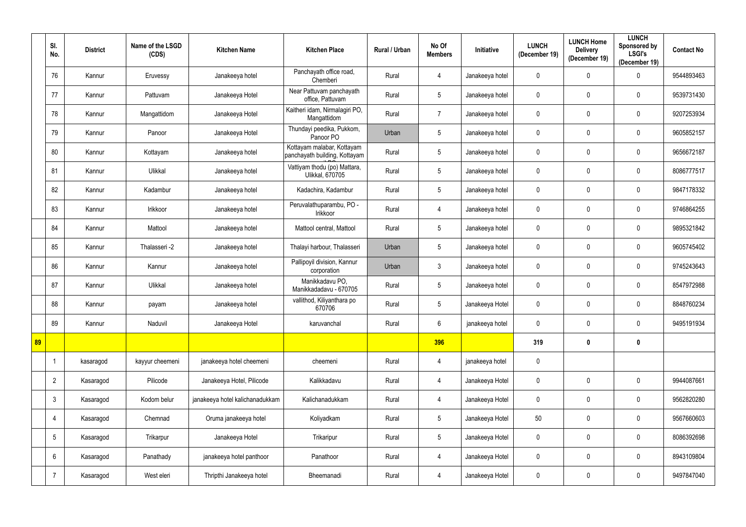| | Sl. No. | District | Name of the LSGD (CDS) | Kitchen Name | Kitchen Place | Rural / Urban | No Of Members | Initiative | LUNCH (December 19) | LUNCH Home Delivery (December 19) | LUNCH Sponsored by LSGI's (December 19) | Contact No |
|---|---|---|---|---|---|---|---|---|---|---|---|---|
| | 76 | Kannur | Eruvessy | Janakeeya hotel | Panchayath office road, Chemberi | Rural | 4 | Janakeeya hotel | 0 | 0 | 0 | 9544893463 |
| | 77 | Kannur | Pattuvam | Janakeeya Hotel | Near Pattuvam panchayath office, Pattuvam | Rural | 5 | Janakeeya hotel | 0 | 0 | 0 | 9539731430 |
| | 78 | Kannur | Mangattidom | Janakeeya Hotel | Kaitheri idam, Nirmalagiri PO, Mangattidom | Rural | 7 | Janakeeya hotel | 0 | 0 | 0 | 9207253934 |
| | 79 | Kannur | Panoor | Janakeeya Hotel | Thundayi peedika, Pukkom, Panoor PO | Urban | 5 | Janakeeya hotel | 0 | 0 | 0 | 9605852157 |
| | 80 | Kannur | Kottayam | Janakeeya hotel | Kottayam malabar, Kottayam panchayath building, Kottayam | Rural | 5 | Janakeeya hotel | 0 | 0 | 0 | 9656672187 |
| | 81 | Kannur | Ulikkal | Janakeeya hotel | Vattiyam thodu (po) Mattara, Ulikkal, 670705 | Rural | 5 | Janakeeya hotel | 0 | 0 | 0 | 8086777517 |
| | 82 | Kannur | Kadambur | Janakeeya hotel | Kadachira, Kadambur | Rural | 5 | Janakeeya hotel | 0 | 0 | 0 | 9847178332 |
| | 83 | Kannur | Irikkoor | Janakeeya hotel | Peruvalathuparambu, PO - Irikkoor | Rural | 4 | Janakeeya hotel | 0 | 0 | 0 | 9746864255 |
| | 84 | Kannur | Mattool | Janakeeya hotel | Mattool central, Mattool | Rural | 5 | Janakeeya hotel | 0 | 0 | 0 | 9895321842 |
| | 85 | Kannur | Thalasseri -2 | Janakeeya hotel | Thalayi harbour, Thalasseri | Urban | 5 | Janakeeya hotel | 0 | 0 | 0 | 9605745402 |
| | 86 | Kannur | Kannur | Janakeeya hotel | Pallipoyil division, Kannur corporation | Urban | 3 | Janakeeya hotel | 0 | 0 | 0 | 9745243643 |
| | 87 | Kannur | Ulikkal | Janakeeya hotel | Manikkadavu PO, Manikkadadavu - 670705 | Rural | 5 | Janakeeya hotel | 0 | 0 | 0 | 8547972988 |
| | 88 | Kannur | payam | Janakeeya hotel | vallithod, Kiliyanthara po 670706 | Rural | 5 | Janakeeya Hotel | 0 | 0 | 0 | 8848760234 |
| | 89 | Kannur | Naduvil | Janakeeya Hotel | karuvanchal | Rural | 6 | janakeeya hotel | 0 | 0 | 0 | 9495191934 |
| **89** | | | | | | | **396** | | **319** | **0** | **0** | |
| | 1 | kasaragod | kayyur cheemeni | janakeeya hotel cheemeni | cheemeni | Rural | 4 | janakeeya hotel | 0 | | | |
| | 2 | Kasaragod | Pilicode | Janakeeya Hotel, Pilicode | Kalikkadavu | Rural | 4 | Janakeeya Hotel | 0 | 0 | 0 | 9944087661 |
| | 3 | Kasaragod | Kodom belur | janakeeya hotel kalichanadukkam | Kalichanadukkam | Rural | 4 | Janakeeya Hotel | 0 | 0 | 0 | 9562820280 |
| | 4 | Kasaragod | Chemnad | Oruma janakeeya hotel | Koliyadkam | Rural | 5 | Janakeeya Hotel | 50 | 0 | 0 | 9567660603 |
| | 5 | Kasaragod | Trikarpur | Janakeeya Hotel | Trikaripur | Rural | 5 | Janakeeya Hotel | 0 | 0 | 0 | 8086392698 |
| | 6 | Kasaragod | Panathady | janakeeya hotel panthoor | Panathoor | Rural | 4 | Janakeeya Hotel | 0 | 0 | 0 | 8943109804 |
| | 7 | Kasaragod | West eleri | Thripthi Janakeeya hotel | Bheemanadi | Rural | 4 | Janakeeya Hotel | 0 | 0 | 0 | 9497847040 |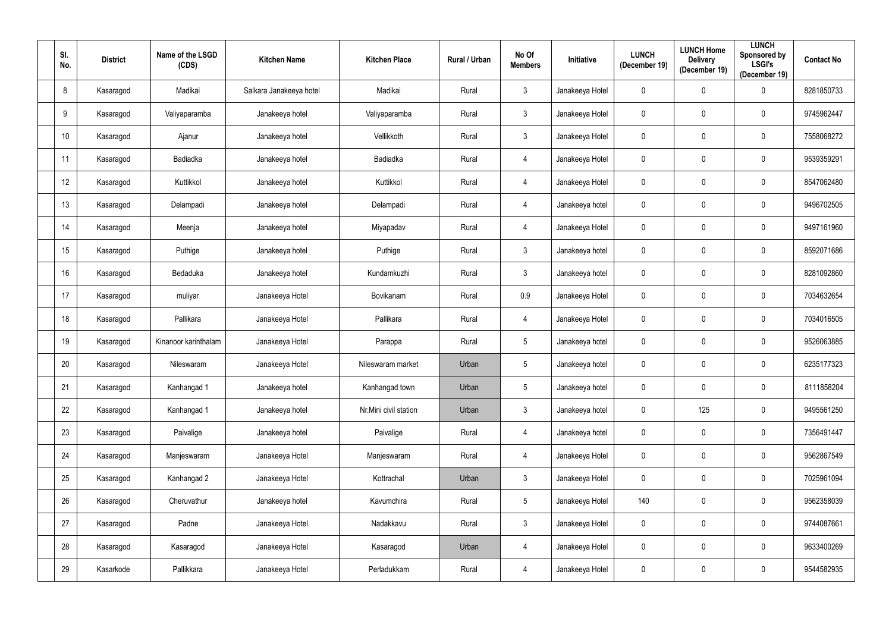| Sl. No. | District | Name of the LSGD (CDS) | Kitchen Name | Kitchen Place | Rural / Urban | No Of Members | Initiative | LUNCH (December 19) | LUNCH Home Delivery (December 19) | LUNCH Sponsored by LSGI's (December 19) | Contact No |
|---|---|---|---|---|---|---|---|---|---|---|---|
| 8 | Kasaragod | Madikai | Salkara Janakeeya hotel | Madikai | Rural | 3 | Janakeeya Hotel | 0 | 0 | 0 | 8281850733 |
| 9 | Kasaragod | Valiyaparamba | Janakeeya hotel | Valiyaparamba | Rural | 3 | Janakeeya Hotel | 0 | 0 | 0 | 9745962447 |
| 10 | Kasaragod | Ajanur | Janakeeya hotel | Vellikkoth | Rural | 3 | Janakeeya Hotel | 0 | 0 | 0 | 7558068272 |
| 11 | Kasaragod | Badiadka | Janakeeya hotel | Badiadka | Rural | 4 | Janakeeya Hotel | 0 | 0 | 0 | 9539359291 |
| 12 | Kasaragod | Kuttikkol | Janakeeya hotel | Kuttikkol | Rural | 4 | Janakeeya Hotel | 0 | 0 | 0 | 8547062480 |
| 13 | Kasaragod | Delampadi | Janakeeya hotel | Delampadi | Rural | 4 | Janakeeya hotel | 0 | 0 | 0 | 9496702505 |
| 14 | Kasaragod | Meenja | Janakeeya hotel | Miyapadav | Rural | 4 | Janakeeya Hotel | 0 | 0 | 0 | 9497161960 |
| 15 | Kasaragod | Puthige | Janakeeya hotel | Puthige | Rural | 3 | Janakeeya hotel | 0 | 0 | 0 | 8592071686 |
| 16 | Kasaragod | Bedaduka | Janakeeya hotel | Kundamkuzhi | Rural | 3 | Janakeeya hotel | 0 | 0 | 0 | 8281092860 |
| 17 | Kasaragod | muliyar | Janakeeya Hotel | Bovikanam | Rural | 0.9 | Janakeeya Hotel | 0 | 0 | 0 | 7034632654 |
| 18 | Kasaragod | Pallikara | Janakeeya Hotel | Pallikara | Rural | 4 | Janakeeya Hotel | 0 | 0 | 0 | 7034016505 |
| 19 | Kasaragod | Kinanoor karinthalam | Janakeeya Hotel | Parappa | Rural | 5 | Janakeeya hotel | 0 | 0 | 0 | 9526063885 |
| 20 | Kasaragod | Nileswaram | Janakeeya Hotel | Nileswaram market | Urban | 5 | Janakeeya hotel | 0 | 0 | 0 | 6235177323 |
| 21 | Kasaragod | Kanhangad 1 | Janakeeya hotel | Kanhangad town | Urban | 5 | Janakeeya hotel | 0 | 0 | 0 | 8111858204 |
| 22 | Kasaragod | Kanhangad 1 | Janakeeya hotel | Nr.Mini civil station | Urban | 3 | Janakeeya hotel | 0 | 125 | 0 | 9495561250 |
| 23 | Kasaragod | Paivalige | Janakeeya hotel | Paivalige | Rural | 4 | Janakeeya hotel | 0 | 0 | 0 | 7356491447 |
| 24 | Kasaragod | Manjeswaram | Janakeeya Hotel | Manjeswaram | Rural | 4 | Janakeeya Hotel | 0 | 0 | 0 | 9562867549 |
| 25 | Kasaragod | Kanhangad 2 | Janakeeya Hotel | Kottrachal | Urban | 3 | Janakeeya Hotel | 0 | 0 | 0 | 7025961094 |
| 26 | Kasaragod | Cheruvathur | Janakeeya hotel | Kavumchira | Rural | 5 | Janakeeya Hotel | 140 | 0 | 0 | 9562358039 |
| 27 | Kasaragod | Padne | Janakeeya Hotel | Nadakkavu | Rural | 3 | Janakeeya Hotel | 0 | 0 | 0 | 9744087661 |
| 28 | Kasaragod | Kasaragod | Janakeeya Hotel | Kasaragod | Urban | 4 | Janakeeya Hotel | 0 | 0 | 0 | 9633400269 |
| 29 | Kasarkode | Pallikkara | Janakeeya Hotel | Perladukkam | Rural | 4 | Janakeeya Hotel | 0 | 0 | 0 | 9544582935 |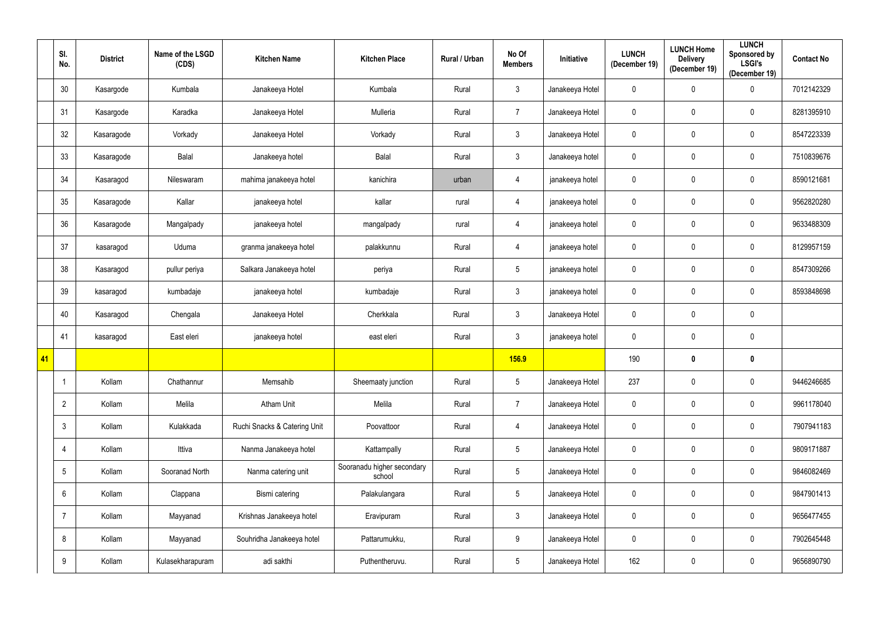| | Sl. No. | District | Name of the LSGD (CDS) | Kitchen Name | Kitchen Place | Rural / Urban | No Of Members | Initiative | LUNCH (December 19) | LUNCH Home Delivery (December 19) | LUNCH Sponsored by LSGI's (December 19) | Contact No |
|---|---|---|---|---|---|---|---|---|---|---|---|---|
| | 30 | Kasargode | Kumbala | Janakeeya Hotel | Kumbala | Rural | 3 | Janakeeya Hotel | 0 | 0 | 0 | 7012142329 |
| | 31 | Kasargode | Karadka | Janakeeya Hotel | Mulleria | Rural | 7 | Janakeeya Hotel | 0 | 0 | 0 | 8281395910 |
| | 32 | Kasaragode | Vorkady | Janakeeya Hotel | Vorkady | Rural | 3 | Janakeeya Hotel | 0 | 0 | 0 | 8547223339 |
| | 33 | Kasaragode | Balal | Janakeeya hotel | Balal | Rural | 3 | Janakeeya hotel | 0 | 0 | 0 | 7510839676 |
| | 34 | Kasaragod | Nileswaram | mahima janakeeya hotel | kanichira | urban | 4 | janakeeya hotel | 0 | 0 | 0 | 8590121681 |
| | 35 | Kasaragode | Kallar | janakeeya hotel | kallar | rural | 4 | janakeeya hotel | 0 | 0 | 0 | 9562820280 |
| | 36 | Kasaragode | Mangalpady | janakeeya hotel | mangalpady | rural | 4 | janakeeya hotel | 0 | 0 | 0 | 9633488309 |
| | 37 | kasaragod | Uduma | granma janakeeya hotel | palakkunnu | Rural | 4 | janakeeya hotel | 0 | 0 | 0 | 8129957159 |
| | 38 | Kasaragod | pullur periya | Salkara Janakeeya hotel | periya | Rural | 5 | janakeeya hotel | 0 | 0 | 0 | 8547309266 |
| | 39 | kasaragod | kumbadaje | janakeeya hotel | kumbadaje | Rural | 3 | janakeeya hotel | 0 | 0 | 0 | 8593848698 |
| | 40 | Kasaragod | Chengala | Janakeeya Hotel | Cherkkala | Rural | 3 | Janakeeya Hotel | 0 | 0 | 0 | |
| | 41 | kasaragod | East eleri | janakeeya hotel | east eleri | Rural | 3 | janakeeya hotel | 0 | 0 | 0 | |
| **41** | | | | | | | **156.9** | | 190 | **0** | **0** | |
| | 1 | Kollam | Chathannur | Memsahib | Sheemaaty junction | Rural | 5 | Janakeeya Hotel | 237 | 0 | 0 | 9446246685 |
| | 2 | Kollam | Melila | Atham Unit | Melila | Rural | 7 | Janakeeya Hotel | 0 | 0 | 0 | 9961178040 |
| | 3 | Kollam | Kulakkada | Ruchi Snacks & Catering Unit | Poovattoor | Rural | 4 | Janakeeya Hotel | 0 | 0 | 0 | 7907941183 |
| | 4 | Kollam | Ittiva | Nanma Janakeeya hotel | Kattampally | Rural | 5 | Janakeeya Hotel | 0 | 0 | 0 | 9809171887 |
| | 5 | Kollam | Sooranad North | Nanma catering unit | Sooranadu higher secondary school | Rural | 5 | Janakeeya Hotel | 0 | 0 | 0 | 9846082469 |
| | 6 | Kollam | Clappana | Bismi catering | Palakulangara | Rural | 5 | Janakeeya Hotel | 0 | 0 | 0 | 9847901413 |
| | 7 | Kollam | Mayyanad | Krishnas Janakeeya hotel | Eravipuram | Rural | 3 | Janakeeya Hotel | 0 | 0 | 0 | 9656477455 |
| | 8 | Kollam | Mayyanad | Souhridha Janakeeya hotel | Pattarumukku, | Rural | 9 | Janakeeya Hotel | 0 | 0 | 0 | 7902645448 |
| | 9 | Kollam | Kulasekharapuram | adi sakthi | Puthentheruvu. | Rural | 5 | Janakeeya Hotel | 162 | 0 | 0 | 9656890790 |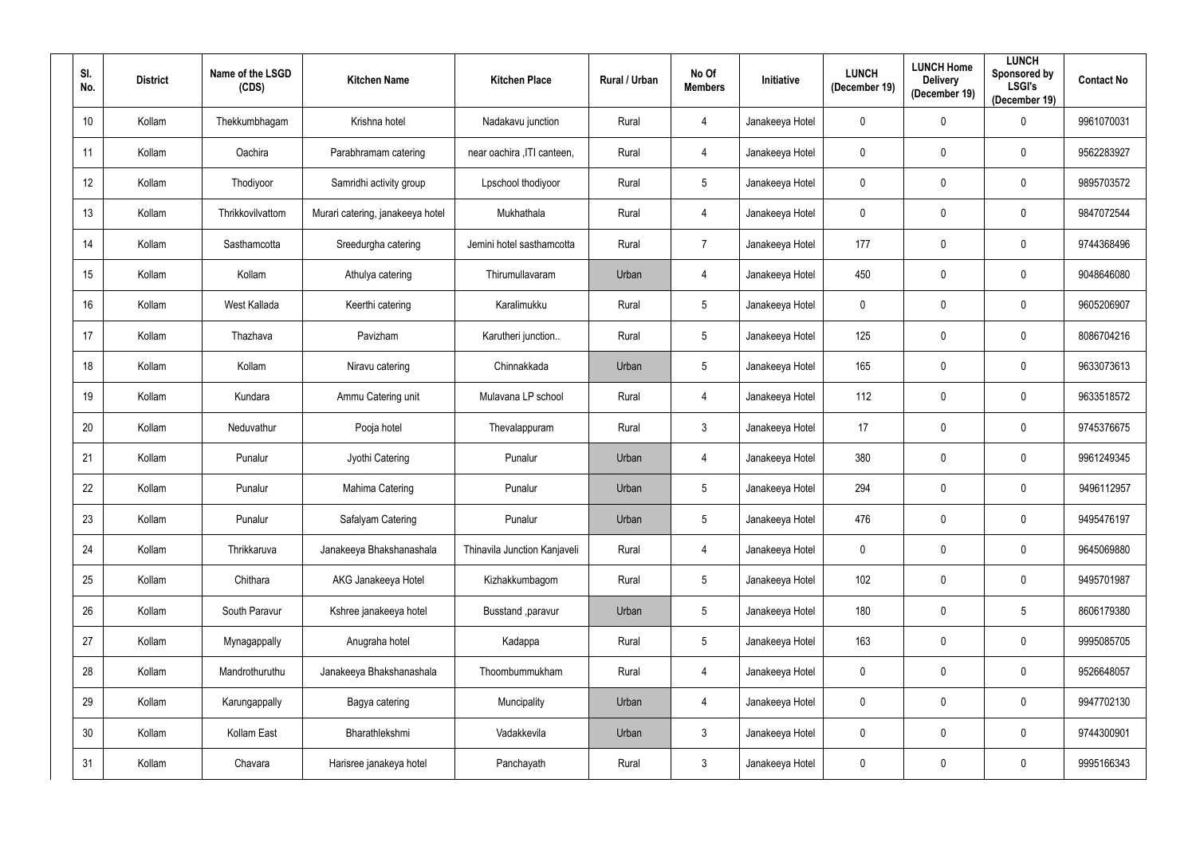| Sl. No. | District | Name of the LSGD (CDS) | Kitchen Name | Kitchen Place | Rural / Urban | No Of Members | Initiative | LUNCH (December 19) | LUNCH Home Delivery (December 19) | LUNCH Sponsored by LSGI's (December 19) | Contact No |
|---|---|---|---|---|---|---|---|---|---|---|---|
| 10 | Kollam | Thekkumbhagam | Krishna hotel | Nadakavu junction | Rural | 4 | Janakeeya Hotel | 0 | 0 | 0 | 9961070031 |
| 11 | Kollam | Oachira | Parabhramam catering | near oachira ,ITI canteen, | Rural | 4 | Janakeeya Hotel | 0 | 0 | 0 | 9562283927 |
| 12 | Kollam | Thodiyoor | Samridhi activity group | Lpschool thodiyoor | Rural | 5 | Janakeeya Hotel | 0 | 0 | 0 | 9895703572 |
| 13 | Kollam | Thrikkovilvattom | Murari catering, janakeeya hotel | Mukhathala | Rural | 4 | Janakeeya Hotel | 0 | 0 | 0 | 9847072544 |
| 14 | Kollam | Sasthamcotta | Sreedurgha catering | Jemini hotel sasthamcotta | Rural | 7 | Janakeeya Hotel | 177 | 0 | 0 | 9744368496 |
| 15 | Kollam | Kollam | Athulya catering | Thirumullavaram | Urban | 4 | Janakeeya Hotel | 450 | 0 | 0 | 9048646080 |
| 16 | Kollam | West Kallada | Keerthi catering | Karalimukku | Rural | 5 | Janakeeya Hotel | 0 | 0 | 0 | 9605206907 |
| 17 | Kollam | Thazhava | Pavizham | Karutheri junction.. | Rural | 5 | Janakeeya Hotel | 125 | 0 | 0 | 8086704216 |
| 18 | Kollam | Kollam | Niravu catering | Chinnakkada | Urban | 5 | Janakeeya Hotel | 165 | 0 | 0 | 9633073613 |
| 19 | Kollam | Kundara | Ammu Catering unit | Mulavana LP school | Rural | 4 | Janakeeya Hotel | 112 | 0 | 0 | 9633518572 |
| 20 | Kollam | Neduvathur | Pooja hotel | Thevalappuram | Rural | 3 | Janakeeya Hotel | 17 | 0 | 0 | 9745376675 |
| 21 | Kollam | Punalur | Jyothi Catering | Punalur | Urban | 4 | Janakeeya Hotel | 380 | 0 | 0 | 9961249345 |
| 22 | Kollam | Punalur | Mahima Catering | Punalur | Urban | 5 | Janakeeya Hotel | 294 | 0 | 0 | 9496112957 |
| 23 | Kollam | Punalur | Safalyam Catering | Punalur | Urban | 5 | Janakeeya Hotel | 476 | 0 | 0 | 9495476197 |
| 24 | Kollam | Thrikkaruva | Janakeeya Bhakshanashala | Thinavila Junction Kanjaveli | Rural | 4 | Janakeeya Hotel | 0 | 0 | 0 | 9645069880 |
| 25 | Kollam | Chithara | AKG Janakeeya Hotel | Kizhakkumbagom | Rural | 5 | Janakeeya Hotel | 102 | 0 | 0 | 9495701987 |
| 26 | Kollam | South Paravur | Kshree janakeeya hotel | Busstand ,paravur | Urban | 5 | Janakeeya Hotel | 180 | 0 | 5 | 8606179380 |
| 27 | Kollam | Mynagappally | Anugraha hotel | Kadappa | Rural | 5 | Janakeeya Hotel | 163 | 0 | 0 | 9995085705 |
| 28 | Kollam | Mandrothuruthu | Janakeeya Bhakshanashala | Thoombummukham | Rural | 4 | Janakeeya Hotel | 0 | 0 | 0 | 9526648057 |
| 29 | Kollam | Karungappally | Bagya catering | Muncipality | Urban | 4 | Janakeeya Hotel | 0 | 0 | 0 | 9947702130 |
| 30 | Kollam | Kollam East | Bharathlekshmi | Vadakkevila | Urban | 3 | Janakeeya Hotel | 0 | 0 | 0 | 9744300901 |
| 31 | Kollam | Chavara | Harisree janakeya hotel | Panchayath | Rural | 3 | Janakeeya Hotel | 0 | 0 | 0 | 9995166343 |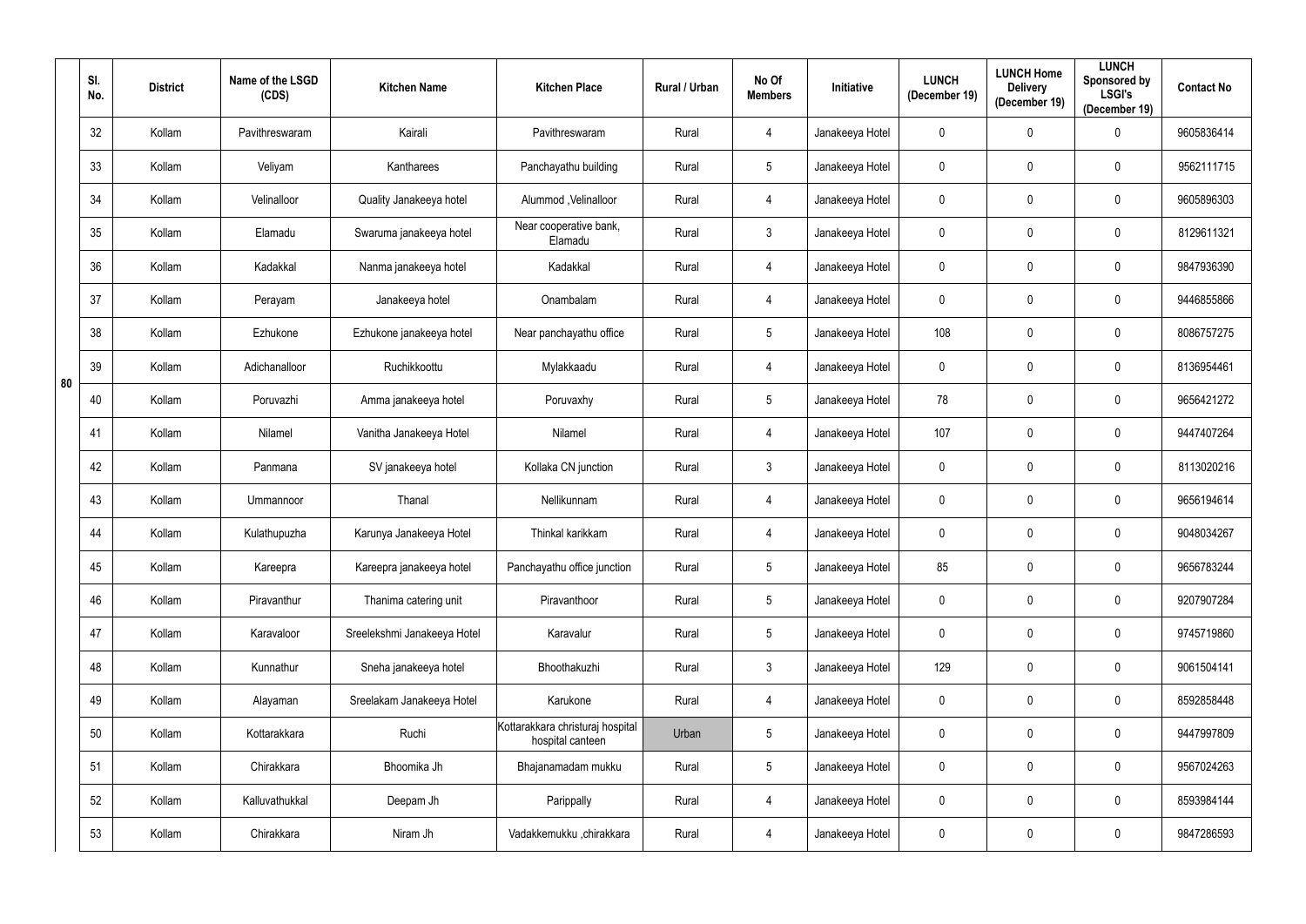|  | Sl. No. | District | Name of the LSGD (CDS) | Kitchen Name | Kitchen Place | Rural / Urban | No Of Members | Initiative | LUNCH (December 19) | LUNCH Home Delivery (December 19) | LUNCH Sponsored by LSGI's (December 19) | Contact No |
|---|---|---|---|---|---|---|---|---|---|---|---|---|
| 80 | 32 | Kollam | Pavithreswaram | Kairali | Pavithreswaram | Rural | 4 | Janakeeya Hotel | 0 | 0 | 0 | 9605836414 |
|  | 33 | Kollam | Veliyam | Kantharees | Panchayathu building | Rural | 5 | Janakeeya Hotel | 0 | 0 | 0 | 9562111715 |
|  | 34 | Kollam | Velinalloor | Quality Janakeeya hotel | Alummod ,Velinalloor | Rural | 4 | Janakeeya Hotel | 0 | 0 | 0 | 9605896303 |
|  | 35 | Kollam | Elamadu | Swaruma janakeeya hotel | Near cooperative bank, Elamadu | Rural | 3 | Janakeeya Hotel | 0 | 0 | 0 | 8129611321 |
|  | 36 | Kollam | Kadakkal | Nanma janakeeya hotel | Kadakkal | Rural | 4 | Janakeeya Hotel | 0 | 0 | 0 | 9847936390 |
|  | 37 | Kollam | Perayam | Janakeeya hotel | Onambalam | Rural | 4 | Janakeeya Hotel | 0 | 0 | 0 | 9446855866 |
|  | 38 | Kollam | Ezhukone | Ezhukone janakeeya hotel | Near panchayathu office | Rural | 5 | Janakeeya Hotel | 108 | 0 | 0 | 8086757275 |
|  | 39 | Kollam | Adichanalloor | Ruchikkoottu | Mylakkaadu | Rural | 4 | Janakeeya Hotel | 0 | 0 | 0 | 8136954461 |
|  | 40 | Kollam | Poruvazhi | Amma janakeeya hotel | Poruvaxhy | Rural | 5 | Janakeeya Hotel | 78 | 0 | 0 | 9656421272 |
|  | 41 | Kollam | Nilamel | Vanitha Janakeeya Hotel | Nilamel | Rural | 4 | Janakeeya Hotel | 107 | 0 | 0 | 9447407264 |
|  | 42 | Kollam | Panmana | SV janakeeya hotel | Kollaka CN junction | Rural | 3 | Janakeeya Hotel | 0 | 0 | 0 | 8113020216 |
|  | 43 | Kollam | Ummannoor | Thanal | Nellikunnam | Rural | 4 | Janakeeya Hotel | 0 | 0 | 0 | 9656194614 |
|  | 44 | Kollam | Kulathupuzha | Karunya Janakeeya Hotel | Thinkal karikkam | Rural | 4 | Janakeeya Hotel | 0 | 0 | 0 | 9048034267 |
|  | 45 | Kollam | Kareepra | Kareepra janakeeya hotel | Panchayathu office junction | Rural | 5 | Janakeeya Hotel | 85 | 0 | 0 | 9656783244 |
|  | 46 | Kollam | Piravanthur | Thanima catering unit | Piravanthoor | Rural | 5 | Janakeeya Hotel | 0 | 0 | 0 | 9207907284 |
|  | 47 | Kollam | Karavaloor | Sreelekshmi Janakeeya Hotel | Karavalur | Rural | 5 | Janakeeya Hotel | 0 | 0 | 0 | 9745719860 |
|  | 48 | Kollam | Kunnathur | Sneha janakeeya hotel | Bhoothakuzhi | Rural | 3 | Janakeeya Hotel | 129 | 0 | 0 | 9061504141 |
|  | 49 | Kollam | Alayaman | Sreelakam Janakeeya Hotel | Karukone | Rural | 4 | Janakeeya Hotel | 0 | 0 | 0 | 8592858448 |
|  | 50 | Kollam | Kottarakkara | Ruchi | Kottarakkara christuraj hospital hospital canteen | Urban | 5 | Janakeeya Hotel | 0 | 0 | 0 | 9447997809 |
|  | 51 | Kollam | Chirakkara | Bhoomika Jh | Bhajanamadam mukku | Rural | 5 | Janakeeya Hotel | 0 | 0 | 0 | 9567024263 |
|  | 52 | Kollam | Kalluvathukkal | Deepam Jh | Parippally | Rural | 4 | Janakeeya Hotel | 0 | 0 | 0 | 8593984144 |
|  | 53 | Kollam | Chirakkara | Niram Jh | Vadakkemukku ,chirakkara | Rural | 4 | Janakeeya Hotel | 0 | 0 | 0 | 9847286593 |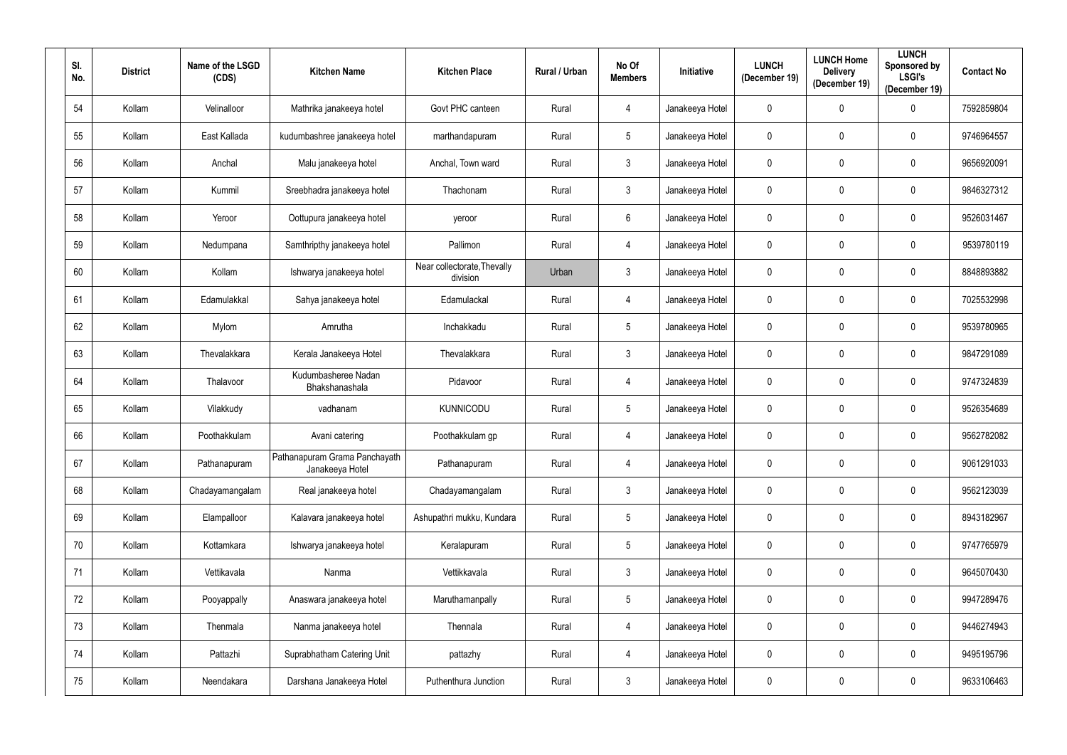| Sl. No. | District | Name of the LSGD (CDS) | Kitchen Name | Kitchen Place | Rural / Urban | No Of Members | Initiative | LUNCH (December 19) | LUNCH Home Delivery (December 19) | LUNCH Sponsored by LSGI's (December 19) | Contact No |
|---|---|---|---|---|---|---|---|---|---|---|---|
| 54 | Kollam | Velinalloor | Mathrika janakeeya hotel | Govt PHC canteen | Rural | 4 | Janakeeya Hotel | 0 | 0 | 0 | 7592859804 |
| 55 | Kollam | East Kallada | kudumbashree janakeeya hotel | marthandapuram | Rural | 5 | Janakeeya Hotel | 0 | 0 | 0 | 9746964557 |
| 56 | Kollam | Anchal | Malu janakeeya hotel | Anchal, Town ward | Rural | 3 | Janakeeya Hotel | 0 | 0 | 0 | 9656920091 |
| 57 | Kollam | Kummil | Sreebhadra janakeeya hotel | Thachonam | Rural | 3 | Janakeeya Hotel | 0 | 0 | 0 | 9846327312 |
| 58 | Kollam | Yeroor | Oottupura janakeeya hotel | yeroor | Rural | 6 | Janakeeya Hotel | 0 | 0 | 0 | 9526031467 |
| 59 | Kollam | Nedumpana | Samthripthy janakeeya hotel | Pallimon | Rural | 4 | Janakeeya Hotel | 0 | 0 | 0 | 9539780119 |
| 60 | Kollam | Kollam | Ishwarya janakeeya hotel | Near collectorate,Thevally division | Urban | 3 | Janakeeya Hotel | 0 | 0 | 0 | 8848893882 |
| 61 | Kollam | Edamulakkal | Sahya janakeeya hotel | Edamulackal | Rural | 4 | Janakeeya Hotel | 0 | 0 | 0 | 7025532998 |
| 62 | Kollam | Mylom | Amrutha | Inchakkadu | Rural | 5 | Janakeeya Hotel | 0 | 0 | 0 | 9539780965 |
| 63 | Kollam | Thevalakkara | Kerala Janakeeya Hotel | Thevalakkara | Rural | 3 | Janakeeya Hotel | 0 | 0 | 0 | 9847291089 |
| 64 | Kollam | Thalavoor | Kudumbasheree Nadan Bhakshanashala | Pidavoor | Rural | 4 | Janakeeya Hotel | 0 | 0 | 0 | 9747324839 |
| 65 | Kollam | Vilakkudy | vadhanam | KUNNICODU | Rural | 5 | Janakeeya Hotel | 0 | 0 | 0 | 9526354689 |
| 66 | Kollam | Poothakkulam | Avani catering | Poothakkulam gp | Rural | 4 | Janakeeya Hotel | 0 | 0 | 0 | 9562782082 |
| 67 | Kollam | Pathanapuram | Pathanapuram Grama Panchayath Janakeeya Hotel | Pathanapuram | Rural | 4 | Janakeeya Hotel | 0 | 0 | 0 | 9061291033 |
| 68 | Kollam | Chadayamangalam | Real janakeeya hotel | Chadayamangalam | Rural | 3 | Janakeeya Hotel | 0 | 0 | 0 | 9562123039 |
| 69 | Kollam | Elampalloor | Kalavara janakeeya hotel | Ashupathri mukku, Kundara | Rural | 5 | Janakeeya Hotel | 0 | 0 | 0 | 8943182967 |
| 70 | Kollam | Kottamkara | Ishwarya janakeeya hotel | Keralapuram | Rural | 5 | Janakeeya Hotel | 0 | 0 | 0 | 9747765979 |
| 71 | Kollam | Vettikavala | Nanma | Vettikkavala | Rural | 3 | Janakeeya Hotel | 0 | 0 | 0 | 9645070430 |
| 72 | Kollam | Pooyappally | Anaswara janakeeya hotel | Maruthamanpally | Rural | 5 | Janakeeya Hotel | 0 | 0 | 0 | 9947289476 |
| 73 | Kollam | Thenmala | Nanma janakeeya hotel | Thennala | Rural | 4 | Janakeeya Hotel | 0 | 0 | 0 | 9446274943 |
| 74 | Kollam | Pattazhi | Suprabhatham Catering Unit | pattazhy | Rural | 4 | Janakeeya Hotel | 0 | 0 | 0 | 9495195796 |
| 75 | Kollam | Neendakara | Darshana Janakeeya Hotel | Puthenthura Junction | Rural | 3 | Janakeeya Hotel | 0 | 0 | 0 | 9633106463 |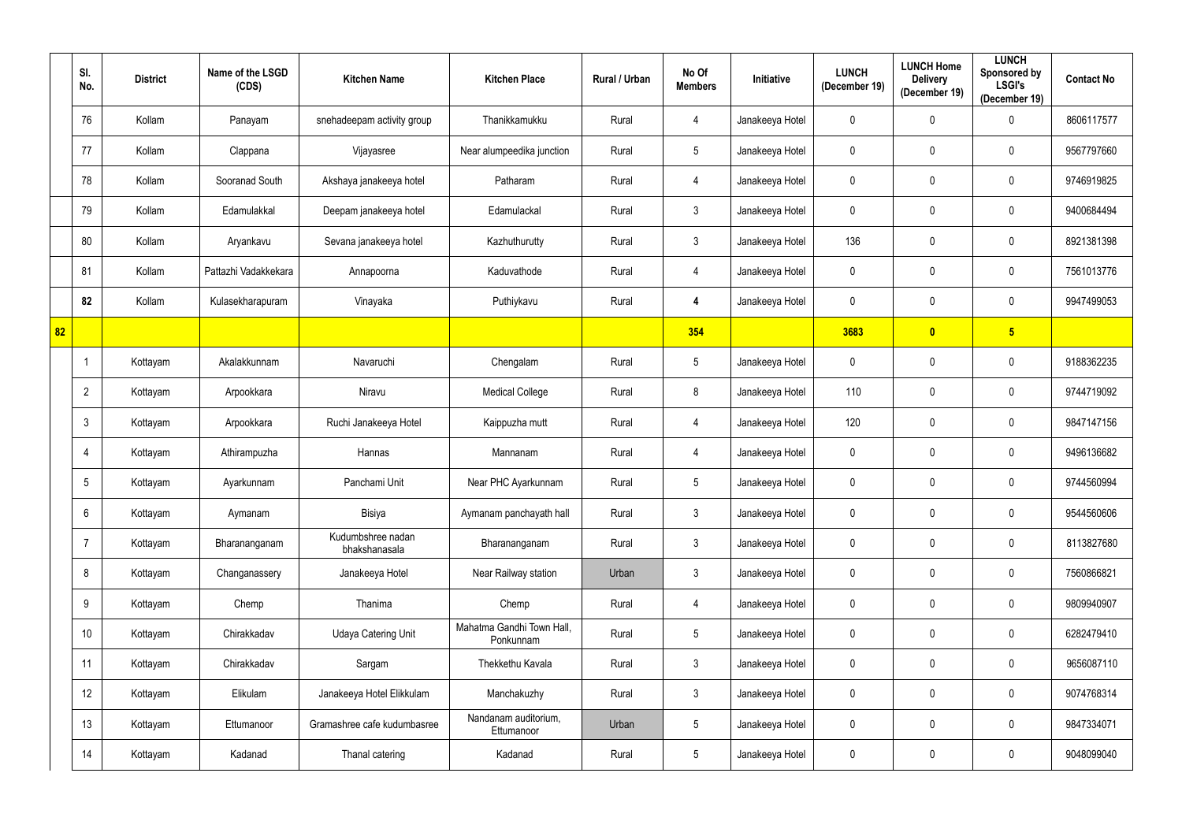| | Sl. No. | District | Name of the LSGD (CDS) | Kitchen Name | Kitchen Place | Rural / Urban | No Of Members | Initiative | LUNCH (December 19) | LUNCH Home Delivery (December 19) | LUNCH Sponsored by LSGI's (December 19) | Contact No |
|---|---|---|---|---|---|---|---|---|---|---|---|---|
| | 76 | Kollam | Panayam | snehadeepam activity group | Thanikkamukku | Rural | 4 | Janakeeya Hotel | 0 | 0 | 0 | 8606117577 |
| | 77 | Kollam | Clappana | Vijayasree | Near alumpeedika junction | Rural | 5 | Janakeeya Hotel | 0 | 0 | 0 | 9567797660 |
| | 78 | Kollam | Sooranad South | Akshaya janakeeya hotel | Patharam | Rural | 4 | Janakeeya Hotel | 0 | 0 | 0 | 9746919825 |
| | 79 | Kollam | Edamulakkal | Deepam janakeeya hotel | Edamulackal | Rural | 3 | Janakeeya Hotel | 0 | 0 | 0 | 9400684494 |
| | 80 | Kollam | Aryankavu | Sevana janakeeya hotel | Kazhuthurutty | Rural | 3 | Janakeeya Hotel | 136 | 0 | 0 | 8921381398 |
| | 81 | Kollam | Pattazhi Vadakkekara | Annapoorna | Kaduvathode | Rural | 4 | Janakeeya Hotel | 0 | 0 | 0 | 7561013776 |
| | **82** | Kollam | Kulasekharapuram | Vinayaka | Puthiykavu | Rural | **4** | Janakeeya Hotel | 0 | 0 | 0 | 9947499053 |
| **82** | | | | | | | **354** | | **3683** | **0** | **5** | |
| | 1 | Kottayam | Akalakkunnam | Navaruchi | Chengalam | Rural | 5 | Janakeeya Hotel | 0 | 0 | 0 | 9188362235 |
| | 2 | Kottayam | Arpookkara | Niravu | Medical College | Rural | 8 | Janakeeya Hotel | 110 | 0 | 0 | 9744719092 |
| | 3 | Kottayam | Arpookkara | Ruchi Janakeeya Hotel | Kaippuzha mutt | Rural | 4 | Janakeeya Hotel | 120 | 0 | 0 | 9847147156 |
| | 4 | Kottayam | Athirampuzha | Hannas | Mannanam | Rural | 4 | Janakeeya Hotel | 0 | 0 | 0 | 9496136682 |
| | 5 | Kottayam | Ayarkunnam | Panchami Unit | Near PHC Ayarkunnam | Rural | 5 | Janakeeya Hotel | 0 | 0 | 0 | 9744560994 |
| | 6 | Kottayam | Aymanam | Bisiya | Aymanam panchayath hall | Rural | 3 | Janakeeya Hotel | 0 | 0 | 0 | 9544560606 |
| | 7 | Kottayam | Bharananganam | Kudumbshree nadan bhakshanasala | Bharananganam | Rural | 3 | Janakeeya Hotel | 0 | 0 | 0 | 8113827680 |
| | 8 | Kottayam | Changanassery | Janakeeya Hotel | Near Railway station | Urban | 3 | Janakeeya Hotel | 0 | 0 | 0 | 7560866821 |
| | 9 | Kottayam | Chemp | Thanima | Chemp | Rural | 4 | Janakeeya Hotel | 0 | 0 | 0 | 9809940907 |
| | 10 | Kottayam | Chirakkadav | Udaya Catering Unit | Mahatma Gandhi Town Hall, Ponkunnam | Rural | 5 | Janakeeya Hotel | 0 | 0 | 0 | 6282479410 |
| | 11 | Kottayam | Chirakkadav | Sargam | Thekkethu Kavala | Rural | 3 | Janakeeya Hotel | 0 | 0 | 0 | 9656087110 |
| | 12 | Kottayam | Elikulam | Janakeeya Hotel Elikkulam | Manchakuzhy | Rural | 3 | Janakeeya Hotel | 0 | 0 | 0 | 9074768314 |
| | 13 | Kottayam | Ettumanoor | Gramashree cafe kudumbasree | Nandanam auditorium, Ettumanoor | Urban | 5 | Janakeeya Hotel | 0 | 0 | 0 | 9847334071 |
| | 14 | Kottayam | Kadanad | Thanal catering | Kadanad | Rural | 5 | Janakeeya Hotel | 0 | 0 | 0 | 9048099040 |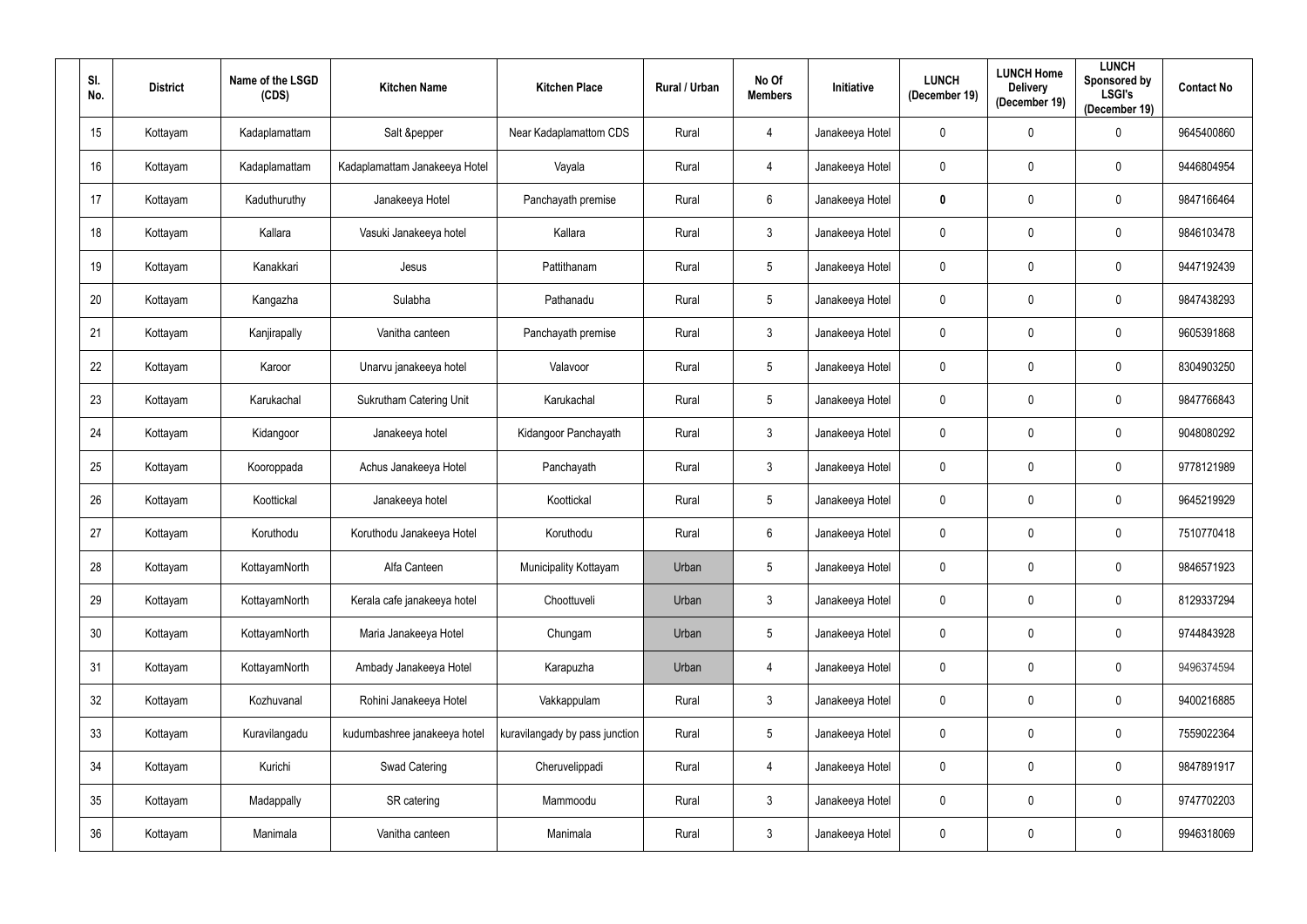| Sl. No. | District | Name of the LSGD (CDS) | Kitchen Name | Kitchen Place | Rural / Urban | No Of Members | Initiative | LUNCH (December 19) | LUNCH Home Delivery (December 19) | LUNCH Sponsored by LSGI's (December 19) | Contact No |
|---|---|---|---|---|---|---|---|---|---|---|---|
| 15 | Kottayam | Kadaplamattam | Salt &pepper | Near Kadaplamattom CDS | Rural | 4 | Janakeeya Hotel | 0 | 0 | 0 | 9645400860 |
| 16 | Kottayam | Kadaplamattam | Kadaplamattam Janakeeya Hotel | Vayala | Rural | 4 | Janakeeya Hotel | 0 | 0 | 0 | 9446804954 |
| 17 | Kottayam | Kaduthuruthy | Janakeeya Hotel | Panchayath premise | Rural | 6 | Janakeeya Hotel | **0** | 0 | 0 | 9847166464 |
| 18 | Kottayam | Kallara | Vasuki Janakeeya hotel | Kallara | Rural | 3 | Janakeeya Hotel | 0 | 0 | 0 | 9846103478 |
| 19 | Kottayam | Kanakkari | Jesus | Pattithanam | Rural | 5 | Janakeeya Hotel | 0 | 0 | 0 | 9447192439 |
| 20 | Kottayam | Kangazha | Sulabha | Pathanadu | Rural | 5 | Janakeeya Hotel | 0 | 0 | 0 | 9847438293 |
| 21 | Kottayam | Kanjirapally | Vanitha canteen | Panchayath premise | Rural | 3 | Janakeeya Hotel | 0 | 0 | 0 | 9605391868 |
| 22 | Kottayam | Karoor | Unarvu janakeeya hotel | Valavoor | Rural | 5 | Janakeeya Hotel | 0 | 0 | 0 | 8304903250 |
| 23 | Kottayam | Karukachal | Sukrutham Catering Unit | Karukachal | Rural | 5 | Janakeeya Hotel | 0 | 0 | 0 | 9847766843 |
| 24 | Kottayam | Kidangoor | Janakeeya hotel | Kidangoor Panchayath | Rural | 3 | Janakeeya Hotel | 0 | 0 | 0 | 9048080292 |
| 25 | Kottayam | Kooroppada | Achus Janakeeya Hotel | Panchayath | Rural | 3 | Janakeeya Hotel | 0 | 0 | 0 | 9778121989 |
| 26 | Kottayam | Koottickal | Janakeeya hotel | Koottickal | Rural | 5 | Janakeeya Hotel | 0 | 0 | 0 | 9645219929 |
| 27 | Kottayam | Koruthodu | Koruthodu Janakeeya Hotel | Koruthodu | Rural | 6 | Janakeeya Hotel | 0 | 0 | 0 | 7510770418 |
| 28 | Kottayam | KottayamNorth | Alfa Canteen | Municipality Kottayam | Urban | 5 | Janakeeya Hotel | 0 | 0 | 0 | 9846571923 |
| 29 | Kottayam | KottayamNorth | Kerala cafe janakeeya hotel | Choottuveli | Urban | 3 | Janakeeya Hotel | 0 | 0 | 0 | 8129337294 |
| 30 | Kottayam | KottayamNorth | Maria Janakeeya Hotel | Chungam | Urban | 5 | Janakeeya Hotel | 0 | 0 | 0 | 9744843928 |
| 31 | Kottayam | KottayamNorth | Ambady Janakeeya Hotel | Karapuzha | Urban | 4 | Janakeeya Hotel | 0 | 0 | 0 | 9496374594 |
| 32 | Kottayam | Kozhuvanal | Rohini Janakeeya Hotel | Vakkappulam | Rural | 3 | Janakeeya Hotel | 0 | 0 | 0 | 9400216885 |
| 33 | Kottayam | Kuravilangadu | kudumbashree janakeeya hotel | kuravilangady by pass junction | Rural | 5 | Janakeeya Hotel | 0 | 0 | 0 | 7559022364 |
| 34 | Kottayam | Kurichi | Swad Catering | Cheruvelippadi | Rural | 4 | Janakeeya Hotel | 0 | 0 | 0 | 9847891917 |
| 35 | Kottayam | Madappally | SR catering | Mammoodu | Rural | 3 | Janakeeya Hotel | 0 | 0 | 0 | 9747702203 |
| 36 | Kottayam | Manimala | Vanitha canteen | Manimala | Rural | 3 | Janakeeya Hotel | 0 | 0 | 0 | 9946318069 |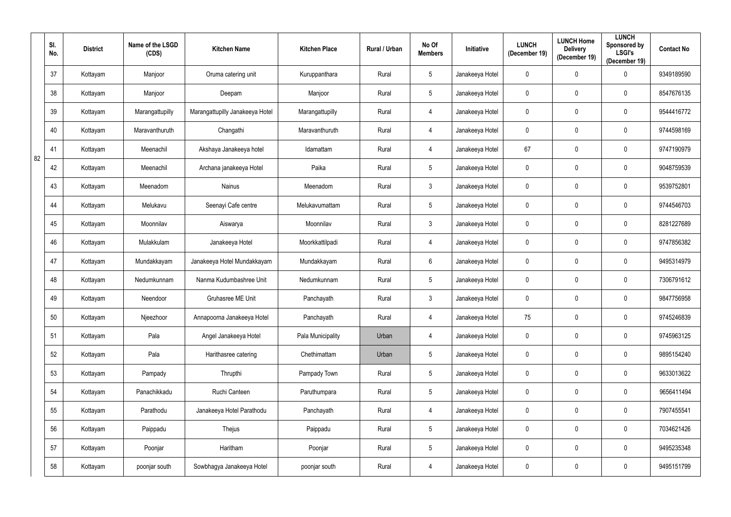| | Sl. No. | District | Name of the LSGD (CDS) | Kitchen Name | Kitchen Place | Rural / Urban | No Of Members | Initiative | LUNCH (December 19) | LUNCH Home Delivery (December 19) | LUNCH Sponsored by LSGI's (December 19) | Contact No |
|---|---|---|---|---|---|---|---|---|---|---|---|---|
| | 37 | Kottayam | Manjoor | Oruma catering unit | Kuruppanthara | Rural | 5 | Janakeeya Hotel | 0 | 0 | 0 | 9349189590 |
| | 38 | Kottayam | Manjoor | Deepam | Manjoor | Rural | 5 | Janakeeya Hotel | 0 | 0 | 0 | 8547676135 |
| | 39 | Kottayam | Marangattupilly | Marangattupilly Janakeeya Hotel | Marangattupilly | Rural | 4 | Janakeeya Hotel | 0 | 0 | 0 | 9544416772 |
| | 40 | Kottayam | Maravanthuruth | Changathi | Maravanthuruth | Rural | 4 | Janakeeya Hotel | 0 | 0 | 0 | 9744598169 |
| 82 | 41 | Kottayam | Meenachil | Akshaya Janakeeya hotel | Idamattam | Rural | 4 | Janakeeya Hotel | 67 | 0 | 0 | 9747190979 |
| | 42 | Kottayam | Meenachil | Archana janakeeya Hotel | Paika | Rural | 5 | Janakeeya Hotel | 0 | 0 | 0 | 9048759539 |
| | 43 | Kottayam | Meenadom | Nainus | Meenadom | Rural | 3 | Janakeeya Hotel | 0 | 0 | 0 | 9539752801 |
| | 44 | Kottayam | Melukavu | Seenayi Cafe centre | Melukavumattam | Rural | 5 | Janakeeya Hotel | 0 | 0 | 0 | 9744546703 |
| | 45 | Kottayam | Moonnilav | Aiswarya | Moonnilav | Rural | 3 | Janakeeya Hotel | 0 | 0 | 0 | 8281227689 |
| | 46 | Kottayam | Mulakkulam | Janakeeya Hotel | Moorkkattilpadi | Rural | 4 | Janakeeya Hotel | 0 | 0 | 0 | 9747856382 |
| | 47 | Kottayam | Mundakkayam | Janakeeya Hotel Mundakkayam | Mundakkayam | Rural | 6 | Janakeeya Hotel | 0 | 0 | 0 | 9495314979 |
| | 48 | Kottayam | Nedumkunnam | Nanma Kudumbashree Unit | Nedumkunnam | Rural | 5 | Janakeeya Hotel | 0 | 0 | 0 | 7306791612 |
| | 49 | Kottayam | Neendoor | Gruhasree ME Unit | Panchayath | Rural | 3 | Janakeeya Hotel | 0 | 0 | 0 | 9847756958 |
| | 50 | Kottayam | Njeezhoor | Annapoorna Janakeeya Hotel | Panchayath | Rural | 4 | Janakeeya Hotel | 75 | 0 | 0 | 9745246839 |
| | 51 | Kottayam | Pala | Angel Janakeeya Hotel | Pala Municipality | Urban | 4 | Janakeeya Hotel | 0 | 0 | 0 | 9745963125 |
| | 52 | Kottayam | Pala | Harithasree catering | Chethimattam | Urban | 5 | Janakeeya Hotel | 0 | 0 | 0 | 9895154240 |
| | 53 | Kottayam | Pampady | Thrupthi | Pampady Town | Rural | 5 | Janakeeya Hotel | 0 | 0 | 0 | 9633013622 |
| | 54 | Kottayam | Panachikkadu | Ruchi Canteen | Paruthumpara | Rural | 5 | Janakeeya Hotel | 0 | 0 | 0 | 9656411494 |
| | 55 | Kottayam | Parathodu | Janakeeya Hotel Parathodu | Panchayath | Rural | 4 | Janakeeya Hotel | 0 | 0 | 0 | 7907455541 |
| | 56 | Kottayam | Paippadu | Thejus | Paippadu | Rural | 5 | Janakeeya Hotel | 0 | 0 | 0 | 7034621426 |
| | 57 | Kottayam | Poonjar | Haritham | Poonjar | Rural | 5 | Janakeeya Hotel | 0 | 0 | 0 | 9495235348 |
| | 58 | Kottayam | poonjar south | Sowbhagya Janakeeya Hotel | poonjar south | Rural | 4 | Janakeeya Hotel | 0 | 0 | 0 | 9495151799 |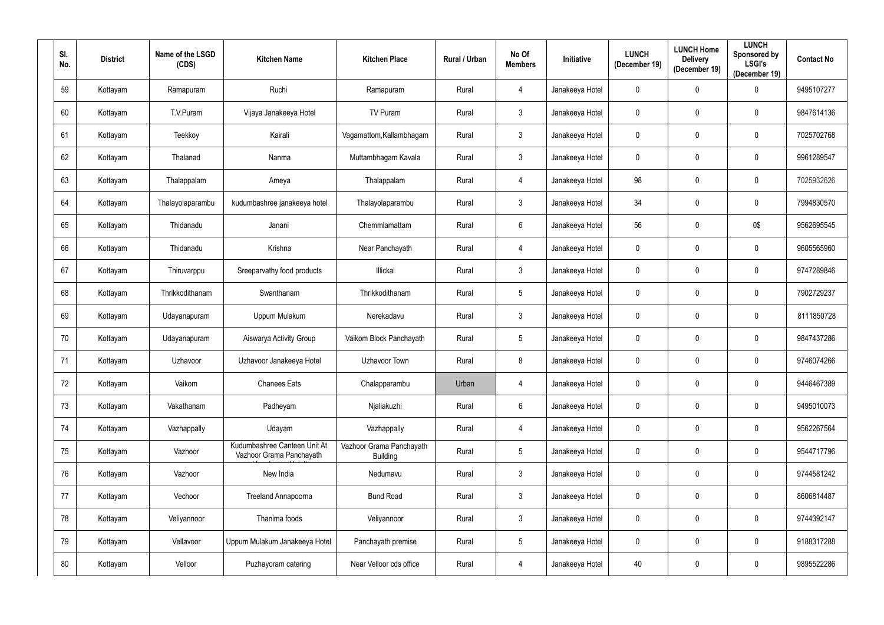| Sl. No. | District | Name of the LSGD (CDS) | Kitchen Name | Kitchen Place | Rural / Urban | No Of Members | Initiative | LUNCH (December 19) | LUNCH Home Delivery (December 19) | LUNCH Sponsored by LSGI's (December 19) | Contact No |
|---|---|---|---|---|---|---|---|---|---|---|---|
| 59 | Kottayam | Ramapuram | Ruchi | Ramapuram | Rural | 4 | Janakeeya Hotel | 0 | 0 | 0 | 9495107277 |
| 60 | Kottayam | T.V.Puram | Vijaya Janakeeya Hotel | TV Puram | Rural | 3 | Janakeeya Hotel | 0 | 0 | 0 | 9847614136 |
| 61 | Kottayam | Teekkoy | Kairali | Vagamattom,Kallambhagam | Rural | 3 | Janakeeya Hotel | 0 | 0 | 0 | 7025702768 |
| 62 | Kottayam | Thalanad | Nanma | Muttambhagam Kavala | Rural | 3 | Janakeeya Hotel | 0 | 0 | 0 | 9961289547 |
| 63 | Kottayam | Thalappalam | Ameya | Thalappalam | Rural | 4 | Janakeeya Hotel | 98 | 0 | 0 | 7025932626 |
| 64 | Kottayam | Thalayolaparambu | kudumbashree janakeeya hotel | Thalayolaparambu | Rural | 3 | Janakeeya Hotel | 34 | 0 | 0 | 7994830570 |
| 65 | Kottayam | Thidanadu | Janani | Chemmlamattam | Rural | 6 | Janakeeya Hotel | 56 | 0 | 0$ | 9562695545 |
| 66 | Kottayam | Thidanadu | Krishna | Near Panchayath | Rural | 4 | Janakeeya Hotel | 0 | 0 | 0 | 9605565960 |
| 67 | Kottayam | Thiruvarppu | Sreeparvathy food products | Illickal | Rural | 3 | Janakeeya Hotel | 0 | 0 | 0 | 9747289846 |
| 68 | Kottayam | Thrikkodithanam | Swanthanam | Thrikkodithanam | Rural | 5 | Janakeeya Hotel | 0 | 0 | 0 | 7902729237 |
| 69 | Kottayam | Udayanapuram | Uppum Mulakum | Nerekadavu | Rural | 3 | Janakeeya Hotel | 0 | 0 | 0 | 8111850728 |
| 70 | Kottayam | Udayanapuram | Aiswarya Activity Group | Vaikom Block Panchayath | Rural | 5 | Janakeeya Hotel | 0 | 0 | 0 | 9847437286 |
| 71 | Kottayam | Uzhavoor | Uzhavoor Janakeeya Hotel | Uzhavoor Town | Rural | 8 | Janakeeya Hotel | 0 | 0 | 0 | 9746074266 |
| 72 | Kottayam | Vaikom | Chanees Eats | Chalapparambu | Urban | 4 | Janakeeya Hotel | 0 | 0 | 0 | 9446467389 |
| 73 | Kottayam | Vakathanam | Padheyam | Njaliakuzhi | Rural | 6 | Janakeeya Hotel | 0 | 0 | 0 | 9495010073 |
| 74 | Kottayam | Vazhappally | Udayam | Vazhappally | Rural | 4 | Janakeeya Hotel | 0 | 0 | 0 | 9562267564 |
| 75 | Kottayam | Vazhoor | Kudumbashree Canteen Unit At Vazhoor Grama Panchayath | Vazhoor Grama Panchayath Building | Rural | 5 | Janakeeya Hotel | 0 | 0 | 0 | 9544717796 |
| 76 | Kottayam | Vazhoor | New India | Nedumavu | Rural | 3 | Janakeeya Hotel | 0 | 0 | 0 | 9744581242 |
| 77 | Kottayam | Vechoor | Treeland Annapoorna | Bund Road | Rural | 3 | Janakeeya Hotel | 0 | 0 | 0 | 8606814487 |
| 78 | Kottayam | Veliyannoor | Thanima foods | Veliyannoor | Rural | 3 | Janakeeya Hotel | 0 | 0 | 0 | 9744392147 |
| 79 | Kottayam | Vellavoor | Uppum Mulakum Janakeeya Hotel | Panchayath premise | Rural | 5 | Janakeeya Hotel | 0 | 0 | 0 | 9188317288 |
| 80 | Kottayam | Velloor | Puzhayoram catering | Near Velloor cds office | Rural | 4 | Janakeeya Hotel | 40 | 0 | 0 | 9895522286 |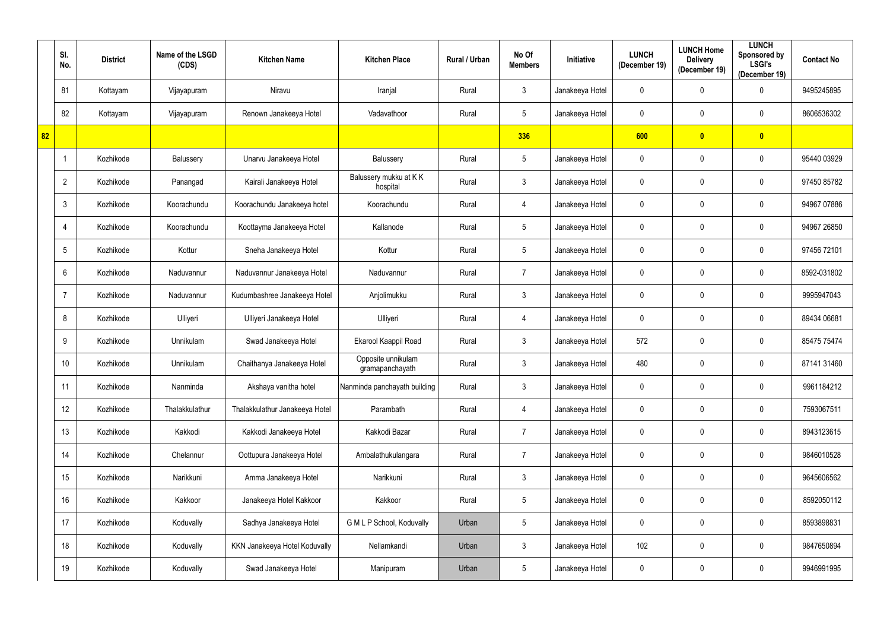| | Sl. No. | District | Name of the LSGD (CDS) | Kitchen Name | Kitchen Place | Rural / Urban | No Of Members | Initiative | LUNCH (December 19) | LUNCH Home Delivery (December 19) | LUNCH Sponsored by LSGI's (December 19) | Contact No |
|---|---|---|---|---|---|---|---|---|---|---|---|---|
| | 81 | Kottayam | Vijayapuram | Niravu | Iranjal | Rural | 3 | Janakeeya Hotel | 0 | 0 | 0 | 9495245895 |
| | 82 | Kottayam | Vijayapuram | Renown Janakeeya Hotel | Vadavathoor | Rural | 5 | Janakeeya Hotel | 0 | 0 | 0 | 8606536302 |
| 82 | | | | | | | 336 | | 600 | 0 | 0 | |
| | 1 | Kozhikode | Balussery | Unarvu Janakeeya Hotel | Balussery | Rural | 5 | Janakeeya Hotel | 0 | 0 | 0 | 95440 03929 |
| | 2 | Kozhikode | Panangad | Kairali Janakeeya Hotel | Balussery mukku at K K hospital | Rural | 3 | Janakeeya Hotel | 0 | 0 | 0 | 97450 85782 |
| | 3 | Kozhikode | Koorachundu | Koorachundu Janakeeya hotel | Koorachundu | Rural | 4 | Janakeeya Hotel | 0 | 0 | 0 | 94967 07886 |
| | 4 | Kozhikode | Koorachundu | Koottayma Janakeeya Hotel | Kallanode | Rural | 5 | Janakeeya Hotel | 0 | 0 | 0 | 94967 26850 |
| | 5 | Kozhikode | Kottur | Sneha Janakeeya Hotel | Kottur | Rural | 5 | Janakeeya Hotel | 0 | 0 | 0 | 97456 72101 |
| | 6 | Kozhikode | Naduvannur | Naduvannur Janakeeya Hotel | Naduvannur | Rural | 7 | Janakeeya Hotel | 0 | 0 | 0 | 8592-031802 |
| | 7 | Kozhikode | Naduvannur | Kudumbashree Janakeeya Hotel | Anjolimukku | Rural | 3 | Janakeeya Hotel | 0 | 0 | 0 | 9995947043 |
| | 8 | Kozhikode | Ulliyeri | Ulliyeri Janakeeya Hotel | Ulliyeri | Rural | 4 | Janakeeya Hotel | 0 | 0 | 0 | 89434 06681 |
| | 9 | Kozhikode | Unnikulam | Swad Janakeeya Hotel | Ekarool Kaappil Road | Rural | 3 | Janakeeya Hotel | 572 | 0 | 0 | 85475 75474 |
| | 10 | Kozhikode | Unnikulam | Chaithanya Janakeeya Hotel | Opposite unnikulam gramapanchayath | Rural | 3 | Janakeeya Hotel | 480 | 0 | 0 | 87141 31460 |
| | 11 | Kozhikode | Nanminda | Akshaya vanitha hotel | Nanminda panchayath building | Rural | 3 | Janakeeya Hotel | 0 | 0 | 0 | 9961184212 |
| | 12 | Kozhikode | Thalakkulathur | Thalakkulathur Janakeeya Hotel | Parambath | Rural | 4 | Janakeeya Hotel | 0 | 0 | 0 | 7593067511 |
| | 13 | Kozhikode | Kakkodi | Kakkodi Janakeeya Hotel | Kakkodi Bazar | Rural | 7 | Janakeeya Hotel | 0 | 0 | 0 | 8943123615 |
| | 14 | Kozhikode | Chelannur | Oottupura Janakeeya Hotel | Ambalathukulangara | Rural | 7 | Janakeeya Hotel | 0 | 0 | 0 | 9846010528 |
| | 15 | Kozhikode | Narikkuni | Amma Janakeeya Hotel | Narikkuni | Rural | 3 | Janakeeya Hotel | 0 | 0 | 0 | 9645606562 |
| | 16 | Kozhikode | Kakkoor | Janakeeya Hotel Kakkoor | Kakkoor | Rural | 5 | Janakeeya Hotel | 0 | 0 | 0 | 8592050112 |
| | 17 | Kozhikode | Koduvally | Sadhya Janakeeya Hotel | G M L P School, Koduvally | Urban | 5 | Janakeeya Hotel | 0 | 0 | 0 | 8593898831 |
| | 18 | Kozhikode | Koduvally | KKN Janakeeya Hotel Koduvally | Nellamkandi | Urban | 3 | Janakeeya Hotel | 102 | 0 | 0 | 9847650894 |
| | 19 | Kozhikode | Koduvally | Swad Janakeeya Hotel | Manipuram | Urban | 5 | Janakeeya Hotel | 0 | 0 | 0 | 9946991995 |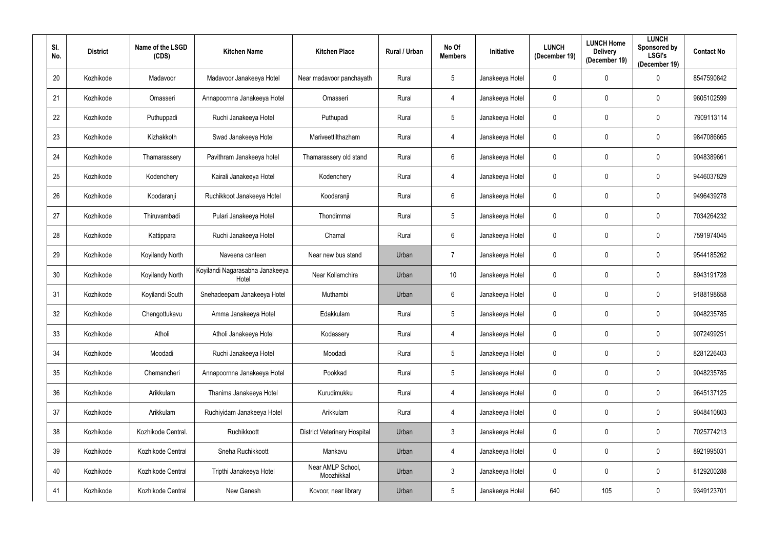| Sl. No. | District | Name of the LSGD (CDS) | Kitchen Name | Kitchen Place | Rural / Urban | No Of Members | Initiative | LUNCH (December 19) | LUNCH Home Delivery (December 19) | LUNCH Sponsored by LSGI's (December 19) | Contact No |
|---|---|---|---|---|---|---|---|---|---|---|---|
| 20 | Kozhikode | Madavoor | Madavoor Janakeeya Hotel | Near madavoor panchayath | Rural | 5 | Janakeeya Hotel | 0 | 0 | 0 | 8547590842 |
| 21 | Kozhikode | Omasseri | Annapoornna Janakeeya Hotel | Omasseri | Rural | 4 | Janakeeya Hotel | 0 | 0 | 0 | 9605102599 |
| 22 | Kozhikode | Puthuppadi | Ruchi Janakeeya Hotel | Puthupadi | Rural | 5 | Janakeeya Hotel | 0 | 0 | 0 | 7909113114 |
| 23 | Kozhikode | Kizhakkoth | Swad Janakeeya Hotel | Mariveettilthazham | Rural | 4 | Janakeeya Hotel | 0 | 0 | 0 | 9847086665 |
| 24 | Kozhikode | Thamarassery | Pavithram Janakeeya hotel | Thamarassery old stand | Rural | 6 | Janakeeya Hotel | 0 | 0 | 0 | 9048389661 |
| 25 | Kozhikode | Kodenchery | Kairali Janakeeya Hotel | Kodenchery | Rural | 4 | Janakeeya Hotel | 0 | 0 | 0 | 9446037829 |
| 26 | Kozhikode | Koodaranji | Ruchikkoot Janakeeya Hotel | Koodaranji | Rural | 6 | Janakeeya Hotel | 0 | 0 | 0 | 9496439278 |
| 27 | Kozhikode | Thiruvambadi | Pulari Janakeeya Hotel | Thondimmal | Rural | 5 | Janakeeya Hotel | 0 | 0 | 0 | 7034264232 |
| 28 | Kozhikode | Kattippara | Ruchi Janakeeya Hotel | Chamal | Rural | 6 | Janakeeya Hotel | 0 | 0 | 0 | 7591974045 |
| 29 | Kozhikode | Koyilandy North | Naveena canteen | Near new bus stand | Urban | 7 | Janakeeya Hotel | 0 | 0 | 0 | 9544185262 |
| 30 | Kozhikode | Koyilandy North | Koyilandi Nagarasabha Janakeeya Hotel | Near Kollamchira | Urban | 10 | Janakeeya Hotel | 0 | 0 | 0 | 8943191728 |
| 31 | Kozhikode | Koyilandi South | Snehadeepam Janakeeya Hotel | Muthambi | Urban | 6 | Janakeeya Hotel | 0 | 0 | 0 | 9188198658 |
| 32 | Kozhikode | Chengottukavu | Amma Janakeeya Hotel | Edakkulam | Rural | 5 | Janakeeya Hotel | 0 | 0 | 0 | 9048235785 |
| 33 | Kozhikode | Atholi | Atholi Janakeeya Hotel | Kodassery | Rural | 4 | Janakeeya Hotel | 0 | 0 | 0 | 9072499251 |
| 34 | Kozhikode | Moodadi | Ruchi Janakeeya Hotel | Moodadi | Rural | 5 | Janakeeya Hotel | 0 | 0 | 0 | 8281226403 |
| 35 | Kozhikode | Chemancheri | Annapoornna Janakeeya Hotel | Pookkad | Rural | 5 | Janakeeya Hotel | 0 | 0 | 0 | 9048235785 |
| 36 | Kozhikode | Arikkulam | Thanima Janakeeya Hotel | Kurudimukku | Rural | 4 | Janakeeya Hotel | 0 | 0 | 0 | 9645137125 |
| 37 | Kozhikode | Arikkulam | Ruchiyidam Janakeeya Hotel | Arikkulam | Rural | 4 | Janakeeya Hotel | 0 | 0 | 0 | 9048410803 |
| 38 | Kozhikode | Kozhikode Central. | Ruchikkoott | District Veterinary Hospital | Urban | 3 | Janakeeya Hotel | 0 | 0 | 0 | 7025774213 |
| 39 | Kozhikode | Kozhikode Central | Sneha Ruchikkoott | Mankavu | Urban | 4 | Janakeeya Hotel | 0 | 0 | 0 | 8921995031 |
| 40 | Kozhikode | Kozhikode Central | Tripthi Janakeeya Hotel | Near AMLP School, Moozhikkal | Urban | 3 | Janakeeya Hotel | 0 | 0 | 0 | 8129200288 |
| 41 | Kozhikode | Kozhikode Central | New Ganesh | Kovoor, near library | Urban | 5 | Janakeeya Hotel | 640 | 105 | 0 | 9349123701 |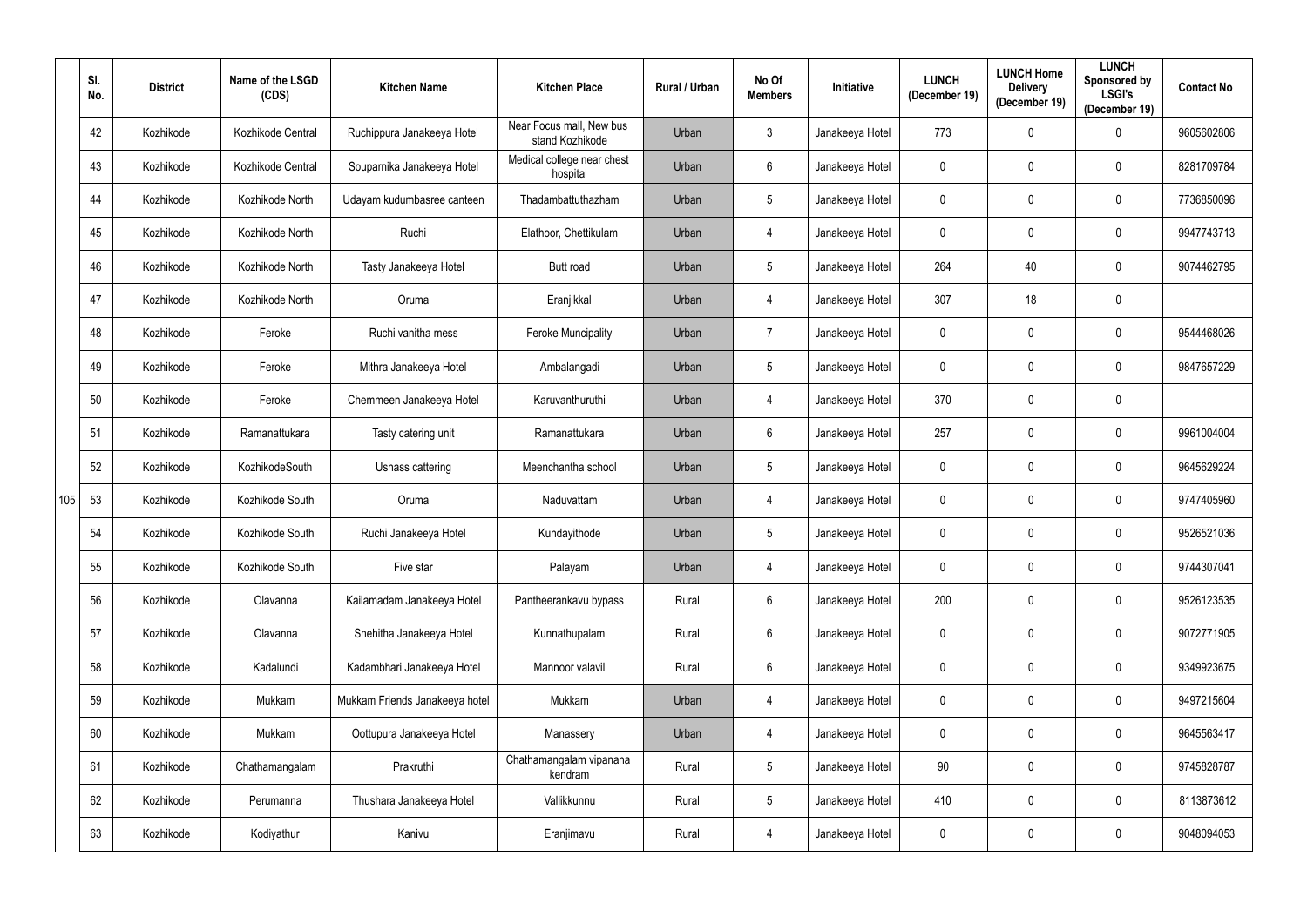| | Sl. No. | District | Name of the LSGD (CDS) | Kitchen Name | Kitchen Place | Rural / Urban | No Of Members | Initiative | LUNCH (December 19) | LUNCH Home Delivery (December 19) | LUNCH Sponsored by LSGI's (December 19) | Contact No |
|---|---|---|---|---|---|---|---|---|---|---|---|---|
| | 42 | Kozhikode | Kozhikode Central | Ruchippura Janakeeya Hotel | Near Focus mall, New bus stand Kozhikode | Urban | 3 | Janakeeya Hotel | 773 | 0 | 0 | 9605602806 |
| | 43 | Kozhikode | Kozhikode Central | Souparnika Janakeeya Hotel | Medical college near chest hospital | Urban | 6 | Janakeeya Hotel | 0 | 0 | 0 | 8281709784 |
| | 44 | Kozhikode | Kozhikode North | Udayam kudumbasree canteen | Thadambattuthazham | Urban | 5 | Janakeeya Hotel | 0 | 0 | 0 | 7736850096 |
| | 45 | Kozhikode | Kozhikode North | Ruchi | Elathoor, Chettikulam | Urban | 4 | Janakeeya Hotel | 0 | 0 | 0 | 9947743713 |
| | 46 | Kozhikode | Kozhikode North | Tasty Janakeeya Hotel | Butt road | Urban | 5 | Janakeeya Hotel | 264 | 40 | 0 | 9074462795 |
| | 47 | Kozhikode | Kozhikode North | Oruma | Eranjikkal | Urban | 4 | Janakeeya Hotel | 307 | 18 | 0 | |
| | 48 | Kozhikode | Feroke | Ruchi vanitha mess | Feroke Muncipality | Urban | 7 | Janakeeya Hotel | 0 | 0 | 0 | 9544468026 |
| | 49 | Kozhikode | Feroke | Mithra Janakeeya Hotel | Ambalangadi | Urban | 5 | Janakeeya Hotel | 0 | 0 | 0 | 9847657229 |
| | 50 | Kozhikode | Feroke | Chemmeen Janakeeya Hotel | Karuvanthuruthi | Urban | 4 | Janakeeya Hotel | 370 | 0 | 0 | |
| | 51 | Kozhikode | Ramanattukara | Tasty catering unit | Ramanattukara | Urban | 6 | Janakeeya Hotel | 257 | 0 | 0 | 9961004004 |
| | 52 | Kozhikode | KozhikodeSouth | Ushass cattering | Meenchantha school | Urban | 5 | Janakeeya Hotel | 0 | 0 | 0 | 9645629224 |
| 105 | 53 | Kozhikode | Kozhikode South | Oruma | Naduvattam | Urban | 4 | Janakeeya Hotel | 0 | 0 | 0 | 9747405960 |
| | 54 | Kozhikode | Kozhikode South | Ruchi Janakeeya Hotel | Kundayithode | Urban | 5 | Janakeeya Hotel | 0 | 0 | 0 | 9526521036 |
| | 55 | Kozhikode | Kozhikode South | Five star | Palayam | Urban | 4 | Janakeeya Hotel | 0 | 0 | 0 | 9744307041 |
| | 56 | Kozhikode | Olavanna | Kailamadam Janakeeya Hotel | Pantheerankavu bypass | Rural | 6 | Janakeeya Hotel | 200 | 0 | 0 | 9526123535 |
| | 57 | Kozhikode | Olavanna | Snehitha Janakeeya Hotel | Kunnathupalam | Rural | 6 | Janakeeya Hotel | 0 | 0 | 0 | 9072771905 |
| | 58 | Kozhikode | Kadalundi | Kadambhari Janakeeya Hotel | Mannoor valavil | Rural | 6 | Janakeeya Hotel | 0 | 0 | 0 | 9349923675 |
| | 59 | Kozhikode | Mukkam | Mukkam Friends Janakeeya hotel | Mukkam | Urban | 4 | Janakeeya Hotel | 0 | 0 | 0 | 9497215604 |
| | 60 | Kozhikode | Mukkam | Oottupura Janakeeya Hotel | Manassery | Urban | 4 | Janakeeya Hotel | 0 | 0 | 0 | 9645563417 |
| | 61 | Kozhikode | Chathamangalam | Prakruthi | Chathamangalam vipanana kendram | Rural | 5 | Janakeeya Hotel | 90 | 0 | 0 | 9745828787 |
| | 62 | Kozhikode | Perumanna | Thushara Janakeeya Hotel | Vallikkunnu | Rural | 5 | Janakeeya Hotel | 410 | 0 | 0 | 8113873612 |
| | 63 | Kozhikode | Kodiyathur | Kanivu | Eranjimavu | Rural | 4 | Janakeeya Hotel | 0 | 0 | 0 | 9048094053 |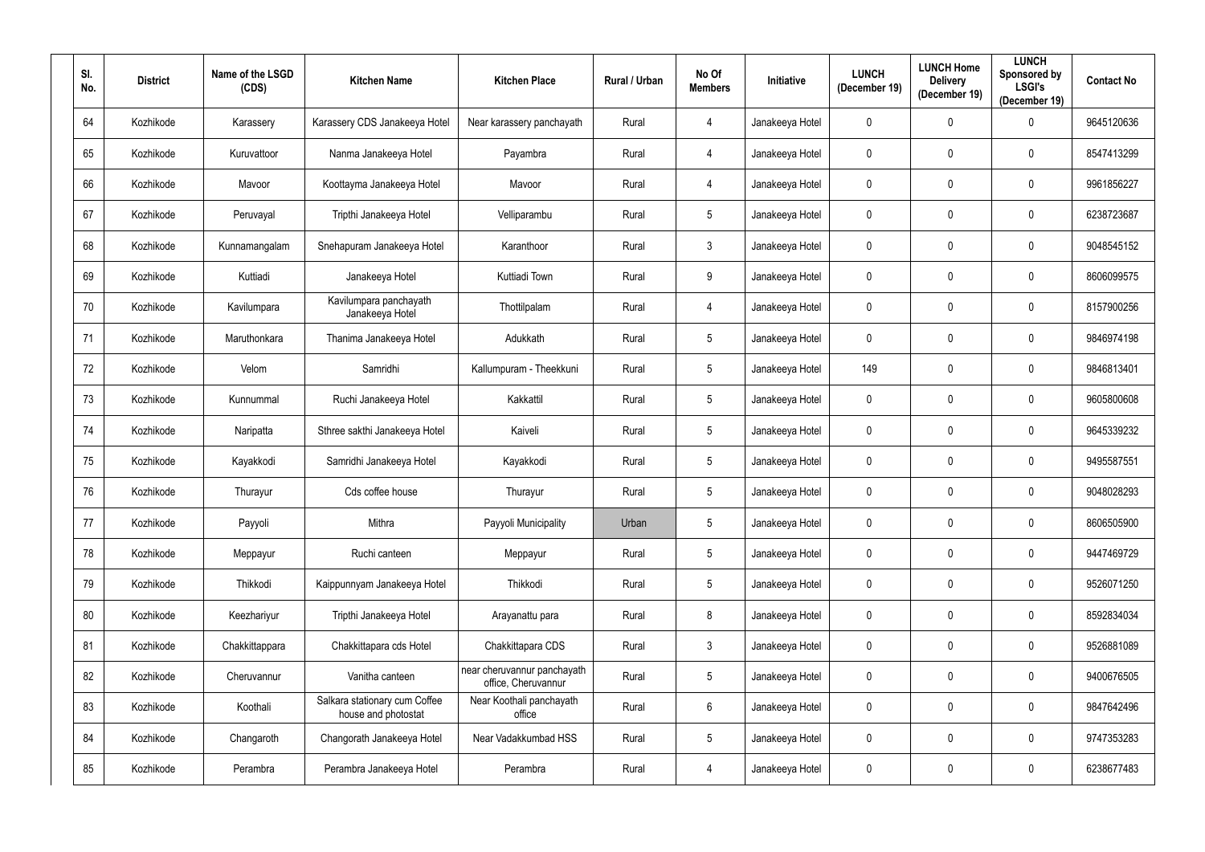| Sl. No. | District | Name of the LSGD (CDS) | Kitchen Name | Kitchen Place | Rural / Urban | No Of Members | Initiative | LUNCH (December 19) | LUNCH Home Delivery (December 19) | LUNCH Sponsored by LSGI's (December 19) | Contact No |
|---|---|---|---|---|---|---|---|---|---|---|---|
| 64 | Kozhikode | Karassery | Karassery CDS Janakeeya Hotel | Near karassery panchayath | Rural | 4 | Janakeeya Hotel | 0 | 0 | 0 | 9645120636 |
| 65 | Kozhikode | Kuruvattoor | Nanma Janakeeya Hotel | Payambra | Rural | 4 | Janakeeya Hotel | 0 | 0 | 0 | 8547413299 |
| 66 | Kozhikode | Mavoor | Koottayma Janakeeya Hotel | Mavoor | Rural | 4 | Janakeeya Hotel | 0 | 0 | 0 | 9961856227 |
| 67 | Kozhikode | Peruvayal | Tripthi Janakeeya Hotel | Velliparambu | Rural | 5 | Janakeeya Hotel | 0 | 0 | 0 | 6238723687 |
| 68 | Kozhikode | Kunnamangalam | Snehapuram Janakeeya Hotel | Karanthoor | Rural | 3 | Janakeeya Hotel | 0 | 0 | 0 | 9048545152 |
| 69 | Kozhikode | Kuttiadi | Janakeeya Hotel | Kuttiadi Town | Rural | 9 | Janakeeya Hotel | 0 | 0 | 0 | 8606099575 |
| 70 | Kozhikode | Kavilumpara | Kavilumpara panchayath Janakeeya Hotel | Thottilpalam | Rural | 4 | Janakeeya Hotel | 0 | 0 | 0 | 8157900256 |
| 71 | Kozhikode | Maruthonkara | Thanima Janakeeya Hotel | Adukkath | Rural | 5 | Janakeeya Hotel | 0 | 0 | 0 | 9846974198 |
| 72 | Kozhikode | Velom | Samridhi | Kallumpuram - Theekkuni | Rural | 5 | Janakeeya Hotel | 149 | 0 | 0 | 9846813401 |
| 73 | Kozhikode | Kunnummal | Ruchi Janakeeya Hotel | Kakkattil | Rural | 5 | Janakeeya Hotel | 0 | 0 | 0 | 9605800608 |
| 74 | Kozhikode | Naripatta | Sthree sakthi Janakeeya Hotel | Kaiveli | Rural | 5 | Janakeeya Hotel | 0 | 0 | 0 | 9645339232 |
| 75 | Kozhikode | Kayakkodi | Samridhi Janakeeya Hotel | Kayakkodi | Rural | 5 | Janakeeya Hotel | 0 | 0 | 0 | 9495587551 |
| 76 | Kozhikode | Thurayur | Cds coffee house | Thurayur | Rural | 5 | Janakeeya Hotel | 0 | 0 | 0 | 9048028293 |
| 77 | Kozhikode | Payyoli | Mithra | Payyoli Municipality | Urban | 5 | Janakeeya Hotel | 0 | 0 | 0 | 8606505900 |
| 78 | Kozhikode | Meppayur | Ruchi canteen | Meppayur | Rural | 5 | Janakeeya Hotel | 0 | 0 | 0 | 9447469729 |
| 79 | Kozhikode | Thikkodi | Kaippunnyam Janakeeya Hotel | Thikkodi | Rural | 5 | Janakeeya Hotel | 0 | 0 | 0 | 9526071250 |
| 80 | Kozhikode | Keezhariyur | Tripthi Janakeeya Hotel | Arayanattu para | Rural | 8 | Janakeeya Hotel | 0 | 0 | 0 | 8592834034 |
| 81 | Kozhikode | Chakkittappara | Chakkittapara cds Hotel | Chakkittapara CDS | Rural | 3 | Janakeeya Hotel | 0 | 0 | 0 | 9526881089 |
| 82 | Kozhikode | Cheruvannur | Vanitha canteen | near cheruvannur panchayath office, Cheruvannur | Rural | 5 | Janakeeya Hotel | 0 | 0 | 0 | 9400676505 |
| 83 | Kozhikode | Koothali | Salkara stationary cum Coffee house and photostat | Near Koothali panchayath office | Rural | 6 | Janakeeya Hotel | 0 | 0 | 0 | 9847642496 |
| 84 | Kozhikode | Changaroth | Changorath Janakeeya Hotel | Near Vadakkumbad HSS | Rural | 5 | Janakeeya Hotel | 0 | 0 | 0 | 9747353283 |
| 85 | Kozhikode | Perambra | Perambra Janakeeya Hotel | Perambra | Rural | 4 | Janakeeya Hotel | 0 | 0 | 0 | 6238677483 |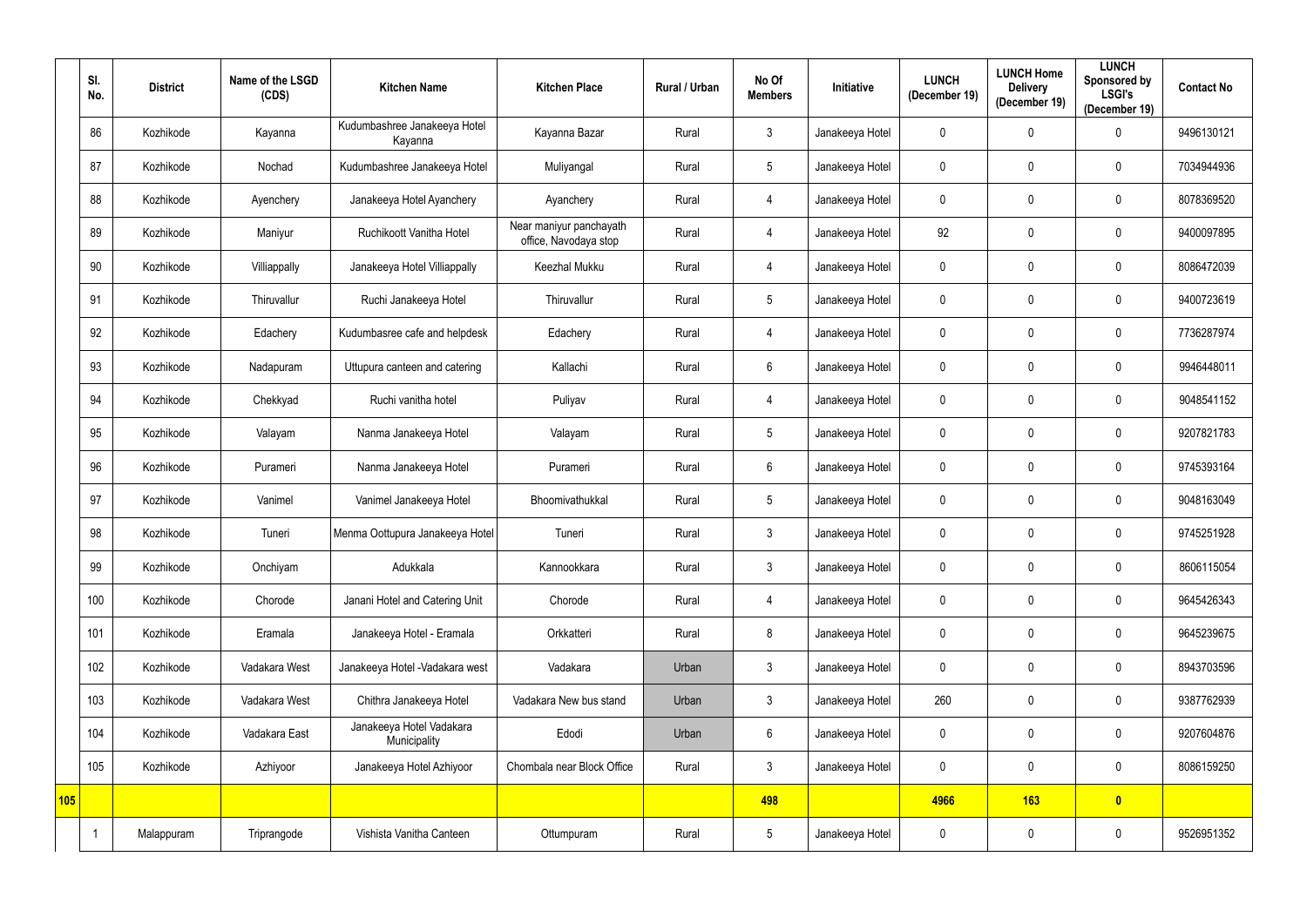| | Sl. No. | District | Name of the LSGD (CDS) | Kitchen Name | Kitchen Place | Rural / Urban | No Of Members | Initiative | LUNCH (December 19) | LUNCH Home Delivery (December 19) | LUNCH Sponsored by LSGI's (December 19) | Contact No |
|---|---|---|---|---|---|---|---|---|---|---|---|---|
| | 86 | Kozhikode | Kayanna | Kudumbashree Janakeeya Hotel Kayanna | Kayanna Bazar | Rural | 3 | Janakeeya Hotel | 0 | 0 | 0 | 9496130121 |
| | 87 | Kozhikode | Nochad | Kudumbashree Janakeeya Hotel | Muliyangal | Rural | 5 | Janakeeya Hotel | 0 | 0 | 0 | 7034944936 |
| | 88 | Kozhikode | Ayenchery | Janakeeya Hotel Ayanchery | Ayanchery | Rural | 4 | Janakeeya Hotel | 0 | 0 | 0 | 8078369520 |
| | 89 | Kozhikode | Maniyur | Ruchikoott Vanitha Hotel | Near maniyur panchayath office, Navodaya stop | Rural | 4 | Janakeeya Hotel | 92 | 0 | 0 | 9400097895 |
| | 90 | Kozhikode | Villiappally | Janakeeya Hotel Villiappally | Keezhal Mukku | Rural | 4 | Janakeeya Hotel | 0 | 0 | 0 | 8086472039 |
| | 91 | Kozhikode | Thiruvallur | Ruchi Janakeeya Hotel | Thiruvallur | Rural | 5 | Janakeeya Hotel | 0 | 0 | 0 | 9400723619 |
| | 92 | Kozhikode | Edachery | Kudumbasree cafe and helpdesk | Edachery | Rural | 4 | Janakeeya Hotel | 0 | 0 | 0 | 7736287974 |
| | 93 | Kozhikode | Nadapuram | Uttupura canteen and catering | Kallachi | Rural | 6 | Janakeeya Hotel | 0 | 0 | 0 | 9946448011 |
| | 94 | Kozhikode | Chekkyad | Ruchi vanitha hotel | Puliyav | Rural | 4 | Janakeeya Hotel | 0 | 0 | 0 | 9048541152 |
| | 95 | Kozhikode | Valayam | Nanma Janakeeya Hotel | Valayam | Rural | 5 | Janakeeya Hotel | 0 | 0 | 0 | 9207821783 |
| | 96 | Kozhikode | Purameri | Nanma Janakeeya Hotel | Purameri | Rural | 6 | Janakeeya Hotel | 0 | 0 | 0 | 9745393164 |
| | 97 | Kozhikode | Vanimel | Vanimel Janakeeya Hotel | Bhoomivathukkal | Rural | 5 | Janakeeya Hotel | 0 | 0 | 0 | 9048163049 |
| | 98 | Kozhikode | Tuneri | Menma Oottupura Janakeeya Hotel | Tuneri | Rural | 3 | Janakeeya Hotel | 0 | 0 | 0 | 9745251928 |
| | 99 | Kozhikode | Onchiyam | Adukkala | Kannookkara | Rural | 3 | Janakeeya Hotel | 0 | 0 | 0 | 8606115054 |
| | 100 | Kozhikode | Chorode | Janani Hotel and Catering Unit | Chorode | Rural | 4 | Janakeeya Hotel | 0 | 0 | 0 | 9645426343 |
| | 101 | Kozhikode | Eramala | Janakeeya Hotel - Eramala | Orkkatteri | Rural | 8 | Janakeeya Hotel | 0 | 0 | 0 | 9645239675 |
| | 102 | Kozhikode | Vadakara West | Janakeeya Hotel -Vadakara west | Vadakara | Urban | 3 | Janakeeya Hotel | 0 | 0 | 0 | 8943703596 |
| | 103 | Kozhikode | Vadakara West | Chithra Janakeeya Hotel | Vadakara New bus stand | Urban | 3 | Janakeeya Hotel | 260 | 0 | 0 | 9387762939 |
| | 104 | Kozhikode | Vadakara East | Janakeeya Hotel Vadakara Municipality | Edodi | Urban | 6 | Janakeeya Hotel | 0 | 0 | 0 | 9207604876 |
| | 105 | Kozhikode | Azhiyoor | Janakeeya Hotel Azhiyoor | Chombala near Block Office | Rural | 3 | Janakeeya Hotel | 0 | 0 | 0 | 8086159250 |
| **105** | | | | | | | **498** | | **4966** | **163** | **0** | |
| | 1 | Malappuram | Triprangode | Vishista Vanitha Canteen | Ottumpuram | Rural | 5 | Janakeeya Hotel | 0 | 0 | 0 | 9526951352 |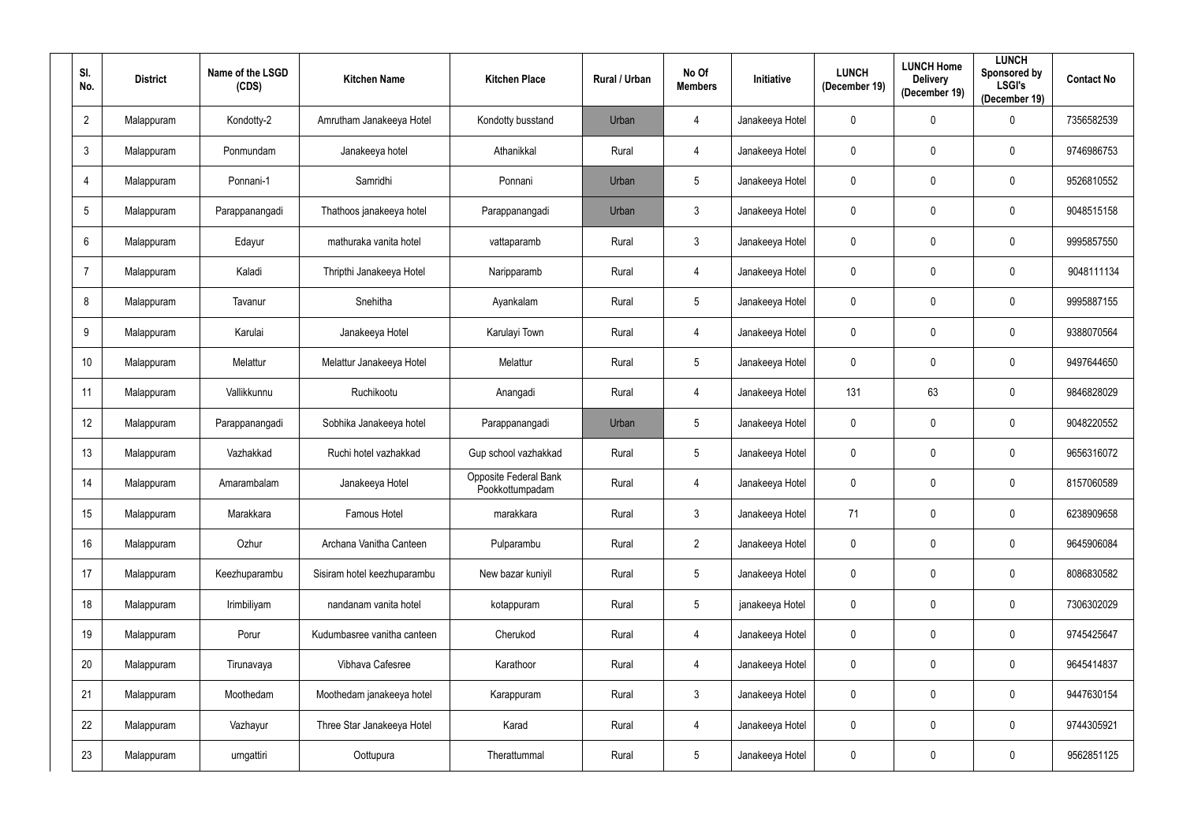| Sl. No. | District | Name of the LSGD (CDS) | Kitchen Name | Kitchen Place | Rural / Urban | No Of Members | Initiative | LUNCH (December 19) | LUNCH Home Delivery (December 19) | LUNCH Sponsored by LSGI's (December 19) | Contact No |
|---|---|---|---|---|---|---|---|---|---|---|---|
| 2 | Malappuram | Kondotty-2 | Amrutham Janakeeya Hotel | Kondotty busstand | Urban | 4 | Janakeeya Hotel | 0 | 0 | 0 | 7356582539 |
| 3 | Malappuram | Ponmundam | Janakeeya hotel | Athanikkal | Rural | 4 | Janakeeya Hotel | 0 | 0 | 0 | 9746986753 |
| 4 | Malappuram | Ponnani-1 | Samridhi | Ponnani | Urban | 5 | Janakeeya Hotel | 0 | 0 | 0 | 9526810552 |
| 5 | Malappuram | Parappanangadi | Thathoos janakeeya hotel | Parappanangadi | Urban | 3 | Janakeeya Hotel | 0 | 0 | 0 | 9048515158 |
| 6 | Malappuram | Edayur | mathuraka vanita hotel | vattaparamb | Rural | 3 | Janakeeya Hotel | 0 | 0 | 0 | 9995857550 |
| 7 | Malappuram | Kaladi | Thripthi Janakeeya Hotel | Naripparamb | Rural | 4 | Janakeeya Hotel | 0 | 0 | 0 | 9048111134 |
| 8 | Malappuram | Tavanur | Snehitha | Ayankalam | Rural | 5 | Janakeeya Hotel | 0 | 0 | 0 | 9995887155 |
| 9 | Malappuram | Karulai | Janakeeya Hotel | Karulayi Town | Rural | 4 | Janakeeya Hotel | 0 | 0 | 0 | 9388070564 |
| 10 | Malappuram | Melattur | Melattur Janakeeya Hotel | Melattur | Rural | 5 | Janakeeya Hotel | 0 | 0 | 0 | 9497644650 |
| 11 | Malappuram | Vallikkunnu | Ruchikootu | Anangadi | Rural | 4 | Janakeeya Hotel | 131 | 63 | 0 | 9846828029 |
| 12 | Malappuram | Parappanangadi | Sobhika Janakeeya hotel | Parappanangadi | Urban | 5 | Janakeeya Hotel | 0 | 0 | 0 | 9048220552 |
| 13 | Malappuram | Vazhakkad | Ruchi hotel vazhakkad | Gup school vazhakkad | Rural | 5 | Janakeeya Hotel | 0 | 0 | 0 | 9656316072 |
| 14 | Malappuram | Amarambalam | Janakeeya Hotel | Opposite Federal Bank Pookkottumpadam | Rural | 4 | Janakeeya Hotel | 0 | 0 | 0 | 8157060589 |
| 15 | Malappuram | Marakkara | Famous Hotel | marakkara | Rural | 3 | Janakeeya Hotel | 71 | 0 | 0 | 6238909658 |
| 16 | Malappuram | Ozhur | Archana Vanitha Canteen | Pulparambu | Rural | 2 | Janakeeya Hotel | 0 | 0 | 0 | 9645906084 |
| 17 | Malappuram | Keezhuparambu | Sisiram hotel keezhuparambu | New bazar kuniyil | Rural | 5 | Janakeeya Hotel | 0 | 0 | 0 | 8086830582 |
| 18 | Malappuram | Irimbiliyam | nandanam vanita hotel | kotappuram | Rural | 5 | janakeeya Hotel | 0 | 0 | 0 | 7306302029 |
| 19 | Malappuram | Porur | Kudumbasree vanitha canteen | Cherukod | Rural | 4 | Janakeeya Hotel | 0 | 0 | 0 | 9745425647 |
| 20 | Malappuram | Tirunavaya | Vibhava Cafesree | Karathoor | Rural | 4 | Janakeeya Hotel | 0 | 0 | 0 | 9645414837 |
| 21 | Malappuram | Moothedam | Moothedam janakeeya hotel | Karappuram | Rural | 3 | Janakeeya Hotel | 0 | 0 | 0 | 9447630154 |
| 22 | Malappuram | Vazhayur | Three Star Janakeeya Hotel | Karad | Rural | 4 | Janakeeya Hotel | 0 | 0 | 0 | 9744305921 |
| 23 | Malappuram | urngattiri | Oottupura | Therattummal | Rural | 5 | Janakeeya Hotel | 0 | 0 | 0 | 9562851125 |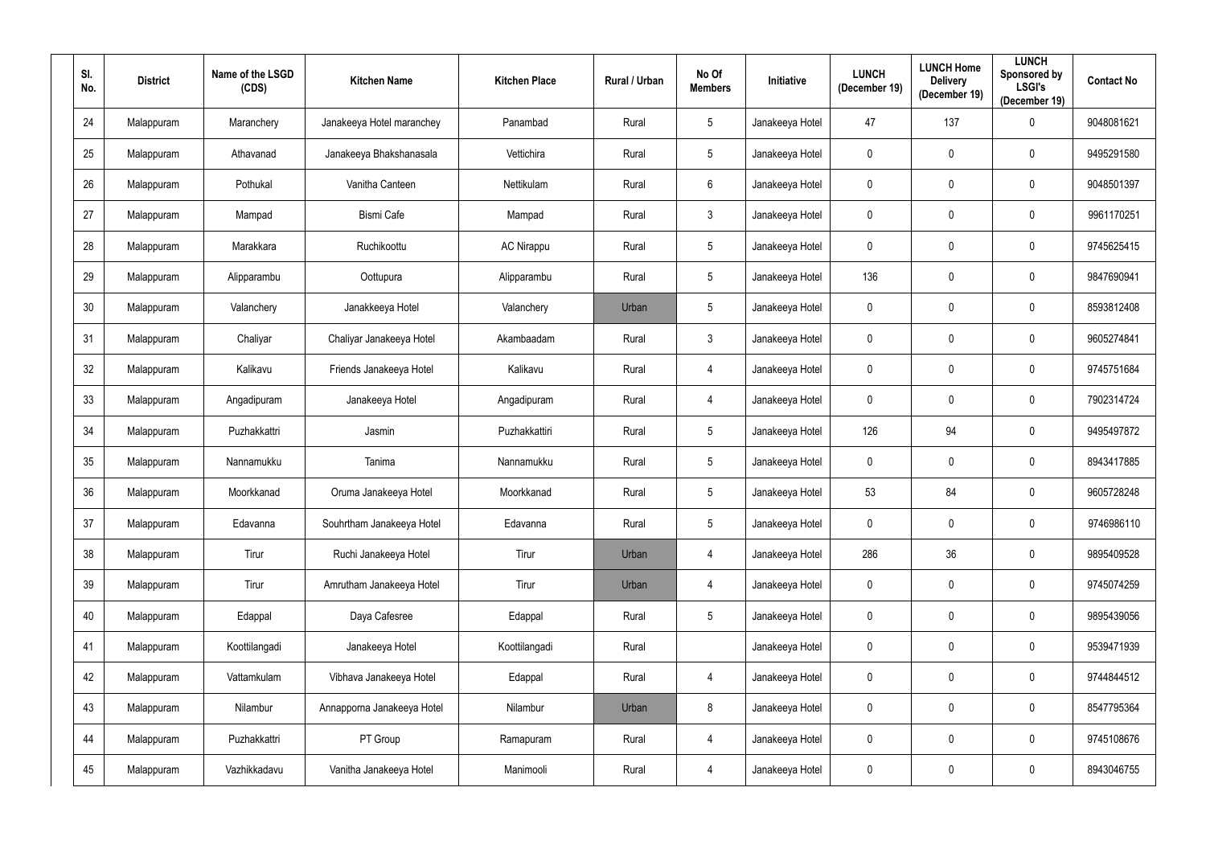| Sl. No. | District | Name of the LSGD (CDS) | Kitchen Name | Kitchen Place | Rural / Urban | No Of Members | Initiative | LUNCH (December 19) | LUNCH Home Delivery (December 19) | LUNCH Sponsored by LSGI's (December 19) | Contact No |
|---|---|---|---|---|---|---|---|---|---|---|---|
| 24 | Malappuram | Maranchery | Janakeeya Hotel maranchey | Panambad | Rural | 5 | Janakeeya Hotel | 47 | 137 | 0 | 9048081621 |
| 25 | Malappuram | Athavanad | Janakeeya Bhakshanasala | Vettichira | Rural | 5 | Janakeeya Hotel | 0 | 0 | 0 | 9495291580 |
| 26 | Malappuram | Pothukal | Vanitha Canteen | Nettikulam | Rural | 6 | Janakeeya Hotel | 0 | 0 | 0 | 9048501397 |
| 27 | Malappuram | Mampad | Bismi Cafe | Mampad | Rural | 3 | Janakeeya Hotel | 0 | 0 | 0 | 9961170251 |
| 28 | Malappuram | Marakkara | Ruchikoottu | AC Nirappu | Rural | 5 | Janakeeya Hotel | 0 | 0 | 0 | 9745625415 |
| 29 | Malappuram | Alipparambu | Oottupura | Alipparambu | Rural | 5 | Janakeeya Hotel | 136 | 0 | 0 | 9847690941 |
| 30 | Malappuram | Valanchery | Janakkeeya Hotel | Valanchery | Urban | 5 | Janakeeya Hotel | 0 | 0 | 0 | 8593812408 |
| 31 | Malappuram | Chaliyar | Chaliyar Janakeeya Hotel | Akambaadam | Rural | 3 | Janakeeya Hotel | 0 | 0 | 0 | 9605274841 |
| 32 | Malappuram | Kalikavu | Friends Janakeeya Hotel | Kalikavu | Rural | 4 | Janakeeya Hotel | 0 | 0 | 0 | 9745751684 |
| 33 | Malappuram | Angadipuram | Janakeeya Hotel | Angadipuram | Rural | 4 | Janakeeya Hotel | 0 | 0 | 0 | 7902314724 |
| 34 | Malappuram | Puzhakkattri | Jasmin | Puzhakkattiri | Rural | 5 | Janakeeya Hotel | 126 | 94 | 0 | 9495497872 |
| 35 | Malappuram | Nannamukku | Tanima | Nannamukku | Rural | 5 | Janakeeya Hotel | 0 | 0 | 0 | 8943417885 |
| 36 | Malappuram | Moorkkanad | Oruma Janakeeya Hotel | Moorkkanad | Rural | 5 | Janakeeya Hotel | 53 | 84 | 0 | 9605728248 |
| 37 | Malappuram | Edavanna | Souhrtham Janakeeya Hotel | Edavanna | Rural | 5 | Janakeeya Hotel | 0 | 0 | 0 | 9746986110 |
| 38 | Malappuram | Tirur | Ruchi Janakeeya Hotel | Tirur | Urban | 4 | Janakeeya Hotel | 286 | 36 | 0 | 9895409528 |
| 39 | Malappuram | Tirur | Amrutham Janakeeya Hotel | Tirur | Urban | 4 | Janakeeya Hotel | 0 | 0 | 0 | 9745074259 |
| 40 | Malappuram | Edappal | Daya Cafesree | Edappal | Rural | 5 | Janakeeya Hotel | 0 | 0 | 0 | 9895439056 |
| 41 | Malappuram | Koottilangadi | Janakeeya Hotel | Koottilangadi | Rural | | Janakeeya Hotel | 0 | 0 | 0 | 9539471939 |
| 42 | Malappuram | Vattamkulam | Vibhava Janakeeya Hotel | Edappal | Rural | 4 | Janakeeya Hotel | 0 | 0 | 0 | 9744844512 |
| 43 | Malappuram | Nilambur | Annapporna Janakeeya Hotel | Nilambur | Urban | 8 | Janakeeya Hotel | 0 | 0 | 0 | 8547795364 |
| 44 | Malappuram | Puzhakkattri | PT Group | Ramapuram | Rural | 4 | Janakeeya Hotel | 0 | 0 | 0 | 9745108676 |
| 45 | Malappuram | Vazhikkadavu | Vanitha Janakeeya Hotel | Manimooli | Rural | 4 | Janakeeya Hotel | 0 | 0 | 0 | 8943046755 |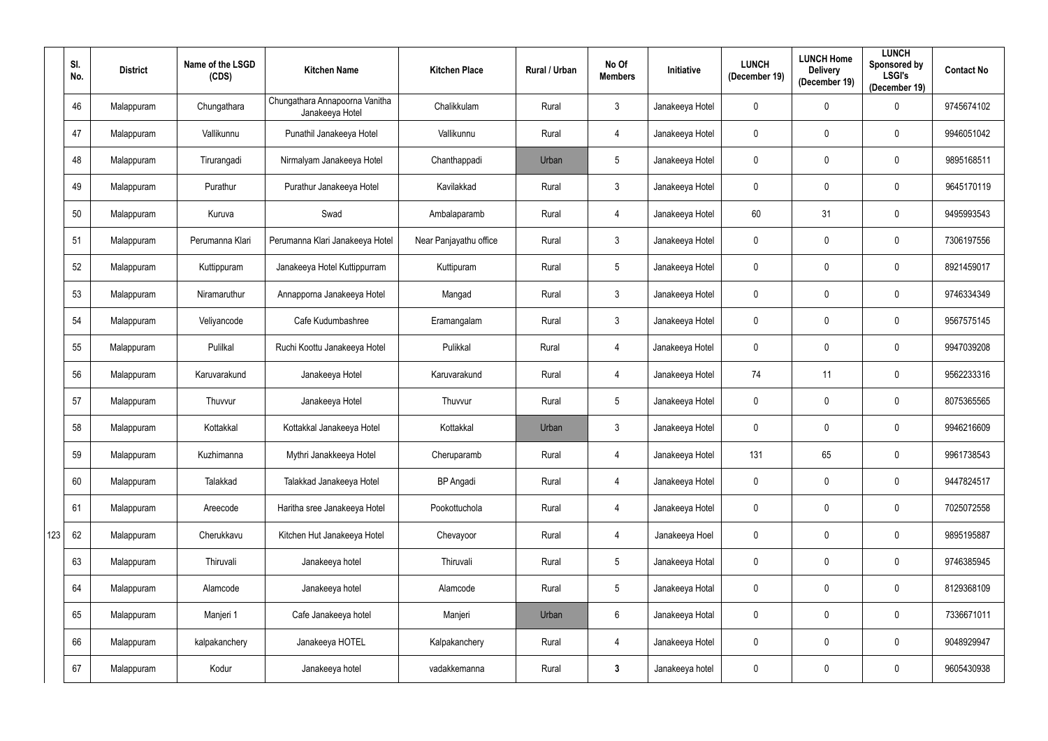| Sl. No. | District | Name of the LSGD (CDS) | Kitchen Name | Kitchen Place | Rural / Urban | No Of Members | Initiative | LUNCH (December 19) | LUNCH Home Delivery (December 19) | LUNCH Sponsored by LSGI's (December 19) | Contact No |
|---|---|---|---|---|---|---|---|---|---|---|---|
| 46 | Malappuram | Chungathara | Chungathara Annapoorna Vanitha Janakeeya Hotel | Chalikkulam | Rural | 3 | Janakeeya Hotel | 0 | 0 | 0 | 9745674102 |
| 47 | Malappuram | Vallikunnu | Punathil Janakeeya Hotel | Vallikunnu | Rural | 4 | Janakeeya Hotel | 0 | 0 | 0 | 9946051042 |
| 48 | Malappuram | Tirurangadi | Nirmalyam Janakeeya Hotel | Chanthappadi | Urban | 5 | Janakeeya Hotel | 0 | 0 | 0 | 9895168511 |
| 49 | Malappuram | Purathur | Purathur Janakeeya Hotel | Kavilakkad | Rural | 3 | Janakeeya Hotel | 0 | 0 | 0 | 9645170119 |
| 50 | Malappuram | Kuruva | Swad | Ambalaparamb | Rural | 4 | Janakeeya Hotel | 60 | 31 | 0 | 9495993543 |
| 51 | Malappuram | Perumanna Klari | Perumanna Klari Janakeeya Hotel | Near Panjayathu office | Rural | 3 | Janakeeya Hotel | 0 | 0 | 0 | 7306197556 |
| 52 | Malappuram | Kuttippuram | Janakeeya Hotel Kuttippurram | Kuttipuram | Rural | 5 | Janakeeya Hotel | 0 | 0 | 0 | 8921459017 |
| 53 | Malappuram | Niramaruthur | Annapporna Janakeeya Hotel | Mangad | Rural | 3 | Janakeeya Hotel | 0 | 0 | 0 | 9746334349 |
| 54 | Malappuram | Veliyancode | Cafe Kudumbashree | Eramangalam | Rural | 3 | Janakeeya Hotel | 0 | 0 | 0 | 9567575145 |
| 55 | Malappuram | Pulilkal | Ruchi Koottu Janakeeya Hotel | Pulikkal | Rural | 4 | Janakeeya Hotel | 0 | 0 | 0 | 9947039208 |
| 56 | Malappuram | Karuvarakund | Janakeeya Hotel | Karuvarakund | Rural | 4 | Janakeeya Hotel | 74 | 11 | 0 | 9562233316 |
| 57 | Malappuram | Thuvvur | Janakeeya Hotel | Thuvvur | Rural | 5 | Janakeeya Hotel | 0 | 0 | 0 | 8075365565 |
| 58 | Malappuram | Kottakkal | Kottakkal Janakeeya Hotel | Kottakkal | Urban | 3 | Janakeeya Hotel | 0 | 0 | 0 | 9946216609 |
| 59 | Malappuram | Kuzhimanna | Mythri Janakkeeya Hotel | Cheruparamb | Rural | 4 | Janakeeya Hotel | 131 | 65 | 0 | 9961738543 |
| 60 | Malappuram | Talakkad | Talakkad Janakeeya Hotel | BP Angadi | Rural | 4 | Janakeeya Hotel | 0 | 0 | 0 | 9447824517 |
| 61 | Malappuram | Areecode | Haritha sree Janakeeya Hotel | Pookottuchola | Rural | 4 | Janakeeya Hotel | 0 | 0 | 0 | 7025072558 |
| 62 | Malappuram | Cherukkavu | Kitchen Hut Janakeeya Hotel | Chevayoor | Rural | 4 | Janakeeya Hoel | 0 | 0 | 0 | 9895195887 |
| 63 | Malappuram | Thiruvali | Janakeeya hotel | Thiruvali | Rural | 5 | Janakeeya Hotal | 0 | 0 | 0 | 9746385945 |
| 64 | Malappuram | Alamcode | Janakeeya hotel | Alamcode | Rural | 5 | Janakeeya Hotal | 0 | 0 | 0 | 8129368109 |
| 65 | Malappuram | Manjeri 1 | Cafe Janakeeya hotel | Manjeri | Urban | 6 | Janakeeya Hotal | 0 | 0 | 0 | 7336671011 |
| 66 | Malappuram | kalpakanchery | Janakeeya HOTEL | Kalpakanchery | Rural | 4 | Janakeeya Hotel | 0 | 0 | 0 | 9048929947 |
| 67 | Malappuram | Kodur | Janakeeya hotel | vadakkemanna | Rural | **3** | Janakeeya hotel | 0 | 0 | 0 | 9605430938 |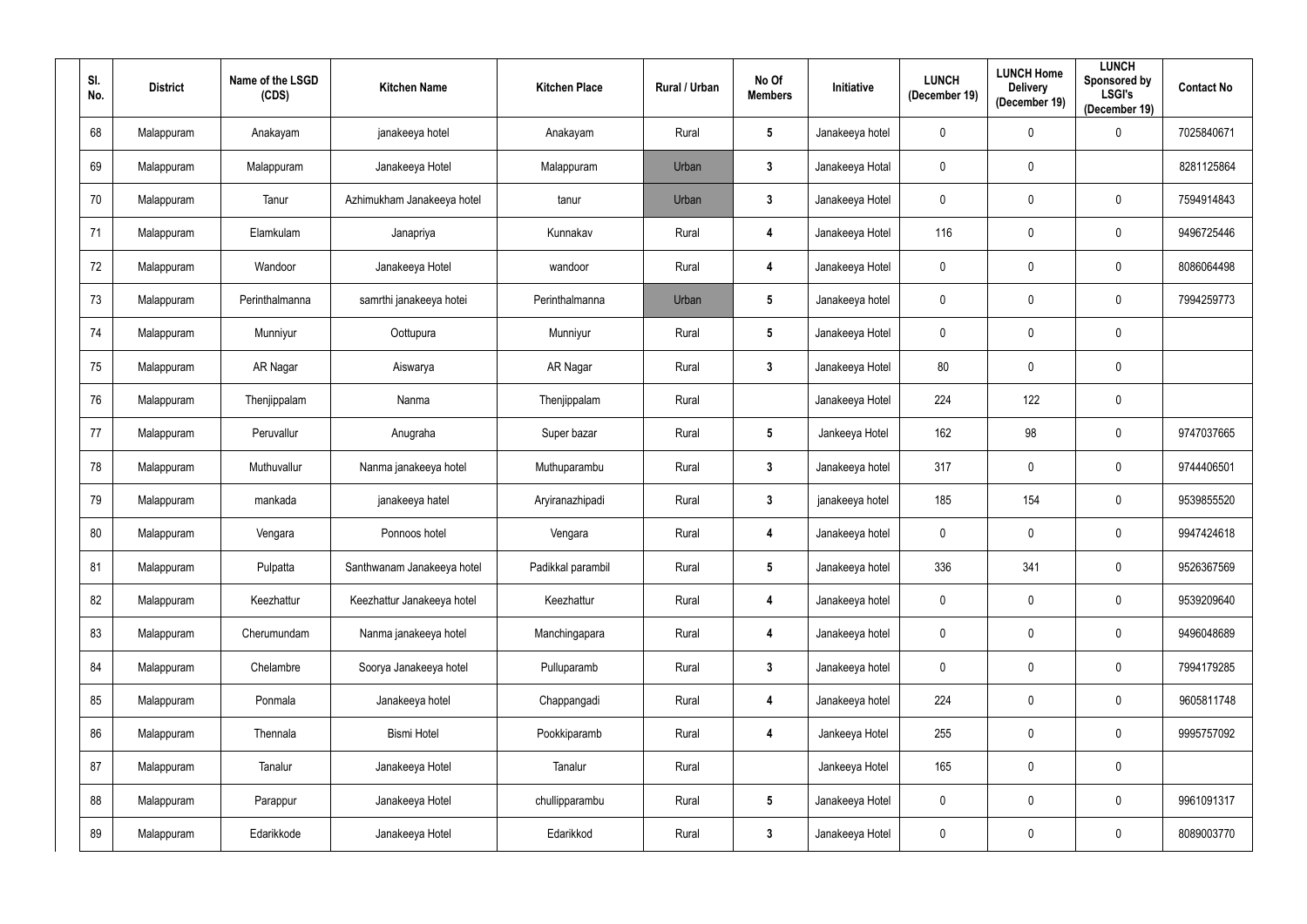| Sl. No. | District | Name of the LSGD (CDS) | Kitchen Name | Kitchen Place | Rural / Urban | No Of Members | Initiative | LUNCH (December 19) | LUNCH Home Delivery (December 19) | LUNCH Sponsored by LSGI's (December 19) | Contact No |
|---|---|---|---|---|---|---|---|---|---|---|---|
| 68 | Malappuram | Anakayam | janakeeya hotel | Anakayam | Rural | 5 | Janakeeya hotel | 0 | 0 | 0 | 7025840671 |
| 69 | Malappuram | Malappuram | Janakeeya Hotel | Malappuram | Urban | 3 | Janakeeya Hotal | 0 | 0 | | 8281125864 |
| 70 | Malappuram | Tanur | Azhimukham Janakeeya hotel | tanur | Urban | 3 | Janakeeya Hotel | 0 | 0 | 0 | 7594914843 |
| 71 | Malappuram | Elamkulam | Janapriya | Kunnakav | Rural | 4 | Janakeeya Hotel | 116 | 0 | 0 | 9496725446 |
| 72 | Malappuram | Wandoor | Janakeeya Hotel | wandoor | Rural | 4 | Janakeeya Hotel | 0 | 0 | 0 | 8086064498 |
| 73 | Malappuram | Perinthalmanna | samrthi janakeeya hotei | Perinthalmanna | Urban | 5 | Janakeeya hotel | 0 | 0 | 0 | 7994259773 |
| 74 | Malappuram | Munniyur | Oottupura | Munniyur | Rural | 5 | Janakeeya Hotel | 0 | 0 | 0 | |
| 75 | Malappuram | AR Nagar | Aiswarya | AR Nagar | Rural | 3 | Janakeeya Hotel | 80 | 0 | 0 | |
| 76 | Malappuram | Thenjippalam | Nanma | Thenjippalam | Rural | | Janakeeya Hotel | 224 | 122 | 0 | |
| 77 | Malappuram | Peruvallur | Anugraha | Super bazar | Rural | 5 | Jankeeya Hotel | 162 | 98 | 0 | 9747037665 |
| 78 | Malappuram | Muthuvallur | Nanma janakeeya hotel | Muthuparambu | Rural | 3 | Janakeeya hotel | 317 | 0 | 0 | 9744406501 |
| 79 | Malappuram | mankada | janakeeya hatel | Aryiranazhipadi | Rural | 3 | janakeeya hotel | 185 | 154 | 0 | 9539855520 |
| 80 | Malappuram | Vengara | Ponnoos hotel | Vengara | Rural | 4 | Janakeeya hotel | 0 | 0 | 0 | 9947424618 |
| 81 | Malappuram | Pulpatta | Santhwanam Janakeeya hotel | Padikkal parambil | Rural | 5 | Janakeeya hotel | 336 | 341 | 0 | 9526367569 |
| 82 | Malappuram | Keezhattur | Keezhattur Janakeeya hotel | Keezhattur | Rural | 4 | Janakeeya hotel | 0 | 0 | 0 | 9539209640 |
| 83 | Malappuram | Cherumundam | Nanma janakeeya hotel | Manchingapara | Rural | 4 | Janakeeya hotel | 0 | 0 | 0 | 9496048689 |
| 84 | Malappuram | Chelambre | Soorya Janakeeya hotel | Pulluparamb | Rural | 3 | Janakeeya hotel | 0 | 0 | 0 | 7994179285 |
| 85 | Malappuram | Ponmala | Janakeeya hotel | Chappangadi | Rural | 4 | Janakeeya hotel | 224 | 0 | 0 | 9605811748 |
| 86 | Malappuram | Thennala | Bismi Hotel | Pookkiparamb | Rural | 4 | Jankeeya Hotel | 255 | 0 | 0 | 9995757092 |
| 87 | Malappuram | Tanalur | Janakeeya Hotel | Tanalur | Rural | | Jankeeya Hotel | 165 | 0 | 0 | |
| 88 | Malappuram | Parappur | Janakeeya Hotel | chullipparambu | Rural | 5 | Janakeeya Hotel | 0 | 0 | 0 | 9961091317 |
| 89 | Malappuram | Edarikkode | Janakeeya Hotel | Edarikkod | Rural | 3 | Janakeeya Hotel | 0 | 0 | 0 | 8089003770 |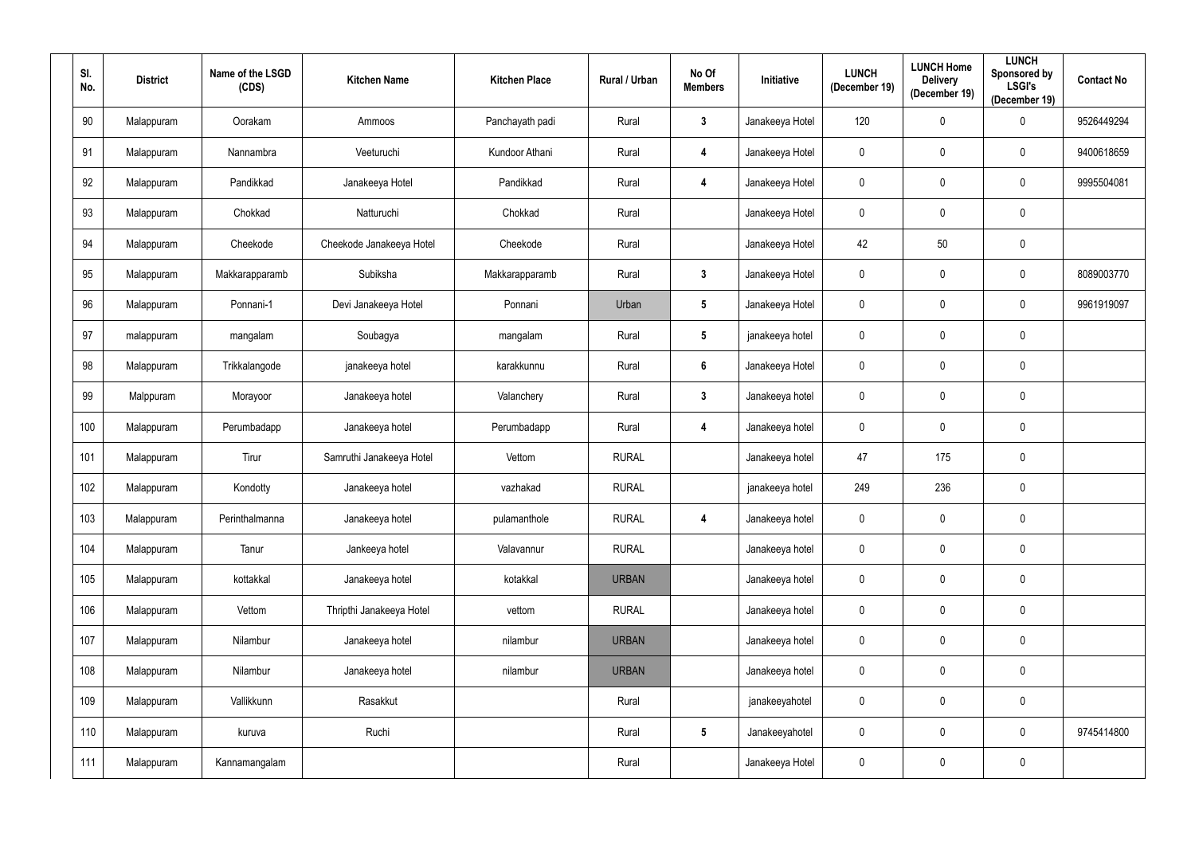| Sl. No. | District | Name of the LSGD (CDS) | Kitchen Name | Kitchen Place | Rural / Urban | No Of Members | Initiative | LUNCH (December 19) | LUNCH Home Delivery (December 19) | LUNCH Sponsored by LSGI's (December 19) | Contact No |
|---|---|---|---|---|---|---|---|---|---|---|---|
| 90 | Malappuram | Oorakam | Ammoos | Panchayath padi | Rural | 3 | Janakeeya Hotel | 120 | 0 | 0 | 9526449294 |
| 91 | Malappuram | Nannambra | Veeturuchi | Kundoor Athani | Rural | 4 | Janakeeya Hotel | 0 | 0 | 0 | 9400618659 |
| 92 | Malappuram | Pandikkad | Janakeeya Hotel | Pandikkad | Rural | 4 | Janakeeya Hotel | 0 | 0 | 0 | 9995504081 |
| 93 | Malappuram | Chokkad | Natturuchi | Chokkad | Rural | | Janakeeya Hotel | 0 | 0 | 0 | |
| 94 | Malappuram | Cheekode | Cheekode Janakeeya Hotel | Cheekode | Rural | | Janakeeya Hotel | 42 | 50 | 0 | |
| 95 | Malappuram | Makkarapparamb | Subiksha | Makkarapparamb | Rural | 3 | Janakeeya Hotel | 0 | 0 | 0 | 8089003770 |
| 96 | Malappuram | Ponnani-1 | Devi Janakeeya Hotel | Ponnani | Urban | 5 | Janakeeya Hotel | 0 | 0 | 0 | 9961919097 |
| 97 | malappuram | mangalam | Soubagya | mangalam | Rural | 5 | janakeeya hotel | 0 | 0 | 0 | |
| 98 | Malappuram | Trikkalangode | janakeeya hotel | karakkunnu | Rural | 6 | Janakeeya Hotel | 0 | 0 | 0 | |
| 99 | Malppuram | Morayoor | Janakeeya hotel | Valanchery | Rural | 3 | Janakeeya hotel | 0 | 0 | 0 | |
| 100 | Malappuram | Perumbadapp | Janakeeya hotel | Perumbadapp | Rural | 4 | Janakeeya hotel | 0 | 0 | 0 | |
| 101 | Malappuram | Tirur | Samruthi Janakeeya Hotel | Vettom | RURAL | | Janakeeya hotel | 47 | 175 | 0 | |
| 102 | Malappuram | Kondotty | Janakeeya hotel | vazhakad | RURAL | | janakeeya hotel | 249 | 236 | 0 | |
| 103 | Malappuram | Perinthalmanna | Janakeeya hotel | pulamanthole | RURAL | 4 | Janakeeya hotel | 0 | 0 | 0 | |
| 104 | Malappuram | Tanur | Jankeeya hotel | Valavannur | RURAL | | Janakeeya hotel | 0 | 0 | 0 | |
| 105 | Malappuram | kottakkal | Janakeeya hotel | kotakkal | URBAN | | Janakeeya hotel | 0 | 0 | 0 | |
| 106 | Malappuram | Vettom | Thripthi Janakeeya Hotel | vettom | RURAL | | Janakeeya hotel | 0 | 0 | 0 | |
| 107 | Malappuram | Nilambur | Janakeeya hotel | nilambur | URBAN | | Janakeeya hotel | 0 | 0 | 0 | |
| 108 | Malappuram | Nilambur | Janakeeya hotel | nilambur | URBAN | | Janakeeya hotel | 0 | 0 | 0 | |
| 109 | Malappuram | Vallikkunn | Rasakkut | | Rural | | janakeeyahotel | 0 | 0 | 0 | |
| 110 | Malappuram | kuruva | Ruchi | | Rural | 5 | Janakeeyahotel | 0 | 0 | 0 | 9745414800 |
| 111 | Malappuram | Kannamangalam | | | Rural | | Janakeeya Hotel | 0 | 0 | 0 | |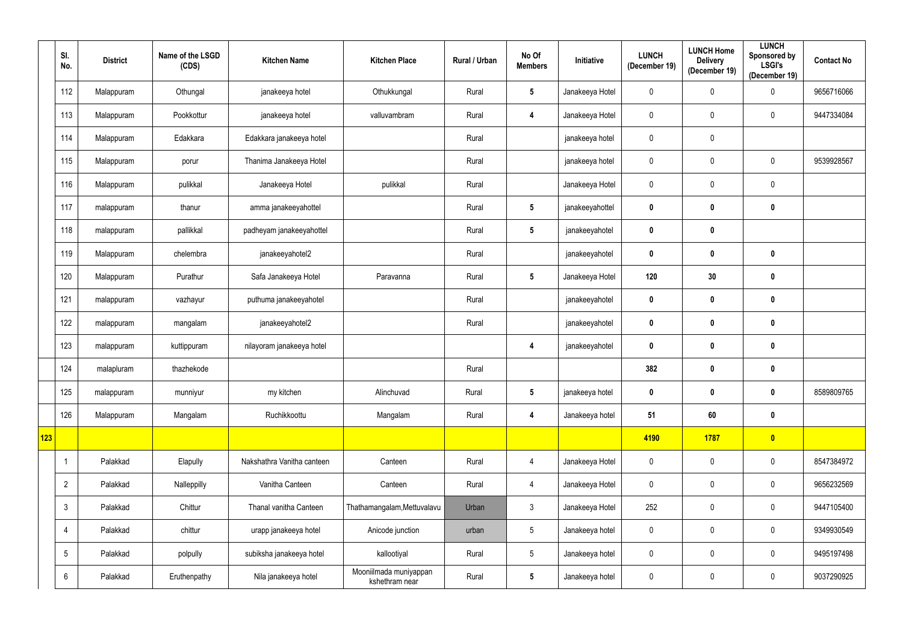| | Sl. No. | District | Name of the LSGD (CDS) | Kitchen Name | Kitchen Place | Rural / Urban | No Of Members | Initiative | LUNCH (December 19) | LUNCH Home Delivery (December 19) | LUNCH Sponsored by LSGI's (December 19) | Contact No |
|---|---|---|---|---|---|---|---|---|---|---|---|---|
| | 112 | Malappuram | Othungal | janakeeya hotel | Othukkungal | Rural | 5 | Janakeeya Hotel | 0 | 0 | 0 | 9656716066 |
| | 113 | Malappuram | Pookkottur | janakeeya hotel | valluvambram | Rural | 4 | Janakeeya Hotel | 0 | 0 | 0 | 9447334084 |
| | 114 | Malappuram | Edakkara | Edakkara janakeeya hotel | | Rural | | janakeeya hotel | 0 | 0 | | |
| | 115 | Malappuram | porur | Thanima Janakeeya Hotel | | Rural | | janakeeya hotel | 0 | 0 | 0 | 9539928567 |
| | 116 | Malappuram | pulikkal | Janakeeya Hotel | pulikkal | Rural | | Janakeeya Hotel | 0 | 0 | 0 | |
| | 117 | malappuram | thanur | amma janakeeyahottel | | Rural | 5 | janakeeyahottel | 0 | 0 | 0 | |
| | 118 | malappuram | pallikkal | padheyam janakeeyahottel | | Rural | 5 | janakeeyahotel | 0 | 0 | | |
| | 119 | Malappuram | chelembra | janakeeyahotel2 | | Rural | | janakeeyahotel | 0 | 0 | 0 | |
| | 120 | Malappuram | Purathur | Safa Janakeeya Hotel | Paravanna | Rural | 5 | Janakeeya Hotel | 120 | 30 | 0 | |
| | 121 | malappuram | vazhayur | puthuma janakeeyahotel | | Rural | | janakeeyahotel | 0 | 0 | 0 | |
| | 122 | malappuram | mangalam | janakeeyahotel2 | | Rural | | janakeeyahotel | 0 | 0 | 0 | |
| | 123 | malappuram | kuttippuram | nilayoram janakeeya hotel | | | 4 | janakeeyahotel | 0 | 0 | 0 | |
| | 124 | malapluram | thazhekode | | | Rural | | | 382 | 0 | 0 | |
| | 125 | malappuram | munniyur | my kitchen | Alinchuvad | Rural | 5 | janakeeya hotel | 0 | 0 | 0 | 8589809765 |
| | 126 | Malappuram | Mangalam | Ruchikkoottu | Mangalam | Rural | 4 | Janakeeya hotel | 51 | 60 | 0 | |
| 123 | | | | | | | | | 4190 | 1787 | 0 | |
| | 1 | Palakkad | Elapully | Nakshathra Vanitha canteen | Canteen | Rural | 4 | Janakeeya Hotel | 0 | 0 | 0 | 8547384972 |
| | 2 | Palakkad | Nalleppilly | Vanitha Canteen | Canteen | Rural | 4 | Janakeeya Hotel | 0 | 0 | 0 | 9656232569 |
| | 3 | Palakkad | Chittur | Thanal vanitha Canteen | Thathamangalam,Mettuvalavu | Urban | 3 | Janakeeya Hotel | 252 | 0 | 0 | 9447105400 |
| | 4 | Palakkad | chittur | urapp janakeeya hotel | Anicode junction | urban | 5 | Janakeeya hotel | 0 | 0 | 0 | 9349930549 |
| | 5 | Palakkad | polpully | subiksha janakeeya hotel | kallootiyal | Rural | 5 | Janakeeya hotel | 0 | 0 | 0 | 9495197498 |
| | 6 | Palakkad | Eruthenpathy | Nila janakeeya hotel | Mooniilmada muniyappan kshethram near | Rural | 5 | Janakeeya hotel | 0 | 0 | 0 | 9037290925 |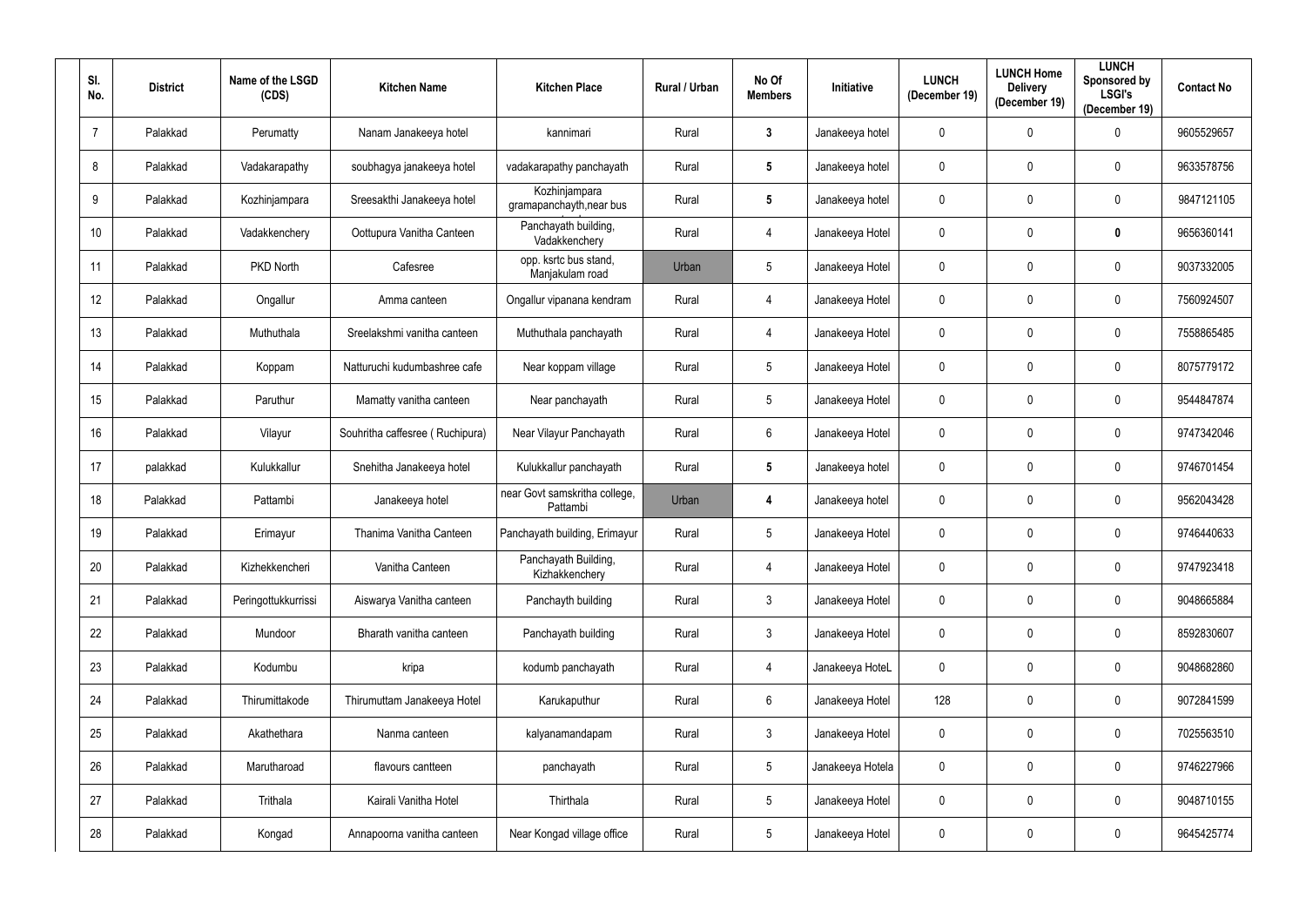| Sl. No. | District | Name of the LSGD (CDS) | Kitchen Name | Kitchen Place | Rural / Urban | No Of Members | Initiative | LUNCH (December 19) | LUNCH Home Delivery (December 19) | LUNCH Sponsored by LSGI's (December 19) | Contact No |
|---|---|---|---|---|---|---|---|---|---|---|---|
| 7 | Palakkad | Perumatty | Nanam Janakeeya hotel | kannimari | Rural | 3 | Janakeeya hotel | 0 | 0 | 0 | 9605529657 |
| 8 | Palakkad | Vadakarapathy | soubhagya janakeeya hotel | vadakarapathy panchayath | Rural | 5 | Janakeeya hotel | 0 | 0 | 0 | 9633578756 |
| 9 | Palakkad | Kozhinjampara | Sreesakthi Janakeeya hotel | Kozhinjampara gramapanchayth,near bus | Rural | 5 | Janakeeya hotel | 0 | 0 | 0 | 9847121105 |
| 10 | Palakkad | Vadakkenchery | Oottupura Vanitha Canteen | Panchayath building, Vadakkenchery | Rural | 4 | Janakeeya Hotel | 0 | 0 | 0 | 9656360141 |
| 11 | Palakkad | PKD North | Cafesree | opp. ksrtc bus stand, Manjakulam road | Urban | 5 | Janakeeya Hotel | 0 | 0 | 0 | 9037332005 |
| 12 | Palakkad | Ongallur | Amma canteen | Ongallur vipanana kendram | Rural | 4 | Janakeeya Hotel | 0 | 0 | 0 | 7560924507 |
| 13 | Palakkad | Muthuthala | Sreelakshmi vanitha canteen | Muthuthala panchayath | Rural | 4 | Janakeeya Hotel | 0 | 0 | 0 | 7558865485 |
| 14 | Palakkad | Koppam | Natturuchi kudumbashree cafe | Near koppam village | Rural | 5 | Janakeeya Hotel | 0 | 0 | 0 | 8075779172 |
| 15 | Palakkad | Paruthur | Mamatty vanitha canteen | Near panchayath | Rural | 5 | Janakeeya Hotel | 0 | 0 | 0 | 9544847874 |
| 16 | Palakkad | Vilayur | Souhritha caffesree ( Ruchipura) | Near Vilayur Panchayath | Rural | 6 | Janakeeya Hotel | 0 | 0 | 0 | 9747342046 |
| 17 | palakkad | Kulukkallur | Snehitha Janakeeya hotel | Kulukkallur panchayath | Rural | 5 | Janakeeya hotel | 0 | 0 | 0 | 9746701454 |
| 18 | Palakkad | Pattambi | Janakeeya hotel | near Govt samskritha college, Pattambi | Urban | 4 | Janakeeya hotel | 0 | 0 | 0 | 9562043428 |
| 19 | Palakkad | Erimayur | Thanima Vanitha Canteen | Panchayath building, Erimayur | Rural | 5 | Janakeeya Hotel | 0 | 0 | 0 | 9746440633 |
| 20 | Palakkad | Kizhekkencheri | Vanitha Canteen | Panchayath Building, Kizhakkenchery | Rural | 4 | Janakeeya Hotel | 0 | 0 | 0 | 9747923418 |
| 21 | Palakkad | Peringottukkurrissi | Aiswarya Vanitha canteen | Panchayth building | Rural | 3 | Janakeeya Hotel | 0 | 0 | 0 | 9048665884 |
| 22 | Palakkad | Mundoor | Bharath vanitha canteen | Panchayath building | Rural | 3 | Janakeeya Hotel | 0 | 0 | 0 | 8592830607 |
| 23 | Palakkad | Kodumbu | kripa | kodumb panchayath | Rural | 4 | Janakeeya HoteL | 0 | 0 | 0 | 9048682860 |
| 24 | Palakkad | Thirumittakode | Thirumuttam Janakeeya Hotel | Karukaputhur | Rural | 6 | Janakeeya Hotel | 128 | 0 | 0 | 9072841599 |
| 25 | Palakkad | Akathethara | Nanma canteen | kalyanamandapam | Rural | 3 | Janakeeya Hotel | 0 | 0 | 0 | 7025563510 |
| 26 | Palakkad | Marutharoad | flavours cantteen | panchayath | Rural | 5 | Janakeeya Hotela | 0 | 0 | 0 | 9746227966 |
| 27 | Palakkad | Trithala | Kairali Vanitha Hotel | Thirthala | Rural | 5 | Janakeeya Hotel | 0 | 0 | 0 | 9048710155 |
| 28 | Palakkad | Kongad | Annapoorna vanitha canteen | Near Kongad village office | Rural | 5 | Janakeeya Hotel | 0 | 0 | 0 | 9645425774 |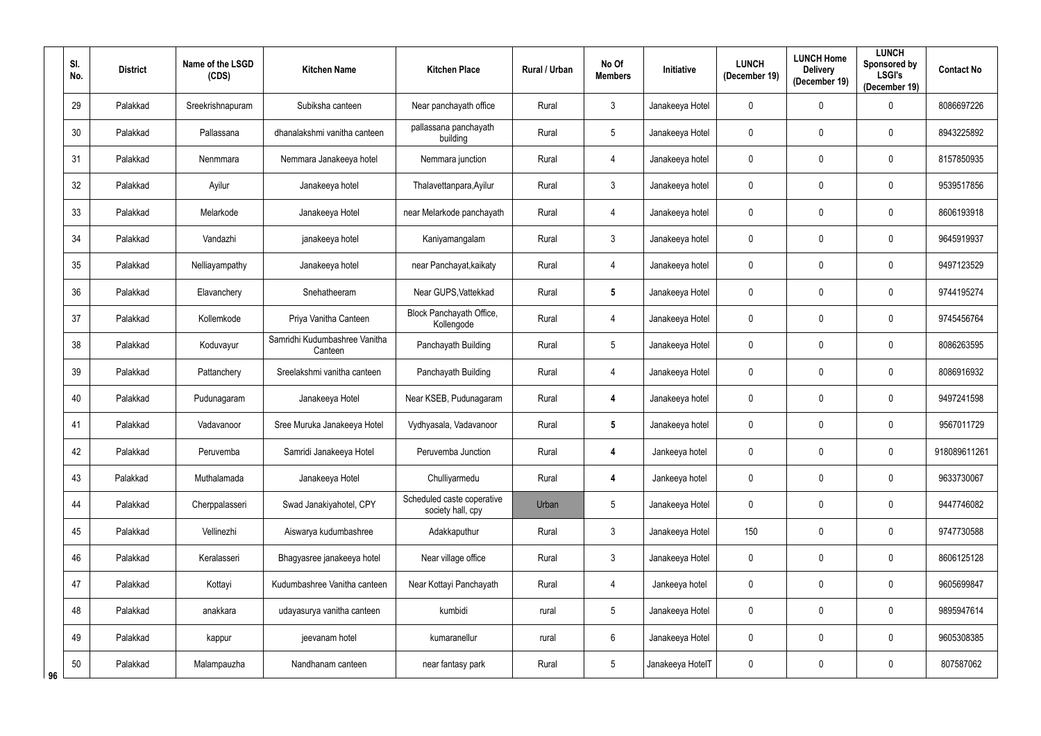| Sl. No. | District | Name of the LSGD (CDS) | Kitchen Name | Kitchen Place | Rural / Urban | No Of Members | Initiative | LUNCH (December 19) | LUNCH Home Delivery (December 19) | LUNCH Sponsored by LSGI's (December 19) | Contact No |
|---|---|---|---|---|---|---|---|---|---|---|---|
| 29 | Palakkad | Sreekrishnapuram | Subiksha canteen | Near panchayath office | Rural | 3 | Janakeeya Hotel | 0 | 0 | 0 | 8086697226 |
| 30 | Palakkad | Pallassana | dhanalakshmi vanitha canteen | pallassana panchayath building | Rural | 5 | Janakeeya Hotel | 0 | 0 | 0 | 8943225892 |
| 31 | Palakkad | Nenmmara | Nemmara Janakeeya hotel | Nemmara junction | Rural | 4 | Janakeeya hotel | 0 | 0 | 0 | 8157850935 |
| 32 | Palakkad | Ayilur | Janakeeya hotel | Thalavettanpara,Ayilur | Rural | 3 | Janakeeya hotel | 0 | 0 | 0 | 9539517856 |
| 33 | Palakkad | Melarkode | Janakeeya Hotel | near Melarkode panchayath | Rural | 4 | Janakeeya hotel | 0 | 0 | 0 | 8606193918 |
| 34 | Palakkad | Vandazhi | janakeeya hotel | Kaniyamangalam | Rural | 3 | Janakeeya hotel | 0 | 0 | 0 | 9645919937 |
| 35 | Palakkad | Nelliayampathy | Janakeeya hotel | near Panchayat,kaikaty | Rural | 4 | Janakeeya hotel | 0 | 0 | 0 | 9497123529 |
| 36 | Palakkad | Elavanchery | Snehatheeram | Near GUPS,Vattekkad | Rural | **5** | Janakeeya Hotel | 0 | 0 | 0 | 9744195274 |
| 37 | Palakkad | Kollemkode | Priya Vanitha Canteen | Block Panchayath Office, Kollengode | Rural | 4 | Janakeeya Hotel | 0 | 0 | 0 | 9745456764 |
| 38 | Palakkad | Koduvayur | Samridhi Kudumbashree Vanitha Canteen | Panchayath Building | Rural | 5 | Janakeeya Hotel | 0 | 0 | 0 | 8086263595 |
| 39 | Palakkad | Pattanchery | Sreelakshmi vanitha canteen | Panchayath Building | Rural | 4 | Janakeeya Hotel | 0 | 0 | 0 | 8086916932 |
| 40 | Palakkad | Pudunagaram | Janakeeya Hotel | Near KSEB, Pudunagaram | Rural | **4** | Janakeeya hotel | 0 | 0 | 0 | 9497241598 |
| 41 | Palakkad | Vadavanoor | Sree Muruka Janakeeya Hotel | Vydhyasala, Vadavanoor | Rural | **5** | Janakeeya hotel | 0 | 0 | 0 | 9567011729 |
| 42 | Palakkad | Peruvemba | Samridi Janakeeya Hotel | Peruvemba Junction | Rural | **4** | Jankeeya hotel | 0 | 0 | 0 | 918089611261 |
| 43 | Palakkad | Muthalamada | Janakeeya Hotel | Chulliyarmedu | Rural | **4** | Jankeeya hotel | 0 | 0 | 0 | 9633730067 |
| 44 | Palakkad | Cherppalasseri | Swad Janakiyahotel, CPY | Scheduled caste coperative society hall, cpy | Urban | 5 | Janakeeya Hotel | 0 | 0 | 0 | 9447746082 |
| 45 | Palakkad | Vellinezhi | Aiswarya kudumbashree | Adakkaputhur | Rural | 3 | Janakeeya Hotel | 150 | 0 | 0 | 9747730588 |
| 46 | Palakkad | Keralasseri | Bhagyasree janakeeya hotel | Near village office | Rural | 3 | Janakeeya Hotel | 0 | 0 | 0 | 8606125128 |
| 47 | Palakkad | Kottayi | Kudumbashree Vanitha canteen | Near Kottayi Panchayath | Rural | 4 | Jankeeya hotel | 0 | 0 | 0 | 9605699847 |
| 48 | Palakkad | anakkara | udayasurya vanitha canteen | kumbidi | rural | 5 | Janakeeya Hotel | 0 | 0 | 0 | 9895947614 |
| 49 | Palakkad | kappur | jeevanam hotel | kumaranellur | rural | 6 | Janakeeya Hotel | 0 | 0 | 0 | 9605308385 |
| 50 | Palakkad | Malampauzha | Nandhanam canteen | near fantasy park | Rural | 5 | Janakeeya HotelT | 0 | 0 | 0 | 807587062 |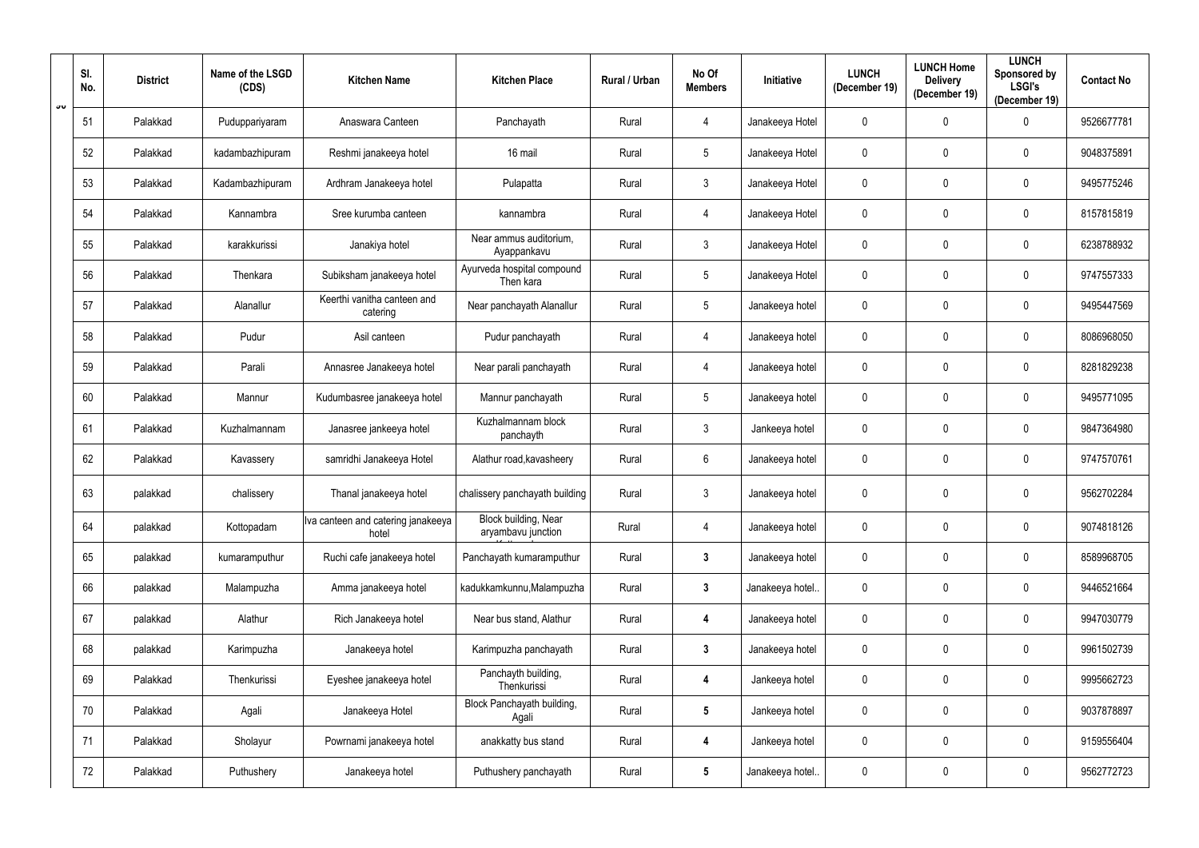| Sl. No. | District | Name of the LSGD (CDS) | Kitchen Name | Kitchen Place | Rural / Urban | No Of Members | Initiative | LUNCH (December 19) | LUNCH Home Delivery (December 19) | LUNCH Sponsored by LSGI's (December 19) | Contact No |
|---|---|---|---|---|---|---|---|---|---|---|---|
| 51 | Palakkad | Puduppariyaram | Anaswara Canteen | Panchayath | Rural | 4 | Janakeeya Hotel | 0 | 0 | 0 | 9526677781 |
| 52 | Palakkad | kadambazhipuram | Reshmi janakeeya hotel | 16 mail | Rural | 5 | Janakeeya Hotel | 0 | 0 | 0 | 9048375891 |
| 53 | Palakkad | Kadambazhipuram | Ardhram Janakeeya hotel | Pulapatta | Rural | 3 | Janakeeya Hotel | 0 | 0 | 0 | 9495775246 |
| 54 | Palakkad | Kannambra | Sree kurumba canteen | kannambra | Rural | 4 | Janakeeya Hotel | 0 | 0 | 0 | 8157815819 |
| 55 | Palakkad | karakkurissi | Janakiya hotel | Near ammus auditorium, Ayappankavu | Rural | 3 | Janakeeya Hotel | 0 | 0 | 0 | 6238788932 |
| 56 | Palakkad | Thenkara | Subiksham janakeeya hotel | Ayurveda hospital compound Then kara | Rural | 5 | Janakeeya Hotel | 0 | 0 | 0 | 9747557333 |
| 57 | Palakkad | Alanallur | Keerthi vanitha canteen and catering | Near panchayath Alanallur | Rural | 5 | Janakeeya hotel | 0 | 0 | 0 | 9495447569 |
| 58 | Palakkad | Pudur | Asil canteen | Pudur panchayath | Rural | 4 | Janakeeya hotel | 0 | 0 | 0 | 8086968050 |
| 59 | Palakkad | Parali | Annasree Janakeeya hotel | Near parali panchayath | Rural | 4 | Janakeeya hotel | 0 | 0 | 0 | 8281829238 |
| 60 | Palakkad | Mannur | Kudumbasree janakeeya hotel | Mannur panchayath | Rural | 5 | Janakeeya hotel | 0 | 0 | 0 | 9495771095 |
| 61 | Palakkad | Kuzhalmannam | Janasree jankeeya hotel | Kuzhalmannam block panchayth | Rural | 3 | Jankeeya hotel | 0 | 0 | 0 | 9847364980 |
| 62 | Palakkad | Kavassery | samridhi Janakeeya Hotel | Alathur road,kavasheery | Rural | 6 | Janakeeya hotel | 0 | 0 | 0 | 9747570761 |
| 63 | palakkad | chalissery | Thanal janakeeya hotel | chalissery panchayath building | Rural | 3 | Janakeeya hotel | 0 | 0 | 0 | 9562702284 |
| 64 | palakkad | Kottopadam | Iva canteen and catering janakeeya hotel | Block building, Near aryambavu junction | Rural | 4 | Janakeeya hotel | 0 | 0 | 0 | 9074818126 |
| 65 | palakkad | kumaramputhur | Ruchi cafe janakeeya hotel | Panchayath kumaramputhur | Rural | 3 | Janakeeya hotel | 0 | 0 | 0 | 8589968705 |
| 66 | palakkad | Malampuzha | Amma janakeeya hotel | kadukkamkunnu,Malampuzha | Rural | 3 | Janakeeya hotel.. | 0 | 0 | 0 | 9446521664 |
| 67 | palakkad | Alathur | Rich Janakeeya hotel | Near bus stand, Alathur | Rural | 4 | Janakeeya hotel | 0 | 0 | 0 | 9947030779 |
| 68 | palakkad | Karimpuzha | Janakeeya hotel | Karimpuzha panchayath | Rural | 3 | Janakeeya hotel | 0 | 0 | 0 | 9961502739 |
| 69 | Palakkad | Thenkurissi | Eyeshee janakeeya hotel | Panchayth building, Thenkurissi | Rural | 4 | Jankeeya hotel | 0 | 0 | 0 | 9995662723 |
| 70 | Palakkad | Agali | Janakeeya Hotel | Block Panchayath building, Agali | Rural | 5 | Jankeeya hotel | 0 | 0 | 0 | 9037878897 |
| 71 | Palakkad | Sholayur | Powrnami janakeeya hotel | anakkatty bus stand | Rural | 4 | Jankeeya hotel | 0 | 0 | 0 | 9159556404 |
| 72 | Palakkad | Puthushery | Janakeeya hotel | Puthushery panchayath | Rural | 5 | Janakeeya hotel.. | 0 | 0 | 0 | 9562772723 |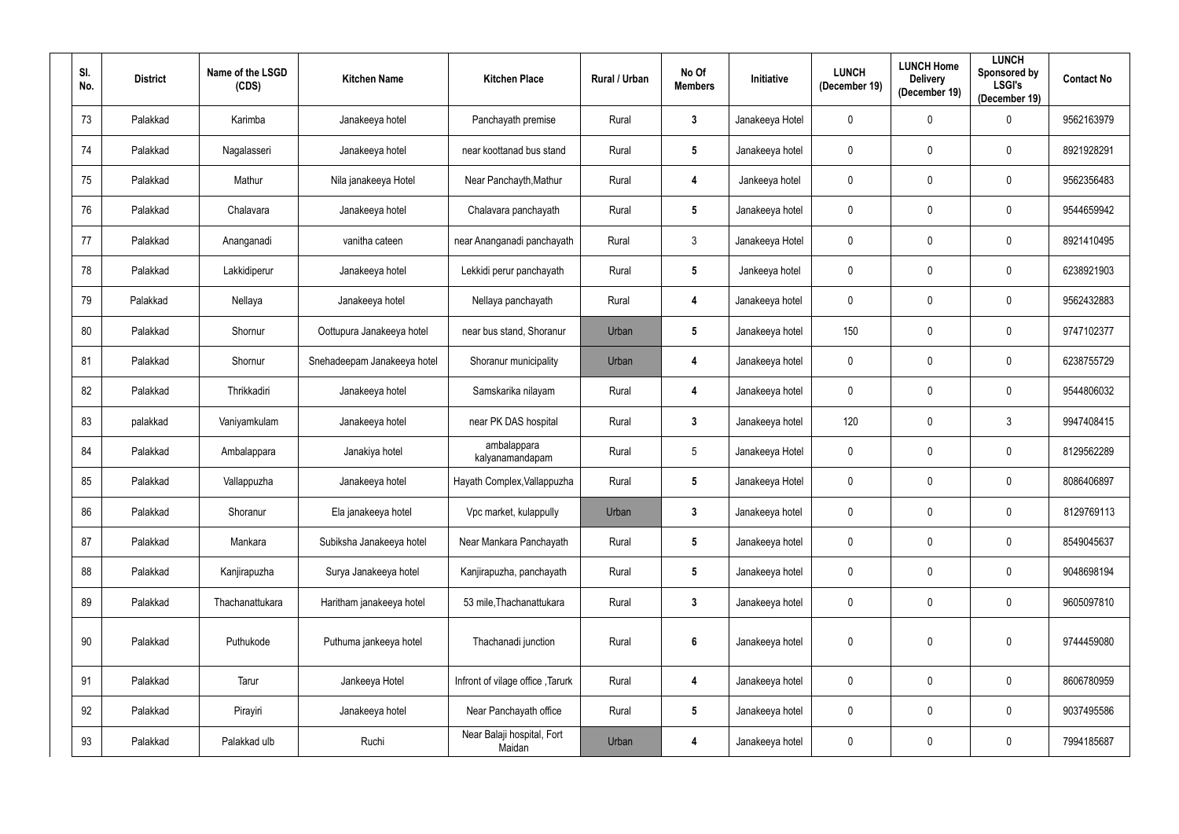| Sl. No. | District | Name of the LSGD (CDS) | Kitchen Name | Kitchen Place | Rural / Urban | No Of Members | Initiative | LUNCH (December 19) | LUNCH Home Delivery (December 19) | LUNCH Sponsored by LSGI's (December 19) | Contact No |
|---|---|---|---|---|---|---|---|---|---|---|---|
| 73 | Palakkad | Karimba | Janakeeya hotel | Panchayath premise | Rural | 3 | Janakeeya Hotel | 0 | 0 | 0 | 9562163979 |
| 74 | Palakkad | Nagalasseri | Janakeeya hotel | near koottanad bus stand | Rural | 5 | Janakeeya hotel | 0 | 0 | 0 | 8921928291 |
| 75 | Palakkad | Mathur | Nila janakeeya Hotel | Near Panchayth,Mathur | Rural | 4 | Jankeeya hotel | 0 | 0 | 0 | 9562356483 |
| 76 | Palakkad | Chalavara | Janakeeya hotel | Chalavara panchayath | Rural | 5 | Janakeeya hotel | 0 | 0 | 0 | 9544659942 |
| 77 | Palakkad | Ananganadi | vanitha cateen | near Ananganadi panchayath | Rural | 3 | Janakeeya Hotel | 0 | 0 | 0 | 8921410495 |
| 78 | Palakkad | Lakkidiperur | Janakeeya hotel | Lekkidi perur panchayath | Rural | 5 | Jankeeya hotel | 0 | 0 | 0 | 6238921903 |
| 79 | Palakkad | Nellaya | Janakeeya hotel | Nellaya panchayath | Rural | 4 | Janakeeya hotel | 0 | 0 | 0 | 9562432883 |
| 80 | Palakkad | Shornur | Oottupura Janakeeya hotel | near bus stand, Shoranur | Urban | 5 | Janakeeya hotel | 150 | 0 | 0 | 9747102377 |
| 81 | Palakkad | Shornur | Snehadeepam Janakeeya hotel | Shoranur municipality | Urban | 4 | Janakeeya hotel | 0 | 0 | 0 | 6238755729 |
| 82 | Palakkad | Thrikkadiri | Janakeeya hotel | Samskarika nilayam | Rural | 4 | Janakeeya hotel | 0 | 0 | 0 | 9544806032 |
| 83 | palakkad | Vaniyamkulam | Janakeeya hotel | near PK DAS hospital | Rural | 3 | Janakeeya hotel | 120 | 0 | 3 | 9947408415 |
| 84 | Palakkad | Ambalappara | Janakiya hotel | ambalappara kalyanamandapam | Rural | 5 | Janakeeya Hotel | 0 | 0 | 0 | 8129562289 |
| 85 | Palakkad | Vallappuzha | Janakeeya hotel | Hayath Complex,Vallappuzha | Rural | 5 | Janakeeya Hotel | 0 | 0 | 0 | 8086406897 |
| 86 | Palakkad | Shoranur | Ela janakeeya hotel | Vpc market, kulappully | Urban | 3 | Janakeeya hotel | 0 | 0 | 0 | 8129769113 |
| 87 | Palakkad | Mankara | Subiksha Janakeeya hotel | Near Mankara Panchayath | Rural | 5 | Janakeeya hotel | 0 | 0 | 0 | 8549045637 |
| 88 | Palakkad | Kanjirapuzha | Surya Janakeeya hotel | Kanjirapuzha, panchayath | Rural | 5 | Janakeeya hotel | 0 | 0 | 0 | 9048698194 |
| 89 | Palakkad | Thachanattukara | Haritham janakeeya hotel | 53 mile,Thachanattukara | Rural | 3 | Janakeeya hotel | 0 | 0 | 0 | 9605097810 |
| 90 | Palakkad | Puthukode | Puthuma jankeeya hotel | Thachanadi junction | Rural | 6 | Janakeeya hotel | 0 | 0 | 0 | 9744459080 |
| 91 | Palakkad | Tarur | Jankeeya Hotel | Infront of vilage office ,Tarurk | Rural | 4 | Janakeeya hotel | 0 | 0 | 0 | 8606780959 |
| 92 | Palakkad | Pirayiri | Janakeeya hotel | Near Panchayath office | Rural | 5 | Janakeeya hotel | 0 | 0 | 0 | 9037495586 |
| 93 | Palakkad | Palakkad ulb | Ruchi | Near Balaji hospital, Fort Maidan | Urban | 4 | Janakeeya hotel | 0 | 0 | 0 | 7994185687 |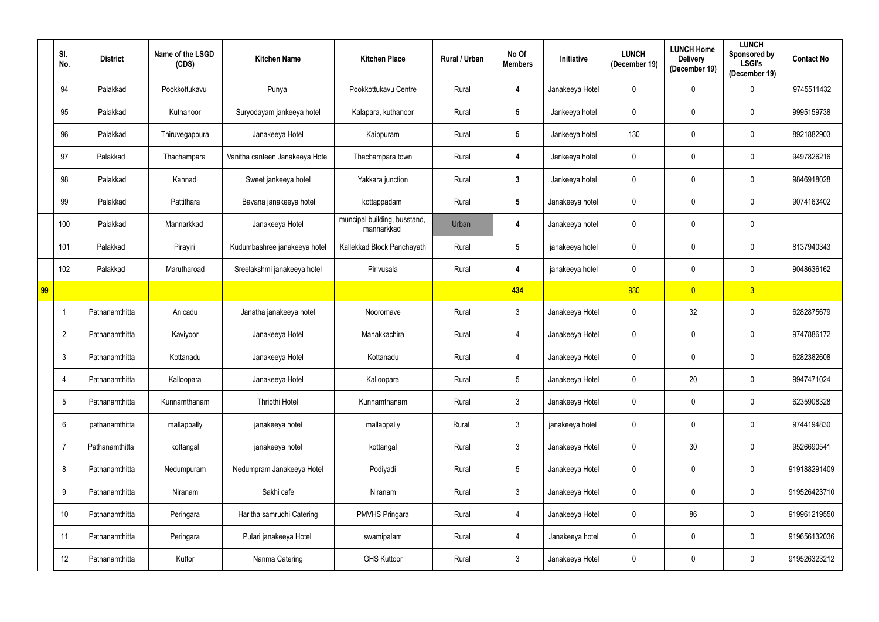| | Sl. No. | District | Name of the LSGD (CDS) | Kitchen Name | Kitchen Place | Rural / Urban | No Of Members | Initiative | LUNCH (December 19) | LUNCH Home Delivery (December 19) | LUNCH Sponsored by LSGI's (December 19) | Contact No |
|---|---|---|---|---|---|---|---|---|---|---|---|---|
| | 94 | Palakkad | Pookkottukavu | Punya | Pookkottukavu Centre | Rural | **4** | Janakeeya Hotel | 0 | 0 | 0 | 9745511432 |
| | 95 | Palakkad | Kuthanoor | Suryodayam jankeeya hotel | Kalapara, kuthanoor | Rural | **5** | Jankeeya hotel | 0 | 0 | 0 | 9995159738 |
| | 96 | Palakkad | Thiruvegappura | Janakeeya Hotel | Kaippuram | Rural | **5** | Jankeeya hotel | 130 | 0 | 0 | 8921882903 |
| | 97 | Palakkad | Thachampara | Vanitha canteen Janakeeya Hotel | Thachampara town | Rural | **4** | Jankeeya hotel | 0 | 0 | 0 | 9497826216 |
| | 98 | Palakkad | Kannadi | Sweet jankeeya hotel | Yakkara junction | Rural | **3** | Jankeeya hotel | 0 | 0 | 0 | 9846918028 |
| | 99 | Palakkad | Pattithara | Bavana janakeeya hotel | kottappadam | Rural | **5** | Janakeeya hotel | 0 | 0 | 0 | 9074163402 |
| | 100 | Palakkad | Mannarkkad | Janakeeya Hotel | muncipal building, busstand, mannarkkad | Urban | **4** | Janakeeya hotel | 0 | 0 | 0 | |
| | 101 | Palakkad | Pirayiri | Kudumbashree janakeeya hotel | Kallekkad Block Panchayath | Rural | **5** | janakeeya hotel | 0 | 0 | 0 | 8137940343 |
| | 102 | Palakkad | Marutharoad | Sreelakshmi janakeeya hotel | Pirivusala | Rural | **4** | janakeeya hotel | 0 | 0 | 0 | 9048636162 |
| **99** | | | | | | | **434** | | 930 | 0 | 3 | |
| | 1 | Pathanamthitta | Anicadu | Janatha janakeeya hotel | Nooromave | Rural | 3 | Janakeeya Hotel | 0 | 32 | 0 | 6282875679 |
| | 2 | Pathanamthitta | Kaviyoor | Janakeeya Hotel | Manakkachira | Rural | 4 | Janakeeya Hotel | 0 | 0 | 0 | 9747886172 |
| | 3 | Pathanamthitta | Kottanadu | Janakeeya Hotel | Kottanadu | Rural | 4 | Janakeeya Hotel | 0 | 0 | 0 | 6282382608 |
| | 4 | Pathanamthitta | Kalloopara | Janakeeya Hotel | Kalloopara | Rural | 5 | Janakeeya Hotel | 0 | 20 | 0 | 9947471024 |
| | 5 | Pathanamthitta | Kunnamthanam | Thripthi Hotel | Kunnamthanam | Rural | 3 | Janakeeya Hotel | 0 | 0 | 0 | 6235908328 |
| | 6 | pathanamthitta | mallappally | janakeeya hotel | mallappally | Rural | 3 | janakeeya hotel | 0 | 0 | 0 | 9744194830 |
| | 7 | Pathanamthitta | kottangal | janakeeya hotel | kottangal | Rural | 3 | Janakeeya Hotel | 0 | 30 | 0 | 9526690541 |
| | 8 | Pathanamthitta | Nedumpuram | Nedumpram Janakeeya Hotel | Podiyadi | Rural | 5 | Janakeeya Hotel | 0 | 0 | 0 | 919188291409 |
| | 9 | Pathanamthitta | Niranam | Sakhi cafe | Niranam | Rural | 3 | Janakeeya Hotel | 0 | 0 | 0 | 919526423710 |
| | 10 | Pathanamthitta | Peringara | Haritha samrudhi Catering | PMVHS Pringara | Rural | 4 | Janakeeya Hotel | 0 | 86 | 0 | 919961219550 |
| | 11 | Pathanamthitta | Peringara | Pulari janakeeya Hotel | swamipalam | Rural | 4 | Janakeeya hotel | 0 | 0 | 0 | 919656132036 |
| | 12 | Pathanamthitta | Kuttor | Nanma Catering | GHS Kuttoor | Rural | 3 | Janakeeya Hotel | 0 | 0 | 0 | 919526323212 |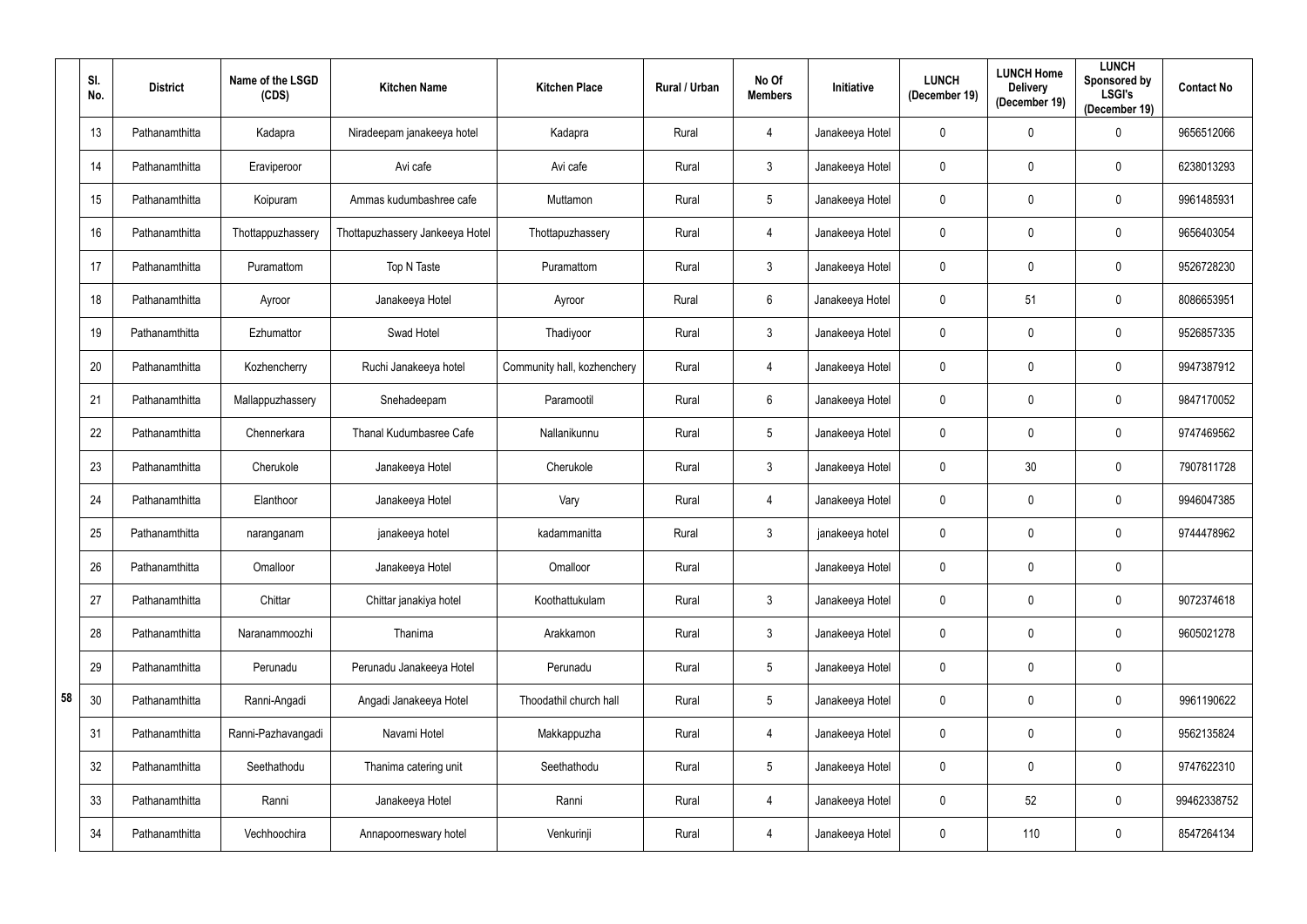| | Sl. No. | District | Name of the LSGD (CDS) | Kitchen Name | Kitchen Place | Rural / Urban | No Of Members | Initiative | LUNCH (December 19) | LUNCH Home Delivery (December 19) | LUNCH Sponsored by LSGI's (December 19) | Contact No |
|---|---|---|---|---|---|---|---|---|---|---|---|---|
| | 13 | Pathanamthitta | Kadapra | Niradeepam janakeeya hotel | Kadapra | Rural | 4 | Janakeeya Hotel | 0 | 0 | 0 | 9656512066 |
| | 14 | Pathanamthitta | Eraviperoor | Avi cafe | Avi cafe | Rural | 3 | Janakeeya Hotel | 0 | 0 | 0 | 6238013293 |
| | 15 | Pathanamthitta | Koipuram | Ammas kudumbashree cafe | Muttamon | Rural | 5 | Janakeeya Hotel | 0 | 0 | 0 | 9961485931 |
| | 16 | Pathanamthitta | Thottappuzhassery | Thottapuzhassery Jankeeya Hotel | Thottapuzhassery | Rural | 4 | Janakeeya Hotel | 0 | 0 | 0 | 9656403054 |
| | 17 | Pathanamthitta | Puramattom | Top N Taste | Puramattom | Rural | 3 | Janakeeya Hotel | 0 | 0 | 0 | 9526728230 |
| | 18 | Pathanamthitta | Ayroor | Janakeeya Hotel | Ayroor | Rural | 6 | Janakeeya Hotel | 0 | 51 | 0 | 8086653951 |
| | 19 | Pathanamthitta | Ezhumattor | Swad Hotel | Thadiyoor | Rural | 3 | Janakeeya Hotel | 0 | 0 | 0 | 9526857335 |
| | 20 | Pathanamthitta | Kozhencherry | Ruchi Janakeeya hotel | Community hall, kozhenchery | Rural | 4 | Janakeeya Hotel | 0 | 0 | 0 | 9947387912 |
| | 21 | Pathanamthitta | Mallappuzhassery | Snehadeepam | Paramootil | Rural | 6 | Janakeeya Hotel | 0 | 0 | 0 | 9847170052 |
| | 22 | Pathanamthitta | Chennerkara | Thanal Kudumbasree Cafe | Nallanikunnu | Rural | 5 | Janakeeya Hotel | 0 | 0 | 0 | 9747469562 |
| | 23 | Pathanamthitta | Cherukole | Janakeeya Hotel | Cherukole | Rural | 3 | Janakeeya Hotel | 0 | 30 | 0 | 7907811728 |
| | 24 | Pathanamthitta | Elanthoor | Janakeeya Hotel | Vary | Rural | 4 | Janakeeya Hotel | 0 | 0 | 0 | 9946047385 |
| | 25 | Pathanamthitta | naranganam | janakeeya hotel | kadammanitta | Rural | 3 | janakeeya hotel | 0 | 0 | 0 | 9744478962 |
| | 26 | Pathanamthitta | Omalloor | Janakeeya Hotel | Omalloor | Rural | | Janakeeya Hotel | 0 | 0 | 0 | |
| | 27 | Pathanamthitta | Chittar | Chittar janakiya hotel | Koothattukulam | Rural | 3 | Janakeeya Hotel | 0 | 0 | 0 | 9072374618 |
| | 28 | Pathanamthitta | Naranammoozhi | Thanima | Arakkamon | Rural | 3 | Janakeeya Hotel | 0 | 0 | 0 | 9605021278 |
| | 29 | Pathanamthitta | Perunadu | Perunadu Janakeeya Hotel | Perunadu | Rural | 5 | Janakeeya Hotel | 0 | 0 | 0 | |
| 58 | 30 | Pathanamthitta | Ranni-Angadi | Angadi Janakeeya Hotel | Thoodathil church hall | Rural | 5 | Janakeeya Hotel | 0 | 0 | 0 | 9961190622 |
| | 31 | Pathanamthitta | Ranni-Pazhavangadi | Navami Hotel | Makkappuzha | Rural | 4 | Janakeeya Hotel | 0 | 0 | 0 | 9562135824 |
| | 32 | Pathanamthitta | Seethathodu | Thanima catering unit | Seethathodu | Rural | 5 | Janakeeya Hotel | 0 | 0 | 0 | 9747622310 |
| | 33 | Pathanamthitta | Ranni | Janakeeya Hotel | Ranni | Rural | 4 | Janakeeya Hotel | 0 | 52 | 0 | 99462338752 |
| | 34 | Pathanamthitta | Vechhoochira | Annapoorneswary hotel | Venkurinji | Rural | 4 | Janakeeya Hotel | 0 | 110 | 0 | 8547264134 |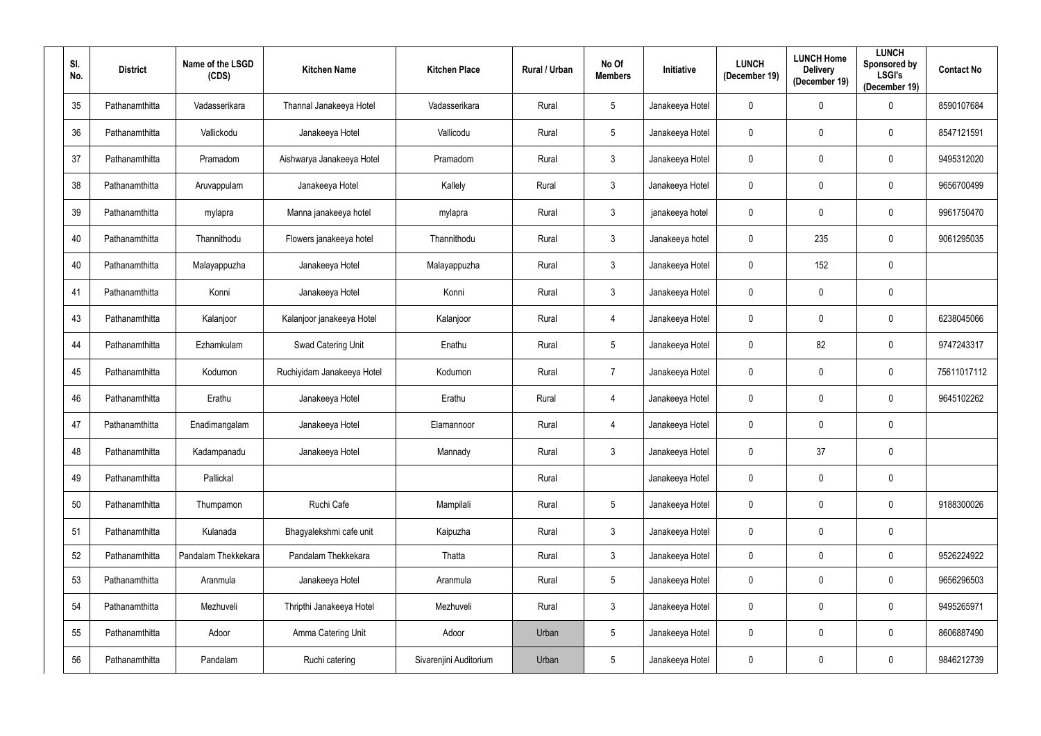| Sl. No. | District | Name of the LSGD (CDS) | Kitchen Name | Kitchen Place | Rural / Urban | No Of Members | Initiative | LUNCH (December 19) | LUNCH Home Delivery (December 19) | LUNCH Sponsored by LSGI's (December 19) | Contact No |
|---|---|---|---|---|---|---|---|---|---|---|---|
| 35 | Pathanamthitta | Vadasserikara | Thannal Janakeeya Hotel | Vadasserikara | Rural | 5 | Janakeeya Hotel | 0 | 0 | 0 | 8590107684 |
| 36 | Pathanamthitta | Vallickodu | Janakeeya Hotel | Vallicodu | Rural | 5 | Janakeeya Hotel | 0 | 0 | 0 | 8547121591 |
| 37 | Pathanamthitta | Pramadom | Aishwarya Janakeeya Hotel | Pramadom | Rural | 3 | Janakeeya Hotel | 0 | 0 | 0 | 9495312020 |
| 38 | Pathanamthitta | Aruvappulam | Janakeeya Hotel | Kallely | Rural | 3 | Janakeeya Hotel | 0 | 0 | 0 | 9656700499 |
| 39 | Pathanamthitta | mylapra | Manna janakeeya hotel | mylapra | Rural | 3 | janakeeya hotel | 0 | 0 | 0 | 9961750470 |
| 40 | Pathanamthitta | Thannithodu | Flowers janakeeya hotel | Thannithodu | Rural | 3 | Janakeeya hotel | 0 | 235 | 0 | 9061295035 |
| 40 | Pathanamthitta | Malayappuzha | Janakeeya Hotel | Malayappuzha | Rural | 3 | Janakeeya Hotel | 0 | 152 | 0 | |
| 41 | Pathanamthitta | Konni | Janakeeya Hotel | Konni | Rural | 3 | Janakeeya Hotel | 0 | 0 | 0 | |
| 43 | Pathanamthitta | Kalanjoor | Kalanjoor janakeeya Hotel | Kalanjoor | Rural | 4 | Janakeeya Hotel | 0 | 0 | 0 | 6238045066 |
| 44 | Pathanamthitta | Ezhamkulam | Swad Catering Unit | Enathu | Rural | 5 | Janakeeya Hotel | 0 | 82 | 0 | 9747243317 |
| 45 | Pathanamthitta | Kodumon | Ruchiyidam Janakeeya Hotel | Kodumon | Rural | 7 | Janakeeya Hotel | 0 | 0 | 0 | 75611017112 |
| 46 | Pathanamthitta | Erathu | Janakeeya Hotel | Erathu | Rural | 4 | Janakeeya Hotel | 0 | 0 | 0 | 9645102262 |
| 47 | Pathanamthitta | Enadimangalam | Janakeeya Hotel | Elamannoor | Rural | 4 | Janakeeya Hotel | 0 | 0 | 0 | |
| 48 | Pathanamthitta | Kadampanadu | Janakeeya Hotel | Mannady | Rural | 3 | Janakeeya Hotel | 0 | 37 | 0 | |
| 49 | Pathanamthitta | Pallickal | | | Rural | | Janakeeya Hotel | 0 | 0 | 0 | |
| 50 | Pathanamthitta | Thumpamon | Ruchi Cafe | Mampilali | Rural | 5 | Janakeeya Hotel | 0 | 0 | 0 | 9188300026 |
| 51 | Pathanamthitta | Kulanada | Bhagyalekshmi cafe unit | Kaipuzha | Rural | 3 | Janakeeya Hotel | 0 | 0 | 0 | |
| 52 | Pathanamthitta | Pandalam Thekkekara | Pandalam Thekkekara | Thatta | Rural | 3 | Janakeeya Hotel | 0 | 0 | 0 | 9526224922 |
| 53 | Pathanamthitta | Aranmula | Janakeeya Hotel | Aranmula | Rural | 5 | Janakeeya Hotel | 0 | 0 | 0 | 9656296503 |
| 54 | Pathanamthitta | Mezhuveli | Thripthi Janakeeya Hotel | Mezhuveli | Rural | 3 | Janakeeya Hotel | 0 | 0 | 0 | 9495265971 |
| 55 | Pathanamthitta | Adoor | Amma Catering Unit | Adoor | Urban | 5 | Janakeeya Hotel | 0 | 0 | 0 | 8606887490 |
| 56 | Pathanamthitta | Pandalam | Ruchi catering | Sivarenjini Auditorium | Urban | 5 | Janakeeya Hotel | 0 | 0 | 0 | 9846212739 |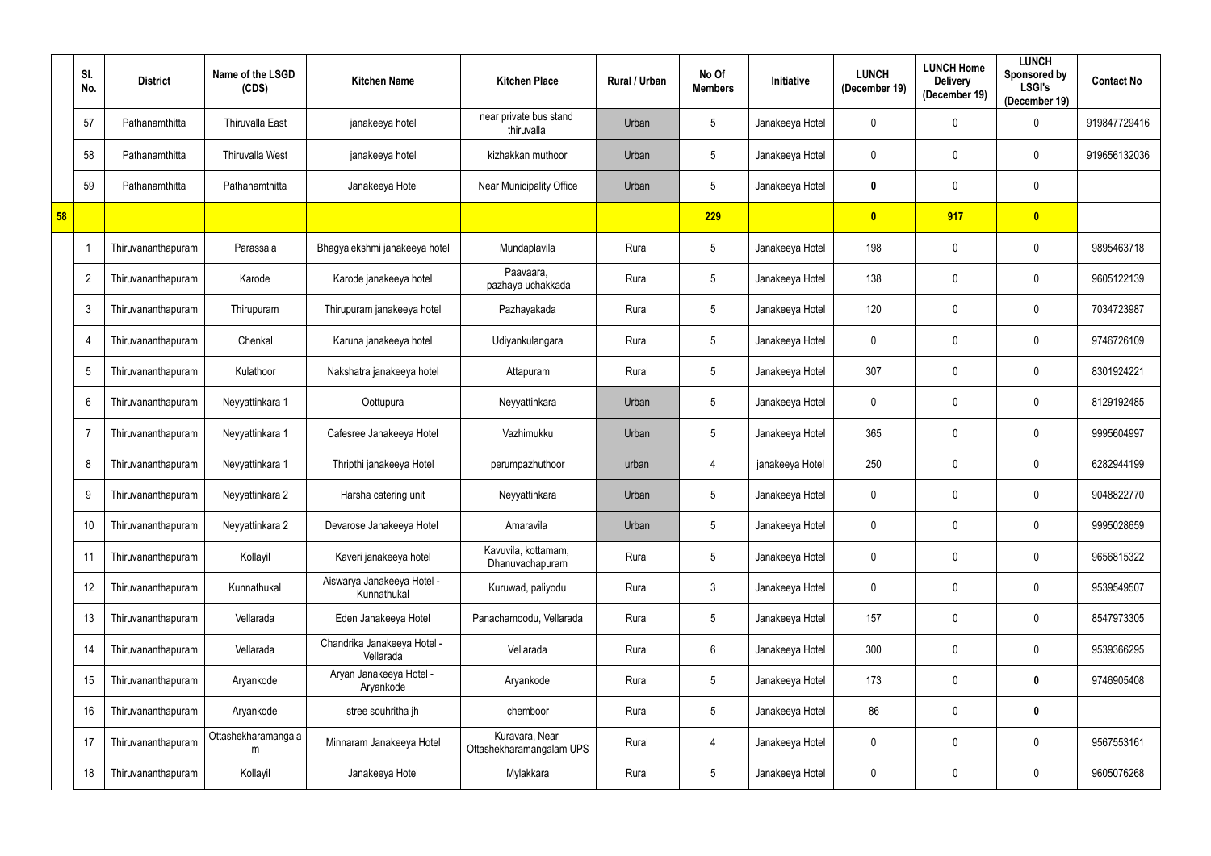| | Sl. No. | District | Name of the LSGD (CDS) | Kitchen Name | Kitchen Place | Rural / Urban | No Of Members | Initiative | LUNCH (December 19) | LUNCH Home Delivery (December 19) | LUNCH Sponsored by LSGI's (December 19) | Contact No |
|---|---|---|---|---|---|---|---|---|---|---|---|---|
| | 57 | Pathanamthitta | Thiruvalla East | janakeeya hotel | near private bus stand thiruvalla | Urban | 5 | Janakeeya Hotel | 0 | 0 | 0 | 919847729416 |
| | 58 | Pathanamthitta | Thiruvalla West | janakeeya hotel | kizhakkan muthoor | Urban | 5 | Janakeeya Hotel | 0 | 0 | 0 | 919656132036 |
| | 59 | Pathanamthitta | Pathanamthitta | Janakeeya Hotel | Near Municipality Office | Urban | 5 | Janakeeya Hotel | **0** | 0 | 0 | |
| **58** | | | | | | | **229** | | **0** | **917** | **0** | |
| | 1 | Thiruvananthapuram | Parassala | Bhagyalekshmi janakeeya hotel | Mundaplavila | Rural | 5 | Janakeeya Hotel | 198 | 0 | 0 | 9895463718 |
| | 2 | Thiruvananthapuram | Karode | Karode janakeeya hotel | Paavaara, pazhaya uchakkada | Rural | 5 | Janakeeya Hotel | 138 | 0 | 0 | 9605122139 |
| | 3 | Thiruvananthapuram | Thirupuram | Thirupuram janakeeya hotel | Pazhayakada | Rural | 5 | Janakeeya Hotel | 120 | 0 | 0 | 7034723987 |
| | 4 | Thiruvananthapuram | Chenkal | Karuna janakeeya hotel | Udiyankulangara | Rural | 5 | Janakeeya Hotel | 0 | 0 | 0 | 9746726109 |
| | 5 | Thiruvananthapuram | Kulathoor | Nakshatra janakeeya hotel | Attapuram | Rural | 5 | Janakeeya Hotel | 307 | 0 | 0 | 8301924221 |
| | 6 | Thiruvananthapuram | Neyyattinkara 1 | Oottupura | Neyyattinkara | Urban | 5 | Janakeeya Hotel | 0 | 0 | 0 | 8129192485 |
| | 7 | Thiruvananthapuram | Neyyattinkara 1 | Cafesree Janakeeya Hotel | Vazhimukku | Urban | 5 | Janakeeya Hotel | 365 | 0 | 0 | 9995604997 |
| | 8 | Thiruvananthapuram | Neyyattinkara 1 | Thripthi janakeeya Hotel | perumpazhuthoor | urban | 4 | janakeeya Hotel | 250 | 0 | 0 | 6282944199 |
| | 9 | Thiruvananthapuram | Neyyattinkara 2 | Harsha catering unit | Neyyattinkara | Urban | 5 | Janakeeya Hotel | 0 | 0 | 0 | 9048822770 |
| | 10 | Thiruvananthapuram | Neyyattinkara 2 | Devarose Janakeeya Hotel | Amaravila | Urban | 5 | Janakeeya Hotel | 0 | 0 | 0 | 9995028659 |
| | 11 | Thiruvananthapuram | Kollayil | Kaveri janakeeya hotel | Kavuvila, kottamam, Dhanuvachapuram | Rural | 5 | Janakeeya Hotel | 0 | 0 | 0 | 9656815322 |
| | 12 | Thiruvananthapuram | Kunnathukal | Aiswarya Janakeeya Hotel - Kunnathukal | Kuruwad, paliyodu | Rural | 3 | Janakeeya Hotel | 0 | 0 | 0 | 9539549507 |
| | 13 | Thiruvananthapuram | Vellarada | Eden Janakeeya Hotel | Panachamoodu, Vellarada | Rural | 5 | Janakeeya Hotel | 157 | 0 | 0 | 8547973305 |
| | 14 | Thiruvananthapuram | Vellarada | Chandrika Janakeeya Hotel - Vellarada | Vellarada | Rural | 6 | Janakeeya Hotel | 300 | 0 | 0 | 9539366295 |
| | 15 | Thiruvananthapuram | Aryankode | Aryan Janakeeya Hotel - Aryankode | Aryankode | Rural | 5 | Janakeeya Hotel | 173 | 0 | **0** | 9746905408 |
| | 16 | Thiruvananthapuram | Aryankode | stree souhritha jh | chemboor | Rural | 5 | Janakeeya Hotel | 86 | 0 | **0** | |
| | 17 | Thiruvananthapuram | Ottashekharamangalam | Minnaram Janakeeya Hotel | Kuravara, Near Ottashekharamangalam UPS | Rural | 4 | Janakeeya Hotel | 0 | 0 | 0 | 9567553161 |
| | 18 | Thiruvananthapuram | Kollayil | Janakeeya Hotel | Mylakkara | Rural | 5 | Janakeeya Hotel | 0 | 0 | 0 | 9605076268 |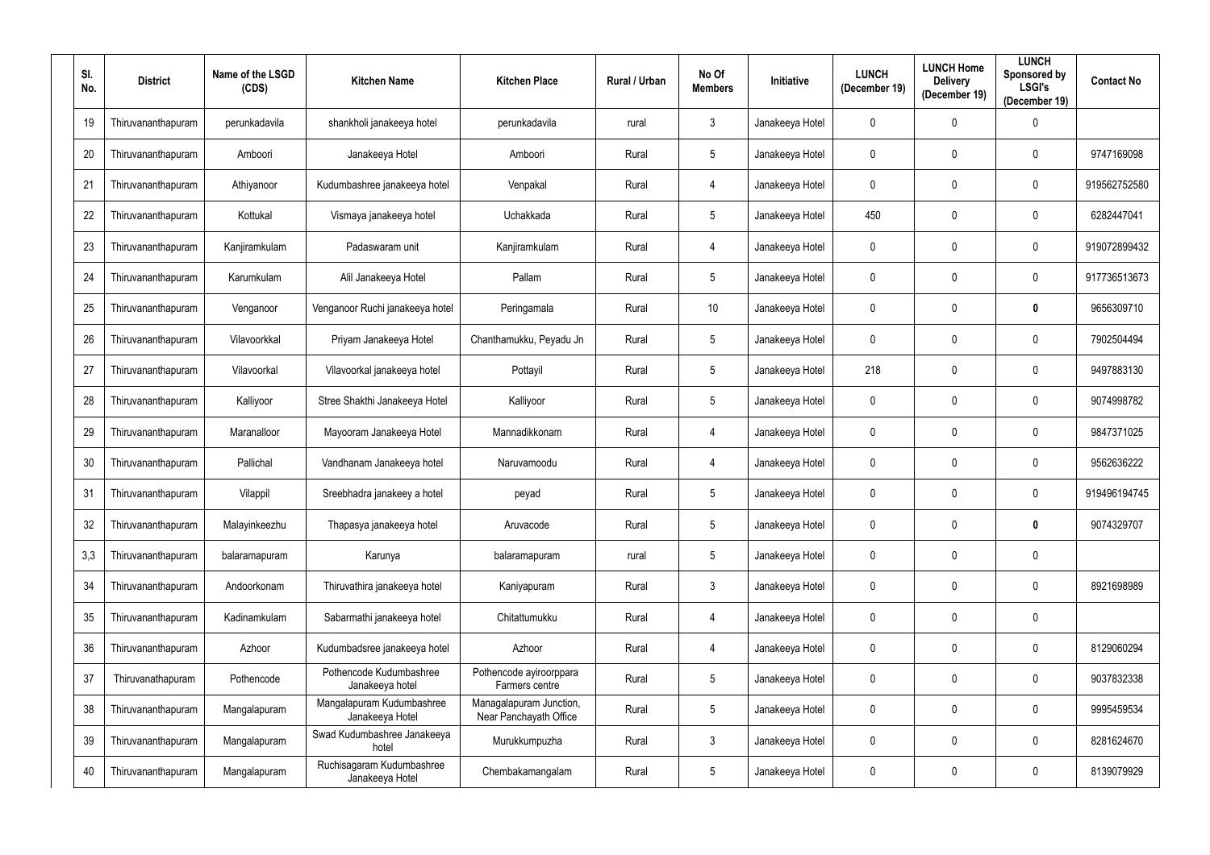| Sl. No. | District | Name of the LSGD (CDS) | Kitchen Name | Kitchen Place | Rural / Urban | No Of Members | Initiative | LUNCH (December 19) | LUNCH Home Delivery (December 19) | LUNCH Sponsored by LSGI's (December 19) | Contact No |
|---|---|---|---|---|---|---|---|---|---|---|---|
| 19 | Thiruvananthapuram | perunkadavila | shankholi janakeeya hotel | perunkadavila | rural | 3 | Janakeeya Hotel | 0 | 0 | 0 | |
| 20 | Thiruvananthapuram | Amboori | Janakeeya Hotel | Amboori | Rural | 5 | Janakeeya Hotel | 0 | 0 | 0 | 9747169098 |
| 21 | Thiruvananthapuram | Athiyanoor | Kudumbashree janakeeya hotel | Venpakal | Rural | 4 | Janakeeya Hotel | 0 | 0 | 0 | 919562752580 |
| 22 | Thiruvananthapuram | Kottukal | Vismaya janakeeya hotel | Uchakkada | Rural | 5 | Janakeeya Hotel | 450 | 0 | 0 | 6282447041 |
| 23 | Thiruvananthapuram | Kanjiramkulam | Padaswaram unit | Kanjiramkulam | Rural | 4 | Janakeeya Hotel | 0 | 0 | 0 | 919072899432 |
| 24 | Thiruvananthapuram | Karumkulam | Alil Janakeeya Hotel | Pallam | Rural | 5 | Janakeeya Hotel | 0 | 0 | 0 | 917736513673 |
| 25 | Thiruvananthapuram | Venganoor | Venganoor Ruchi janakeeya hotel | Peringamala | Rural | 10 | Janakeeya Hotel | 0 | 0 | **0** | 9656309710 |
| 26 | Thiruvananthapuram | Vilavoorkkal | Priyam Janakeeya Hotel | Chanthamukku, Peyadu Jn | Rural | 5 | Janakeeya Hotel | 0 | 0 | 0 | 7902504494 |
| 27 | Thiruvananthapuram | Vilavoorkal | Vilavoorkal janakeeya hotel | Pottayil | Rural | 5 | Janakeeya Hotel | 218 | 0 | 0 | 9497883130 |
| 28 | Thiruvananthapuram | Kalliyoor | Stree Shakthi Janakeeya Hotel | Kalliyoor | Rural | 5 | Janakeeya Hotel | 0 | 0 | 0 | 9074998782 |
| 29 | Thiruvananthapuram | Maranalloor | Mayooram Janakeeya Hotel | Mannadikkonam | Rural | 4 | Janakeeya Hotel | 0 | 0 | 0 | 9847371025 |
| 30 | Thiruvananthapuram | Pallichal | Vandhanam Janakeeya hotel | Naruvamoodu | Rural | 4 | Janakeeya Hotel | 0 | 0 | 0 | 9562636222 |
| 31 | Thiruvananthapuram | Vilappil | Sreebhadra janakeey a hotel | peyad | Rural | 5 | Janakeeya Hotel | 0 | 0 | 0 | 919496194745 |
| 32 | Thiruvananthapuram | Malayinkeezhu | Thapasya janakeeya hotel | Aruvacode | Rural | 5 | Janakeeya Hotel | 0 | 0 | **0** | 9074329707 |
| 3,3 | Thiruvananthapuram | balaramapuram | Karunya | balaramapuram | rural | 5 | Janakeeya Hotel | 0 | 0 | 0 | |
| 34 | Thiruvananthapuram | Andoorkonam | Thiruvathira janakeeya hotel | Kaniyapuram | Rural | 3 | Janakeeya Hotel | 0 | 0 | 0 | 8921698989 |
| 35 | Thiruvananthapuram | Kadinamkulam | Sabarmathi janakeeya hotel | Chitattumukku | Rural | 4 | Janakeeya Hotel | 0 | 0 | 0 | |
| 36 | Thiruvananthapuram | Azhoor | Kudumbadsree janakeeya hotel | Azhoor | Rural | 4 | Janakeeya Hotel | 0 | 0 | 0 | 8129060294 |
| 37 | Thiruvanathapuram | Pothencode | Pothencode Kudumbashree Janakeeya hotel | Pothencode ayiroorppara Farmers centre | Rural | 5 | Janakeeya Hotel | 0 | 0 | 0 | 9037832338 |
| 38 | Thiruvananthapuram | Mangalapuram | Mangalapuram Kudumbashree Janakeeya Hotel | Managalapuram Junction, Near Panchayath Office | Rural | 5 | Janakeeya Hotel | 0 | 0 | 0 | 9995459534 |
| 39 | Thiruvananthapuram | Mangalapuram | Swad Kudumbashree Janakeeya hotel | Murukkumpuzha | Rural | 3 | Janakeeya Hotel | 0 | 0 | 0 | 8281624670 |
| 40 | Thiruvananthapuram | Mangalapuram | Ruchisagaram Kudumbashree Janakeeya Hotel | Chembakamangalam | Rural | 5 | Janakeeya Hotel | 0 | 0 | 0 | 8139079929 |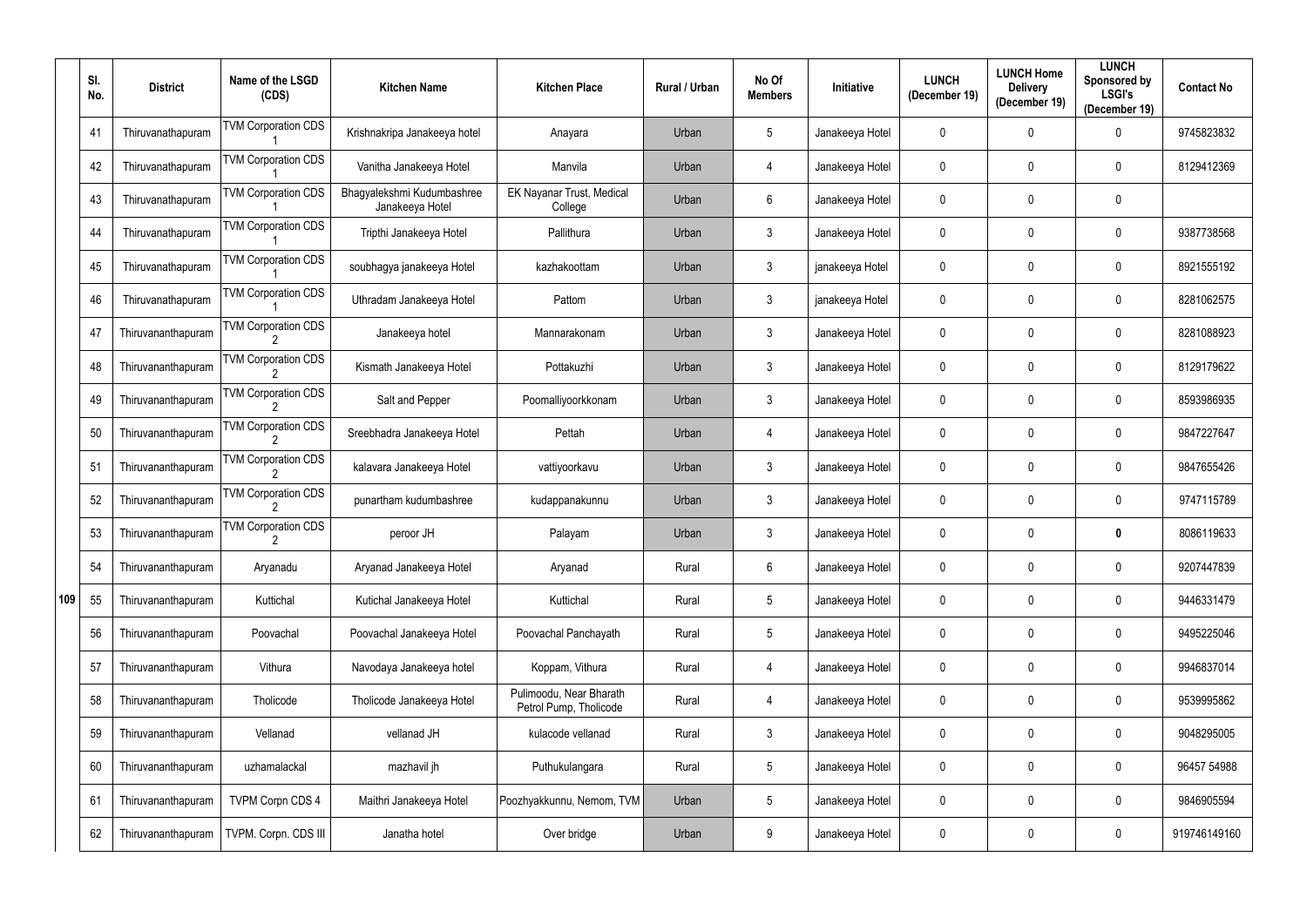| | Sl. No. | District | Name of the LSGD (CDS) | Kitchen Name | Kitchen Place | Rural / Urban | No Of Members | Initiative | LUNCH (December 19) | LUNCH Home Delivery (December 19) | LUNCH Sponsored by LSGI's (December 19) | Contact No |
|---|---|---|---|---|---|---|---|---|---|---|---|---|
| 109 | 41 | Thiruvanathapuram | TVM Corporation CDS 1 | Krishnakripa Janakeeya hotel | Anayara | Urban | 5 | Janakeeya Hotel | 0 | 0 | 0 | 9745823832 |
| | 42 | Thiruvanathapuram | TVM Corporation CDS 1 | Vanitha Janakeeya Hotel | Manvila | Urban | 4 | Janakeeya Hotel | 0 | 0 | 0 | 8129412369 |
| | 43 | Thiruvanathapuram | TVM Corporation CDS 1 | Bhagyalekshmi Kudumbashree Janakeeya Hotel | EK Nayanar Trust, Medical College | Urban | 6 | Janakeeya Hotel | 0 | 0 | 0 | |
| | 44 | Thiruvanathapuram | TVM Corporation CDS 1 | Tripthi Janakeeya Hotel | Pallithura | Urban | 3 | Janakeeya Hotel | 0 | 0 | 0 | 9387738568 |
| | 45 | Thiruvanathapuram | TVM Corporation CDS 1 | soubhagya janakeeya Hotel | kazhakoottam | Urban | 3 | janakeeya Hotel | 0 | 0 | 0 | 8921555192 |
| | 46 | Thiruvanathapuram | TVM Corporation CDS 1 | Uthradam Janakeeya Hotel | Pattom | Urban | 3 | janakeeya Hotel | 0 | 0 | 0 | 8281062575 |
| | 47 | Thiruvananthapuram | TVM Corporation CDS 2 | Janakeeya hotel | Mannarakonam | Urban | 3 | Janakeeya Hotel | 0 | 0 | 0 | 8281088923 |
| | 48 | Thiruvananthapuram | TVM Corporation CDS 2 | Kismath Janakeeya Hotel | Pottakuzhi | Urban | 3 | Janakeeya Hotel | 0 | 0 | 0 | 8129179622 |
| | 49 | Thiruvananthapuram | TVM Corporation CDS 2 | Salt and Pepper | Poomalliyoorkkonam | Urban | 3 | Janakeeya Hotel | 0 | 0 | 0 | 8593986935 |
| | 50 | Thiruvananthapuram | TVM Corporation CDS 2 | Sreebhadra Janakeeya Hotel | Pettah | Urban | 4 | Janakeeya Hotel | 0 | 0 | 0 | 9847227647 |
| | 51 | Thiruvananthapuram | TVM Corporation CDS 2 | kalavara Janakeeya Hotel | vattiyoorkavu | Urban | 3 | Janakeeya Hotel | 0 | 0 | 0 | 9847655426 |
| | 52 | Thiruvananthapuram | TVM Corporation CDS 2 | punartham kudumbashree | kudappanakunnu | Urban | 3 | Janakeeya Hotel | 0 | 0 | 0 | 9747115789 |
| | 53 | Thiruvananthapuram | TVM Corporation CDS 2 | peroor JH | Palayam | Urban | 3 | Janakeeya Hotel | 0 | 0 | **0** | 8086119633 |
| | 54 | Thiruvananthapuram | Aryanadu | Aryanad Janakeeya Hotel | Aryanad | Rural | 6 | Janakeeya Hotel | 0 | 0 | 0 | 9207447839 |
| | 55 | Thiruvananthapuram | Kuttichal | Kutichal Janakeeya Hotel | Kuttichal | Rural | 5 | Janakeeya Hotel | 0 | 0 | 0 | 9446331479 |
| | 56 | Thiruvananthapuram | Poovachal | Poovachal Janakeeya Hotel | Poovachal Panchayath | Rural | 5 | Janakeeya Hotel | 0 | 0 | 0 | 9495225046 |
| | 57 | Thiruvananthapuram | Vithura | Navodaya Janakeeya hotel | Koppam, Vithura | Rural | 4 | Janakeeya Hotel | 0 | 0 | 0 | 9946837014 |
| | 58 | Thiruvananthapuram | Tholicode | Tholicode Janakeeya Hotel | Pulimoodu, Near Bharath Petrol Pump, Tholicode | Rural | 4 | Janakeeya Hotel | 0 | 0 | 0 | 9539995862 |
| | 59 | Thiruvananthapuram | Vellanad | vellanad JH | kulacode vellanad | Rural | 3 | Janakeeya Hotel | 0 | 0 | 0 | 9048295005 |
| | 60 | Thiruvananthapuram | uzhamalackal | mazhavil jh | Puthukulangara | Rural | 5 | Janakeeya Hotel | 0 | 0 | 0 | 96457 54988 |
| | 61 | Thiruvananthapuram | TVPM Corpn CDS 4 | Maithri Janakeeya Hotel | Poozhyakkunnu, Nemom, TVM | Urban | 5 | Janakeeya Hotel | 0 | 0 | 0 | 9846905594 |
| | 62 | Thiruvananthapuram | TVPM. Corpn. CDS III | Janatha hotel | Over bridge | Urban | 9 | Janakeeya Hotel | 0 | 0 | 0 | 919746149160 |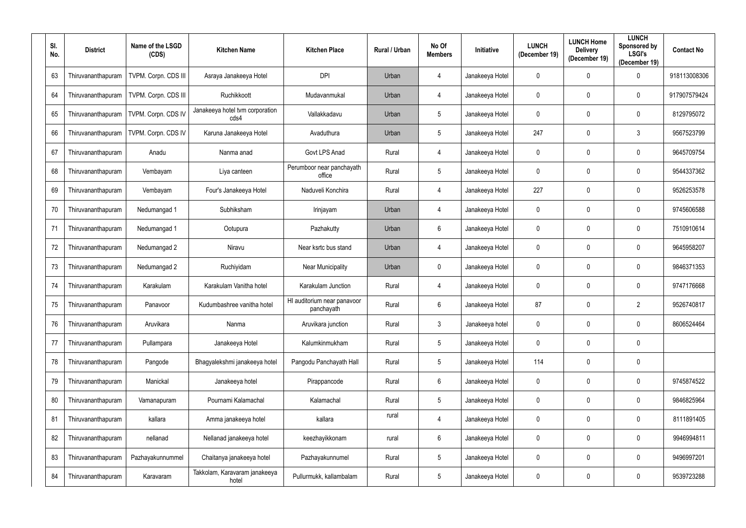| Sl. No. | District | Name of the LSGD (CDS) | Kitchen Name | Kitchen Place | Rural / Urban | No Of Members | Initiative | LUNCH (December 19) | LUNCH Home Delivery (December 19) | LUNCH Sponsored by LSGI's (December 19) | Contact No |
|---|---|---|---|---|---|---|---|---|---|---|---|
| 63 | Thiruvananthapuram | TVPM. Corpn. CDS III | Asraya Janakeeya Hotel | DPI | Urban | 4 | Janakeeya Hotel | 0 | 0 | 0 | 918113008306 |
| 64 | Thiruvananthapuram | TVPM. Corpn. CDS III | Ruchikkoott | Mudavanmukal | Urban | 4 | Janakeeya Hotel | 0 | 0 | 0 | 917907579424 |
| 65 | Thiruvananthapuram | TVPM. Corpn. CDS IV | Janakeeya hotel tvm corporation cds4 | Vallakkadavu | Urban | 5 | Janakeeya Hotel | 0 | 0 | 0 | 8129795072 |
| 66 | Thiruvananthapuram | TVPM. Corpn. CDS IV | Karuna Janakeeya Hotel | Avaduthura | Urban | 5 | Janakeeya Hotel | 247 | 0 | 3 | 9567523799 |
| 67 | Thiruvananthapuram | Anadu | Nanma anad | Govt LPS Anad | Rural | 4 | Janakeeya Hotel | 0 | 0 | 0 | 9645709754 |
| 68 | Thiruvananthapuram | Vembayam | Liya canteen | Perumboor near panchayath office | Rural | 5 | Janakeeya Hotel | 0 | 0 | 0 | 9544337362 |
| 69 | Thiruvananthapuram | Vembayam | Four's Janakeeya Hotel | Naduveli Konchira | Rural | 4 | Janakeeya Hotel | 227 | 0 | 0 | 9526253578 |
| 70 | Thiruvananthapuram | Nedumangad 1 | Subhiksham | Irinjayam | Urban | 4 | Janakeeya Hotel | 0 | 0 | 0 | 9745606588 |
| 71 | Thiruvananthapuram | Nedumangad 1 | Ootupura | Pazhakutty | Urban | 6 | Janakeeya Hotel | 0 | 0 | 0 | 7510910614 |
| 72 | Thiruvananthapuram | Nedumangad 2 | Niravu | Near ksrtc bus stand | Urban | 4 | Janakeeya Hotel | 0 | 0 | 0 | 9645958207 |
| 73 | Thiruvananthapuram | Nedumangad 2 | Ruchiyidam | Near Municipality | Urban | 0 | Janakeeya Hotel | 0 | 0 | 0 | 9846371353 |
| 74 | Thiruvananthapuram | Karakulam | Karakulam Vanitha hotel | Karakulam Junction | Rural | 4 | Janakeeya Hotel | 0 | 0 | 0 | 9747176668 |
| 75 | Thiruvananthapuram | Panavoor | Kudumbashree vanitha hotel | Hl auditorium near panavoor panchayath | Rural | 6 | Janakeeya Hotel | 87 | 0 | 2 | 9526740817 |
| 76 | Thiruvananthapuram | Aruvikara | Nanma | Aruvikara junction | Rural | 3 | Janakeeya hotel | 0 | 0 | 0 | 8606524464 |
| 77 | Thiruvananthapuram | Pullampara | Janakeeya Hotel | Kalumkinmukham | Rural | 5 | Janakeeya Hotel | 0 | 0 | 0 | |
| 78 | Thiruvananthapuram | Pangode | Bhagyalekshmi janakeeya hotel | Pangodu Panchayath Hall | Rural | 5 | Janakeeya Hotel | 114 | 0 | 0 | |
| 79 | Thiruvananthapuram | Manickal | Janakeeya hotel | Pirappancode | Rural | 6 | Janakeeya Hotel | 0 | 0 | 0 | 9745874522 |
| 80 | Thiruvananthapuram | Vamanapuram | Pournami Kalamachal | Kalamachal | Rural | 5 | Janakeeya Hotel | 0 | 0 | 0 | 9846825964 |
| 81 | Thiruvananthapuram | kallara | Amma janakeeya hotel | kallara | rural | 4 | Janakeeya Hotel | 0 | 0 | 0 | 8111891405 |
| 82 | Thiruvananthapuram | nellanad | Nellanad janakeeya hotel | keezhayikkonam | rural | 6 | Janakeeya Hotel | 0 | 0 | 0 | 9946994811 |
| 83 | Thiruvananthapuram | Pazhayakunnummel | Chaitanya janakeeya hotel | Pazhayakunnumel | Rural | 5 | Janakeeya Hotel | 0 | 0 | 0 | 9496997201 |
| 84 | Thiruvananthapuram | Karavaram | Takkolam, Karavaram janakeeya hotel | Pullurmukk, kallambalam | Rural | 5 | Janakeeya Hotel | 0 | 0 | 0 | 9539723288 |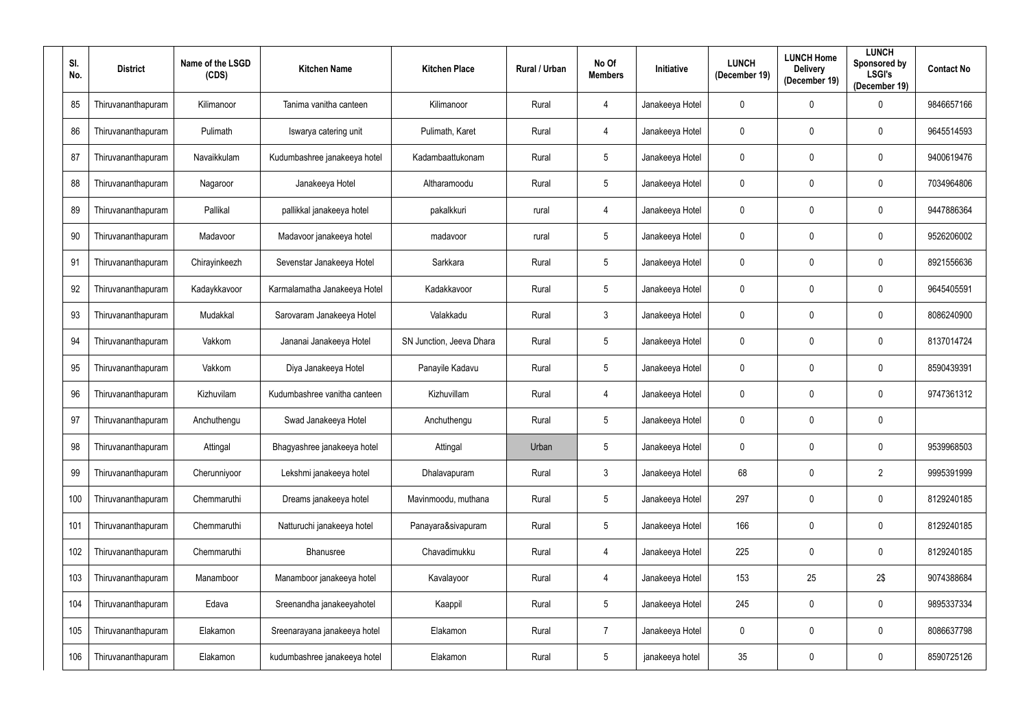| Sl. No. | District | Name of the LSGD (CDS) | Kitchen Name | Kitchen Place | Rural / Urban | No Of Members | Initiative | LUNCH (December 19) | LUNCH Home Delivery (December 19) | LUNCH Sponsored by LSGI's (December 19) | Contact No |
|---|---|---|---|---|---|---|---|---|---|---|---|
| 85 | Thiruvananthapuram | Kilimanoor | Tanima vanitha canteen | Kilimanoor | Rural | 4 | Janakeeya Hotel | 0 | 0 | 0 | 9846657166 |
| 86 | Thiruvananthapuram | Pulimath | Iswarya catering unit | Pulimath, Karet | Rural | 4 | Janakeeya Hotel | 0 | 0 | 0 | 9645514593 |
| 87 | Thiruvananthapuram | Navaikkulam | Kudumbashree janakeeya hotel | Kadambaattukonam | Rural | 5 | Janakeeya Hotel | 0 | 0 | 0 | 9400619476 |
| 88 | Thiruvananthapuram | Nagaroor | Janakeeya Hotel | Altharamoodu | Rural | 5 | Janakeeya Hotel | 0 | 0 | 0 | 7034964806 |
| 89 | Thiruvananthapuram | Pallikal | pallikkal janakeeya hotel | pakalkkuri | rural | 4 | Janakeeya Hotel | 0 | 0 | 0 | 9447886364 |
| 90 | Thiruvananthapuram | Madavoor | Madavoor janakeeya hotel | madavoor | rural | 5 | Janakeeya Hotel | 0 | 0 | 0 | 9526206002 |
| 91 | Thiruvananthapuram | Chirayinkeezh | Sevenstar Janakeeya Hotel | Sarkkara | Rural | 5 | Janakeeya Hotel | 0 | 0 | 0 | 8921556636 |
| 92 | Thiruvananthapuram | Kadaykkavoor | Karmalamatha Janakeeya Hotel | Kadakkavoor | Rural | 5 | Janakeeya Hotel | 0 | 0 | 0 | 9645405591 |
| 93 | Thiruvananthapuram | Mudakkal | Sarovaram Janakeeya Hotel | Valakkadu | Rural | 3 | Janakeeya Hotel | 0 | 0 | 0 | 8086240900 |
| 94 | Thiruvananthapuram | Vakkom | Jananai Janakeeya Hotel | SN Junction, Jeeva Dhara | Rural | 5 | Janakeeya Hotel | 0 | 0 | 0 | 8137014724 |
| 95 | Thiruvananthapuram | Vakkom | Diya Janakeeya Hotel | Panayile Kadavu | Rural | 5 | Janakeeya Hotel | 0 | 0 | 0 | 8590439391 |
| 96 | Thiruvananthapuram | Kizhuvilam | Kudumbashree vanitha canteen | Kizhuvillam | Rural | 4 | Janakeeya Hotel | 0 | 0 | 0 | 9747361312 |
| 97 | Thiruvananthapuram | Anchuthengu | Swad Janakeeya Hotel | Anchuthengu | Rural | 5 | Janakeeya Hotel | 0 | 0 | 0 | |
| 98 | Thiruvananthapuram | Attingal | Bhagyashree janakeeya hotel | Attingal | Urban | 5 | Janakeeya Hotel | 0 | 0 | 0 | 9539968503 |
| 99 | Thiruvananthapuram | Cherunniyoor | Lekshmi janakeeya hotel | Dhalavapuram | Rural | 3 | Janakeeya Hotel | 68 | 0 | 2 | 9995391999 |
| 100 | Thiruvananthapuram | Chemmaruthi | Dreams janakeeya hotel | Mavinmoodu, muthana | Rural | 5 | Janakeeya Hotel | 297 | 0 | 0 | 8129240185 |
| 101 | Thiruvananthapuram | Chemmaruthi | Natturuchi janakeeya hotel | Panayara&sivapuram | Rural | 5 | Janakeeya Hotel | 166 | 0 | 0 | 8129240185 |
| 102 | Thiruvananthapuram | Chemmaruthi | Bhanusree | Chavadimukku | Rural | 4 | Janakeeya Hotel | 225 | 0 | 0 | 8129240185 |
| 103 | Thiruvananthapuram | Manamboor | Manamboor janakeeya hotel | Kavalayoor | Rural | 4 | Janakeeya Hotel | 153 | 25 | 2$ | 9074388684 |
| 104 | Thiruvananthapuram | Edava | Sreenandha janakeeyahotel | Kaappil | Rural | 5 | Janakeeya Hotel | 245 | 0 | 0 | 9895337334 |
| 105 | Thiruvananthapuram | Elakamon | Sreenarayana janakeeya hotel | Elakamon | Rural | 7 | Janakeeya Hotel | 0 | 0 | 0 | 8086637798 |
| 106 | Thiruvananthapuram | Elakamon | kudumbashree janakeeya hotel | Elakamon | Rural | 5 | janakeeya hotel | 35 | 0 | 0 | 8590725126 |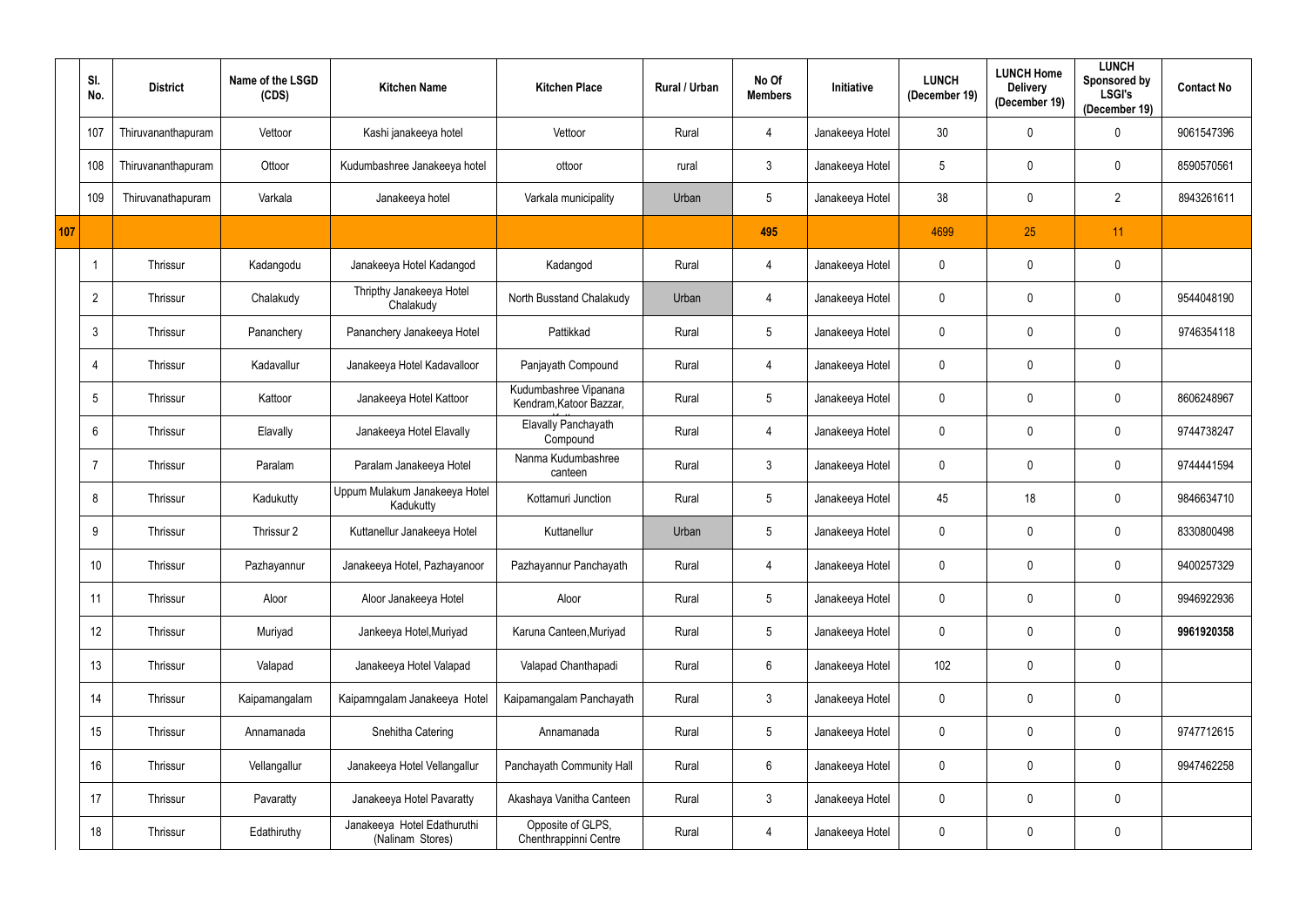| | Sl. No. | District | Name of the LSGD (CDS) | Kitchen Name | Kitchen Place | Rural / Urban | No Of Members | Initiative | LUNCH (December 19) | LUNCH Home Delivery (December 19) | LUNCH Sponsored by LSGI's (December 19) | Contact No |
|---|---|---|---|---|---|---|---|---|---|---|---|---|
| | 107 | Thiruvananthapuram | Vettoor | Kashi janakeeya hotel | Vettoor | Rural | 4 | Janakeeya Hotel | 30 | 0 | 0 | 9061547396 |
| | 108 | Thiruvananthapuram | Ottoor | Kudumbashree Janakeeya hotel | ottoor | rural | 3 | Janakeeya Hotel | 5 | 0 | 0 | 8590570561 |
| | 109 | Thiruvanathapuram | Varkala | Janakeeya hotel | Varkala municipality | Urban | 5 | Janakeeya Hotel | 38 | 0 | 2 | 8943261611 |
| 107 | | | | | | | 495 | | 4699 | 25 | 11 | |
| | 1 | Thrissur | Kadangodu | Janakeeya Hotel Kadangod | Kadangod | Rural | 4 | Janakeeya Hotel | 0 | 0 | 0 | |
| | 2 | Thrissur | Chalakudy | Thripthy Janakeeya Hotel Chalakudy | North Busstand Chalakudy | Urban | 4 | Janakeeya Hotel | 0 | 0 | 0 | 9544048190 |
| | 3 | Thrissur | Pananchery | Pananchery Janakeeya Hotel | Pattikkad | Rural | 5 | Janakeeya Hotel | 0 | 0 | 0 | 9746354118 |
| | 4 | Thrissur | Kadavallur | Janakeeya Hotel Kadavalloor | Panjayath Compound | Rural | 4 | Janakeeya Hotel | 0 | 0 | 0 | |
| | 5 | Thrissur | Kattoor | Janakeeya Hotel Kattoor | Kudumbashree Vipanana Kendram,Katoor Bazzar, | Rural | 5 | Janakeeya Hotel | 0 | 0 | 0 | 8606248967 |
| | 6 | Thrissur | Elavally | Janakeeya Hotel Elavally | Elavally Panchayath Compound | Rural | 4 | Janakeeya Hotel | 0 | 0 | 0 | 9744738247 |
| | 7 | Thrissur | Paralam | Paralam Janakeeya Hotel | Nanma Kudumbashree canteen | Rural | 3 | Janakeeya Hotel | 0 | 0 | 0 | 9744441594 |
| | 8 | Thrissur | Kadukutty | Uppum Mulakum Janakeeya Hotel Kadukutty | Kottamuri Junction | Rural | 5 | Janakeeya Hotel | 45 | 18 | 0 | 9846634710 |
| | 9 | Thrissur | Thrissur 2 | Kuttanellur Janakeeya Hotel | Kuttanellur | Urban | 5 | Janakeeya Hotel | 0 | 0 | 0 | 8330800498 |
| | 10 | Thrissur | Pazhayannur | Janakeeya Hotel, Pazhayanoor | Pazhayannur Panchayath | Rural | 4 | Janakeeya Hotel | 0 | 0 | 0 | 9400257329 |
| | 11 | Thrissur | Aloor | Aloor Janakeeya Hotel | Aloor | Rural | 5 | Janakeeya Hotel | 0 | 0 | 0 | 9946922936 |
| | 12 | Thrissur | Muriyad | Jankeeya Hotel,Muriyad | Karuna Canteen,Muriyad | Rural | 5 | Janakeeya Hotel | 0 | 0 | 0 | **9961920358** |
| | 13 | Thrissur | Valapad | Janakeeya Hotel Valapad | Valapad Chanthapadi | Rural | 6 | Janakeeya Hotel | 102 | 0 | 0 | |
| | 14 | Thrissur | Kaipamangalam | Kaipamngalam Janakeeya Hotel | Kaipamangalam Panchayath | Rural | 3 | Janakeeya Hotel | 0 | 0 | 0 | |
| | 15 | Thrissur | Annamanada | Snehitha Catering | Annamanada | Rural | 5 | Janakeeya Hotel | 0 | 0 | 0 | 9747712615 |
| | 16 | Thrissur | Vellangallur | Janakeeya Hotel Vellangallur | Panchayath Community Hall | Rural | 6 | Janakeeya Hotel | 0 | 0 | 0 | 9947462258 |
| | 17 | Thrissur | Pavaratty | Janakeeya Hotel Pavaratty | Akashaya Vanitha Canteen | Rural | 3 | Janakeeya Hotel | 0 | 0 | 0 | |
| | 18 | Thrissur | Edathiruthy | Janakeeya Hotel Edathuruthi (Nalinam Stores) | Opposite of GLPS, Chenthrappinni Centre | Rural | 4 | Janakeeya Hotel | 0 | 0 | 0 | |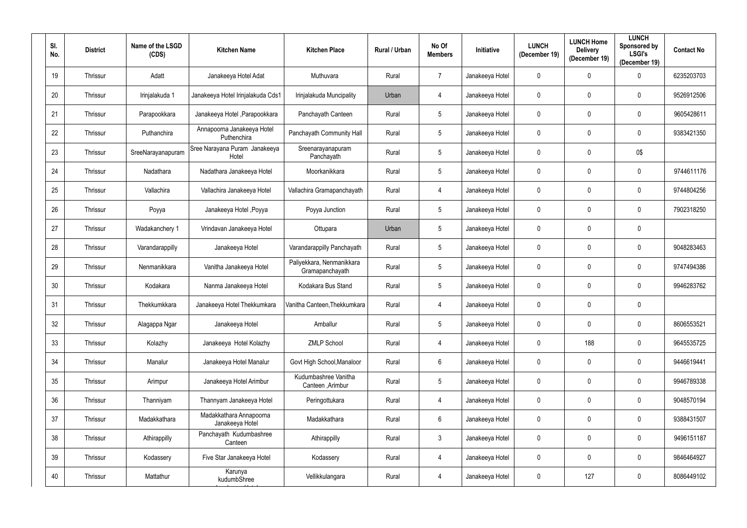| Sl. No. | District | Name of the LSGD (CDS) | Kitchen Name | Kitchen Place | Rural / Urban | No Of Members | Initiative | LUNCH (December 19) | LUNCH Home Delivery (December 19) | LUNCH Sponsored by LSGI's (December 19) | Contact No |
|---|---|---|---|---|---|---|---|---|---|---|---|
| 19 | Thrissur | Adatt | Janakeeya Hotel Adat | Muthuvara | Rural | 7 | Janakeeya Hotel | 0 | 0 | 0 | 6235203703 |
| 20 | Thrissur | Irinjalakuda 1 | Janakeeya Hotel Irinjalakuda Cds1 | Irinjalakuda Muncipality | Urban | 4 | Janakeeya Hotel | 0 | 0 | 0 | 9526912506 |
| 21 | Thrissur | Parapookkara | Janakeeya Hotel ,Parapookkara | Panchayath Canteen | Rural | 5 | Janakeeya Hotel | 0 | 0 | 0 | 9605428611 |
| 22 | Thrissur | Puthanchira | Annapoorna Janakeeya Hotel Puthenchira | Panchayath Community Hall | Rural | 5 | Janakeeya Hotel | 0 | 0 | 0 | 9383421350 |
| 23 | Thrissur | SreeNarayanapuram | Sree Narayana Puram Janakeeya Hotel | Sreenarayanapuram Panchayath | Rural | 5 | Janakeeya Hotel | 0 | 0 | 0$ | |
| 24 | Thrissur | Nadathara | Nadathara Janakeeya Hotel | Moorkanikkara | Rural | 5 | Janakeeya Hotel | 0 | 0 | 0 | 9744611176 |
| 25 | Thrissur | Vallachira | Vallachira Janakeeya Hotel | Vallachira Gramapanchayath | Rural | 4 | Janakeeya Hotel | 0 | 0 | 0 | 9744804256 |
| 26 | Thrissur | Poyya | Janakeeya Hotel ,Poyya | Poyya Junction | Rural | 5 | Janakeeya Hotel | 0 | 0 | 0 | 7902318250 |
| 27 | Thrissur | Wadakanchery 1 | Vrindavan Janakeeya Hotel | Ottupara | Urban | 5 | Janakeeya Hotel | 0 | 0 | 0 | |
| 28 | Thrissur | Varandarappilly | Janakeeya Hotel | Varandarappilly Panchayath | Rural | 5 | Janakeeya Hotel | 0 | 0 | 0 | 9048283463 |
| 29 | Thrissur | Nenmanikkara | Vanitha Janakeeya Hotel | Paliyekkara, Nenmanikkara Gramapanchayath | Rural | 5 | Janakeeya Hotel | 0 | 0 | 0 | 9747494386 |
| 30 | Thrissur | Kodakara | Nanma Janakeeya Hotel | Kodakara Bus Stand | Rural | 5 | Janakeeya Hotel | 0 | 0 | 0 | 9946283762 |
| 31 | Thrissur | Thekkumkkara | Janakeeya Hotel Thekkumkara | Vanitha Canteen,Thekkumkara | Rural | 4 | Janakeeya Hotel | 0 | 0 | 0 | |
| 32 | Thrissur | Alagappa Ngar | Janakeeya Hotel | Amballur | Rural | 5 | Janakeeya Hotel | 0 | 0 | 0 | 8606553521 |
| 33 | Thrissur | Kolazhy | Janakeeya Hotel Kolazhy | ZMLP School | Rural | 4 | Janakeeya Hotel | 0 | 188 | 0 | 9645535725 |
| 34 | Thrissur | Manalur | Janakeeya Hotel Manalur | Govt High School,Manaloor | Rural | 6 | Janakeeya Hotel | 0 | 0 | 0 | 9446619441 |
| 35 | Thrissur | Arimpur | Janakeeya Hotel Arimbur | Kudumbashree Vanitha Canteen ,Arimbur | Rural | 5 | Janakeeya Hotel | 0 | 0 | 0 | 9946789338 |
| 36 | Thrissur | Thanniyam | Thannyam Janakeeya Hotel | Peringottukara | Rural | 4 | Janakeeya Hotel | 0 | 0 | 0 | 9048570194 |
| 37 | Thrissur | Madakkathara | Madakkathara Annapoorna Janakeeya Hotel | Madakkathara | Rural | 6 | Janakeeya Hotel | 0 | 0 | 0 | 9388431507 |
| 38 | Thrissur | Athirappilly | Panchayath Kudumbashree Canteen | Athirappilly | Rural | 3 | Janakeeya Hotel | 0 | 0 | 0 | 9496151187 |
| 39 | Thrissur | Kodassery | Five Star Janakeeya Hotel | Kodassery | Rural | 4 | Janakeeya Hotel | 0 | 0 | 0 | 9846464927 |
| 40 | Thrissur | Mattathur | Karunya kudumbShree | Vellikkulangara | Rural | 4 | Janakeeya Hotel | 0 | 127 | 0 | 8086449102 |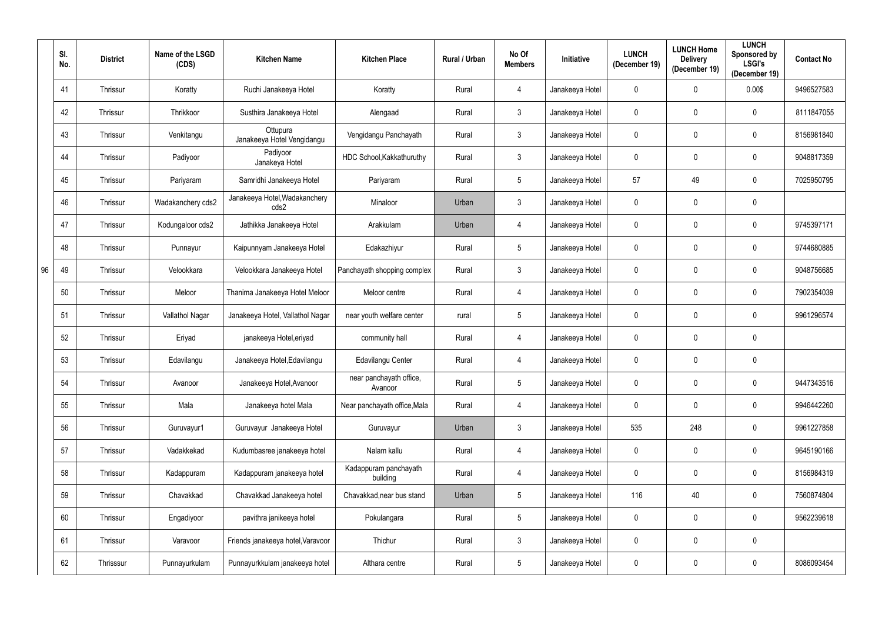| | Sl. No. | District | Name of the LSGD (CDS) | Kitchen Name | Kitchen Place | Rural / Urban | No Of Members | Initiative | LUNCH (December 19) | LUNCH Home Delivery (December 19) | LUNCH Sponsored by LSGI's (December 19) | Contact No |
|---|---|---|---|---|---|---|---|---|---|---|---|---|
| | 41 | Thrissur | Koratty | Ruchi Janakeeya Hotel | Koratty | Rural | 4 | Janakeeya Hotel | 0 | 0 | 0.00$ | 9496527583 |
| | 42 | Thrissur | Thrikkoor | Susthira Janakeeya Hotel | Alengaad | Rural | 3 | Janakeeya Hotel | 0 | 0 | 0 | 8111847055 |
| | 43 | Thrissur | Venkitangu | Ottupura Janakeeya Hotel Vengidangu | Vengidangu Panchayath | Rural | 3 | Janakeeya Hotel | 0 | 0 | 0 | 8156981840 |
| | 44 | Thrissur | Padiyoor | Padiyoor Janakeya Hotel | HDC School,Kakkathuruthy | Rural | 3 | Janakeeya Hotel | 0 | 0 | 0 | 9048817359 |
| | 45 | Thrissur | Pariyaram | Samridhi Janakeeya Hotel | Pariyaram | Rural | 5 | Janakeeya Hotel | 57 | 49 | 0 | 7025950795 |
| | 46 | Thrissur | Wadakanchery cds2 | Janakeeya Hotel,Wadakanchery cds2 | Minaloor | Urban | 3 | Janakeeya Hotel | 0 | 0 | 0 | |
| | 47 | Thrissur | Kodungaloor cds2 | Jathikka Janakeeya Hotel | Arakkulam | Urban | 4 | Janakeeya Hotel | 0 | 0 | 0 | 9745397171 |
| | 48 | Thrissur | Punnayur | Kaipunnyam Janakeeya Hotel | Edakazhiyur | Rural | 5 | Janakeeya Hotel | 0 | 0 | 0 | 9744680885 |
| 96 | 49 | Thrissur | Velookkara | Velookkara Janakeeya Hotel | Panchayath shopping complex | Rural | 3 | Janakeeya Hotel | 0 | 0 | 0 | 9048756685 |
| | 50 | Thrissur | Meloor | Thanima Janakeeya Hotel Meloor | Meloor centre | Rural | 4 | Janakeeya Hotel | 0 | 0 | 0 | 7902354039 |
| | 51 | Thrissur | Vallathol Nagar | Janakeeya Hotel, Vallathol Nagar | near youth welfare center | rural | 5 | Janakeeya Hotel | 0 | 0 | 0 | 9961296574 |
| | 52 | Thrissur | Eriyad | janakeeya Hotel,eriyad | community hall | Rural | 4 | Janakeeya Hotel | 0 | 0 | 0 | |
| | 53 | Thrissur | Edavilangu | Janakeeya Hotel,Edavilangu | Edavilangu Center | Rural | 4 | Janakeeya Hotel | 0 | 0 | 0 | |
| | 54 | Thrissur | Avanoor | Janakeeya Hotel,Avanoor | near panchayath office, Avanoor | Rural | 5 | Janakeeya Hotel | 0 | 0 | 0 | 9447343516 |
| | 55 | Thrissur | Mala | Janakeeya hotel Mala | Near panchayath office,Mala | Rural | 4 | Janakeeya Hotel | 0 | 0 | 0 | 9946442260 |
| | 56 | Thrissur | Guruvayur1 | Guruvayur Janakeeya Hotel | Guruvayur | Urban | 3 | Janakeeya Hotel | 535 | 248 | 0 | 9961227858 |
| | 57 | Thrissur | Vadakkekad | Kudumbasree janakeeya hotel | Nalam kallu | Rural | 4 | Janakeeya Hotel | 0 | 0 | 0 | 9645190166 |
| | 58 | Thrissur | Kadappuram | Kadappuram janakeeya hotel | Kadappuram panchayath building | Rural | 4 | Janakeeya Hotel | 0 | 0 | 0 | 8156984319 |
| | 59 | Thrissur | Chavakkad | Chavakkad Janakeeya hotel | Chavakkad,near bus stand | Urban | 5 | Janakeeya Hotel | 116 | 40 | 0 | 7560874804 |
| | 60 | Thrissur | Engadiyoor | pavithra janikeeya hotel | Pokulangara | Rural | 5 | Janakeeya Hotel | 0 | 0 | 0 | 9562239618 |
| | 61 | Thrissur | Varavoor | Friends janakeeya hotel,Varavoor | Thichur | Rural | 3 | Janakeeya Hotel | 0 | 0 | 0 | |
| | 62 | Thrisssur | Punnayurkulam | Punnayurkkulam janakeeya hotel | Althara centre | Rural | 5 | Janakeeya Hotel | 0 | 0 | 0 | 8086093454 |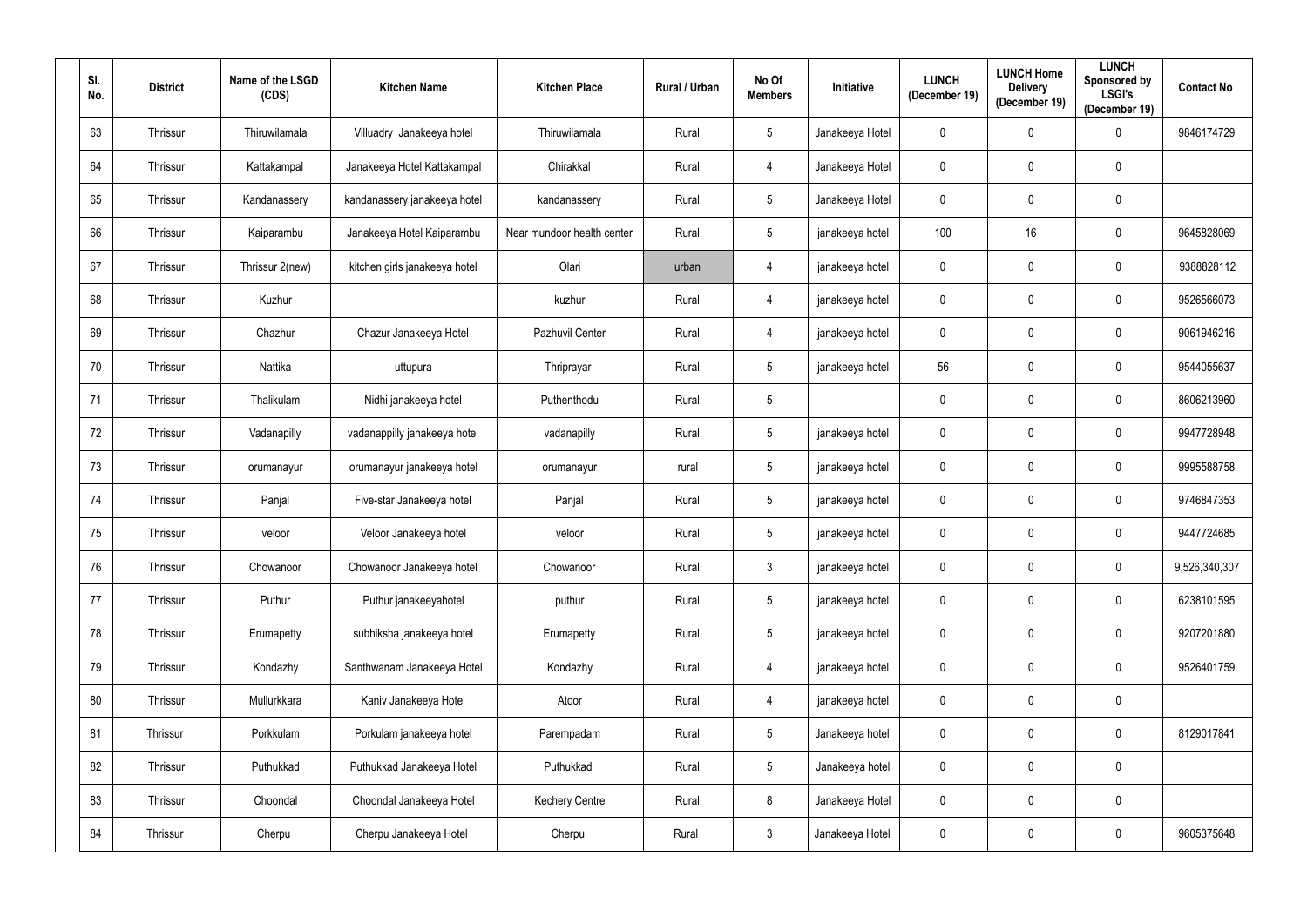| Sl. No. | District | Name of the LSGD (CDS) | Kitchen Name | Kitchen Place | Rural / Urban | No Of Members | Initiative | LUNCH (December 19) | LUNCH Home Delivery (December 19) | LUNCH Sponsored by LSGI's (December 19) | Contact No |
|---|---|---|---|---|---|---|---|---|---|---|---|
| 63 | Thrissur | Thiruwilamala | Villuadry Janakeeya hotel | Thiruwilamala | Rural | 5 | Janakeeya Hotel | 0 | 0 | 0 | 9846174729 |
| 64 | Thrissur | Kattakampal | Janakeeya Hotel Kattakampal | Chirakkal | Rural | 4 | Janakeeya Hotel | 0 | 0 | 0 | |
| 65 | Thrissur | Kandanassery | kandanassery janakeeya hotel | kandanassery | Rural | 5 | Janakeeya Hotel | 0 | 0 | 0 | |
| 66 | Thrissur | Kaiparambu | Janakeeya Hotel Kaiparambu | Near mundoor health center | Rural | 5 | janakeeya hotel | 100 | 16 | 0 | 9645828069 |
| 67 | Thrissur | Thrissur 2(new) | kitchen girls janakeeya hotel | Olari | urban | 4 | janakeeya hotel | 0 | 0 | 0 | 9388828112 |
| 68 | Thrissur | Kuzhur | | kuzhur | Rural | 4 | janakeeya hotel | 0 | 0 | 0 | 9526566073 |
| 69 | Thrissur | Chazhur | Chazur Janakeeya Hotel | Pazhuvil Center | Rural | 4 | janakeeya hotel | 0 | 0 | 0 | 9061946216 |
| 70 | Thrissur | Nattika | uttupura | Thriprayar | Rural | 5 | janakeeya hotel | 56 | 0 | 0 | 9544055637 |
| 71 | Thrissur | Thalikulam | Nidhi janakeeya hotel | Puthenthodu | Rural | 5 | | 0 | 0 | 0 | 8606213960 |
| 72 | Thrissur | Vadanapilly | vadanappilly janakeeya hotel | vadanapilly | Rural | 5 | janakeeya hotel | 0 | 0 | 0 | 9947728948 |
| 73 | Thrissur | orumanayur | orumanayur janakeeya hotel | orumanayur | rural | 5 | janakeeya hotel | 0 | 0 | 0 | 9995588758 |
| 74 | Thrissur | Panjal | Five-star Janakeeya hotel | Panjal | Rural | 5 | janakeeya hotel | 0 | 0 | 0 | 9746847353 |
| 75 | Thrissur | veloor | Veloor Janakeeya hotel | veloor | Rural | 5 | janakeeya hotel | 0 | 0 | 0 | 9447724685 |
| 76 | Thrissur | Chowanoor | Chowanoor Janakeeya hotel | Chowanoor | Rural | 3 | janakeeya hotel | 0 | 0 | 0 | 9,526,340,307 |
| 77 | Thrissur | Puthur | Puthur janakeeyahotel | puthur | Rural | 5 | janakeeya hotel | 0 | 0 | 0 | 6238101595 |
| 78 | Thrissur | Erumapetty | subhiksha janakeeya hotel | Erumapetty | Rural | 5 | janakeeya hotel | 0 | 0 | 0 | 9207201880 |
| 79 | Thrissur | Kondazhy | Santhwanam Janakeeya Hotel | Kondazhy | Rural | 4 | janakeeya hotel | 0 | 0 | 0 | 9526401759 |
| 80 | Thrissur | Mullurkkara | Kaniv Janakeeya Hotel | Atoor | Rural | 4 | janakeeya hotel | 0 | 0 | 0 | |
| 81 | Thrissur | Porkkulam | Porkulam janakeeya hotel | Parempadam | Rural | 5 | Janakeeya hotel | 0 | 0 | 0 | 8129017841 |
| 82 | Thrissur | Puthukkad | Puthukkad Janakeeya Hotel | Puthukkad | Rural | 5 | Janakeeya hotel | 0 | 0 | 0 | |
| 83 | Thrissur | Choondal | Choondal Janakeeya Hotel | Kechery Centre | Rural | 8 | Janakeeya Hotel | 0 | 0 | 0 | |
| 84 | Thrissur | Cherpu | Cherpu Janakeeya Hotel | Cherpu | Rural | 3 | Janakeeya Hotel | 0 | 0 | 0 | 9605375648 |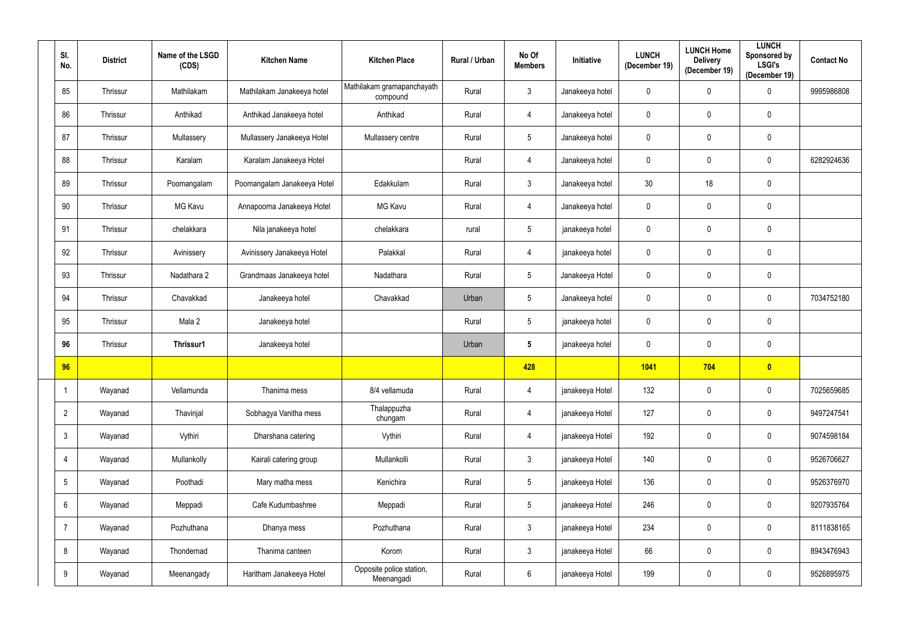| Sl. No. | District | Name of the LSGD (CDS) | Kitchen Name | Kitchen Place | Rural / Urban | No Of Members | Initiative | LUNCH (December 19) | LUNCH Home Delivery (December 19) | LUNCH Sponsored by LSGI's (December 19) | Contact No |
|---|---|---|---|---|---|---|---|---|---|---|---|
| 85 | Thrissur | Mathilakam | Mathilakam Janakeeya hotel | Mathilakam gramapanchayath compound | Rural | 3 | Janakeeya hotel | 0 | 0 | 0 | 9995986808 |
| 86 | Thrissur | Anthikad | Anthikad Janakeeya hotel | Anthikad | Rural | 4 | Janakeeya hotel | 0 | 0 | 0 | |
| 87 | Thrissur | Mullassery | Mullassery Janakeeya Hotel | Mullassery centre | Rural | 5 | Janakeeya hotel | 0 | 0 | 0 | |
| 88 | Thrissur | Karalam | Karalam Janakeeya Hotel | | Rural | 4 | Janakeeya hotel | 0 | 0 | 0 | 6282924636 |
| 89 | Thrissur | Poomangalam | Poomangalam Janakeeya Hotel | Edakkulam | Rural | 3 | Janakeeya hotel | 30 | 18 | 0 | |
| 90 | Thrissur | MG Kavu | Annapoorna Janakeeya Hotel | MG Kavu | Rural | 4 | Janakeeya hotel | 0 | 0 | 0 | |
| 91 | Thrissur | chelakkara | Nila janakeeya hotel | chelakkara | rural | 5 | janakeeya hotel | 0 | 0 | 0 | |
| 92 | Thrissur | Avinissery | Avinissery Janakeeya Hotel | Palakkal | Rural | 4 | janakeeya hotel | 0 | 0 | 0 | |
| 93 | Thrissur | Nadathara 2 | Grandmaas Janakeeya hotel | Nadathara | Rural | 5 | Janakeeya Hotel | 0 | 0 | 0 | |
| 94 | Thrissur | Chavakkad | Janakeeya hotel | Chavakkad | Urban | 5 | Janakeeya hotel | 0 | 0 | 0 | 7034752180 |
| 95 | Thrissur | Mala 2 | Janakeeya hotel | | Rural | 5 | janakeeya hotel | 0 | 0 | 0 | |
| **96** | Thrissur | **Thrissur1** | Janakeeya hotel | | Urban | **5** | janakeeya hotel | 0 | 0 | 0 | |
| **96** | | | | | | **428** | | **1041** | **704** | **0** | |
| 1 | Wayanad | Vellamunda | Thanima mess | 8/4 vellamuda | Rural | 4 | janakeeya Hotel | 132 | 0 | 0 | 7025659685 |
| 2 | Wayanad | Thavinjal | Sobhagya Vanitha mess | Thalappuzha chungam | Rural | 4 | janakeeya Hotel | 127 | 0 | 0 | 9497247541 |
| 3 | Wayanad | Vythiri | Dharshana catering | Vythiri | Rural | 4 | janakeeya Hotel | 192 | 0 | 0 | 9074598184 |
| 4 | Wayanad | Mullankolly | Kairali catering group | Mullankolli | Rural | 3 | janakeeya Hotel | 140 | 0 | 0 | 9526706627 |
| 5 | Wayanad | Poothadi | Mary matha mess | Kenichira | Rural | 5 | janakeeya Hotel | 136 | 0 | 0 | 9526376970 |
| 6 | Wayanad | Meppadi | Cafe Kudumbashree | Meppadi | Rural | 5 | janakeeya Hotel | 246 | 0 | 0 | 9207935764 |
| 7 | Wayanad | Pozhuthana | Dhanya mess | Pozhuthana | Rural | 3 | janakeeya Hotel | 234 | 0 | 0 | 8111838165 |
| 8 | Wayanad | Thondernad | Thanima canteen | Korom | Rural | 3 | janakeeya Hotel | 66 | 0 | 0 | 8943476943 |
| 9 | Wayanad | Meenangady | Haritham Janakeeya Hotel | Opposite police station, Meenangadi | Rural | 6 | janakeeya Hotel | 199 | 0 | 0 | 9526895975 |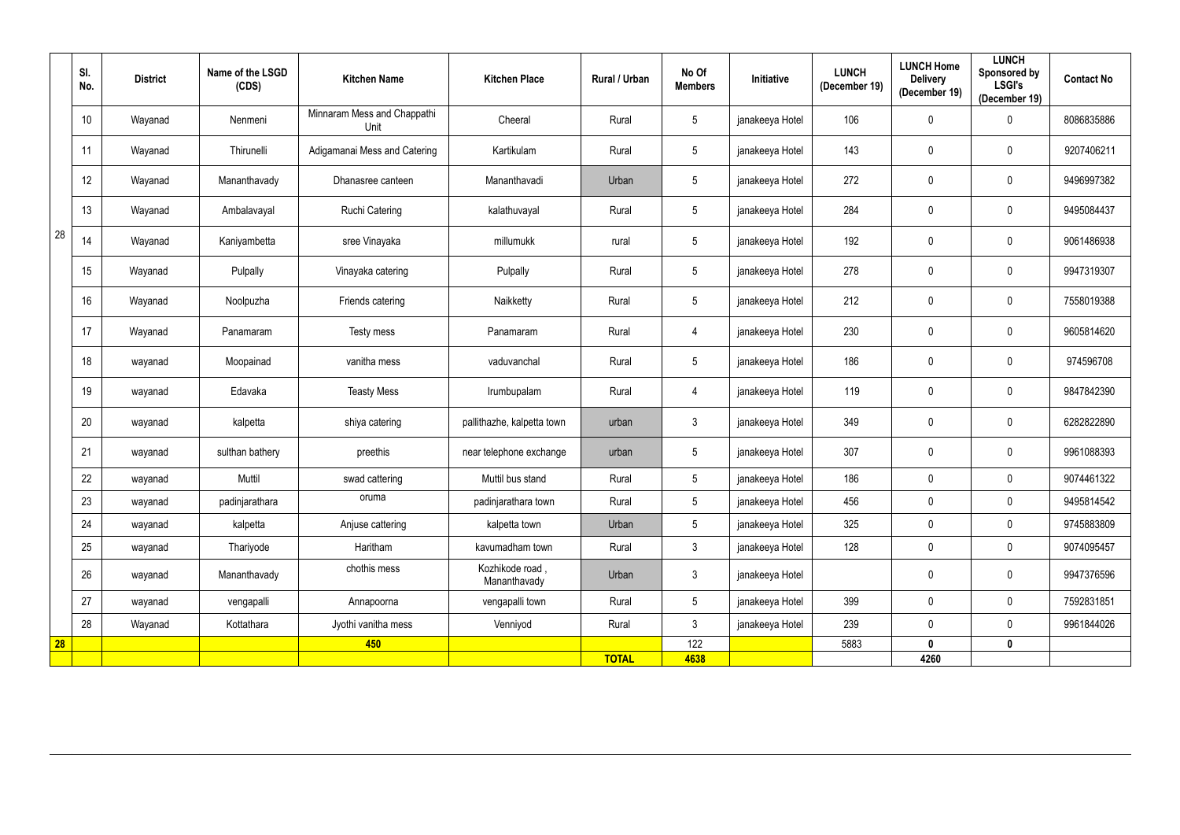| | Sl. No. | District | Name of the LSGD (CDS) | Kitchen Name | Kitchen Place | Rural / Urban | No Of Members | Initiative | LUNCH (December 19) | LUNCH Home Delivery (December 19) | LUNCH Sponsored by LSGI's (December 19) | Contact No |
|---|---|---|---|---|---|---|---|---|---|---|---|---|
| 28 | 10 | Wayanad | Nenmeni | Minnaram Mess and Chappathi Unit | Cheeral | Rural | 5 | janakeeya Hotel | 106 | 0 | 0 | 8086835886 |
| | 11 | Wayanad | Thirunelli | Adigamanai Mess and Catering | Kartikulam | Rural | 5 | janakeeya Hotel | 143 | 0 | 0 | 9207406211 |
| | 12 | Wayanad | Mananthavady | Dhanasree canteen | Mananthavadi | Urban | 5 | janakeeya Hotel | 272 | 0 | 0 | 9496997382 |
| | 13 | Wayanad | Ambalavayal | Ruchi Catering | kalathuvayal | Rural | 5 | janakeeya Hotel | 284 | 0 | 0 | 9495084437 |
| | 14 | Wayanad | Kaniyambetta | sree Vinayaka | millumukk | rural | 5 | janakeeya Hotel | 192 | 0 | 0 | 9061486938 |
| | 15 | Wayanad | Pulpally | Vinayaka catering | Pulpally | Rural | 5 | janakeeya Hotel | 278 | 0 | 0 | 9947319307 |
| | 16 | Wayanad | Noolpuzha | Friends catering | Naikketty | Rural | 5 | janakeeya Hotel | 212 | 0 | 0 | 7558019388 |
| | 17 | Wayanad | Panamaram | Testy mess | Panamaram | Rural | 4 | janakeeya Hotel | 230 | 0 | 0 | 9605814620 |
| | 18 | wayanad | Moopainad | vanitha mess | vaduvanchal | Rural | 5 | janakeeya Hotel | 186 | 0 | 0 | 974596708 |
| | 19 | wayanad | Edavaka | Teasty Mess | Irumbupalam | Rural | 4 | janakeeya Hotel | 119 | 0 | 0 | 9847842390 |
| | 20 | wayanad | kalpetta | shiya catering | pallithazhe, kalpetta town | urban | 3 | janakeeya Hotel | 349 | 0 | 0 | 6282822890 |
| | 21 | wayanad | sulthan bathery | preethis | near telephone exchange | urban | 5 | janakeeya Hotel | 307 | 0 | 0 | 9961088393 |
| | 22 | wayanad | Muttil | swad cattering | Muttil bus stand | Rural | 5 | janakeeya Hotel | 186 | 0 | 0 | 9074461322 |
| | 23 | wayanad | padinjarathara | oruma | padinjarathara town | Rural | 5 | janakeeya Hotel | 456 | 0 | 0 | 9495814542 |
| | 24 | wayanad | kalpetta | Anjuse cattering | kalpetta town | Urban | 5 | janakeeya Hotel | 325 | 0 | 0 | 9745883809 |
| | 25 | wayanad | Thariyode | Haritham | kavumadham town | Rural | 3 | janakeeya Hotel | 128 | 0 | 0 | 9074095457 |
| | 26 | wayanad | Mananthavady | chothis mess | Kozhikode road , Mananthavady | Urban | 3 | janakeeya Hotel | | 0 | 0 | 9947376596 |
| | 27 | wayanad | vengapalli | Annapoorna | vengapalli town | Rural | 5 | janakeeya Hotel | 399 | 0 | 0 | 7592831851 |
| | 28 | Wayanad | Kottathara | Jyothi vanitha mess | Venniyod | Rural | 3 | janakeeya Hotel | 239 | 0 | 0 | 9961844026 |
| **28** | | | | **450** | | | 122 | | 5883 | **0** | **0** | |
| | | | | | | **TOTAL** | **4638** | | | **4260** | | |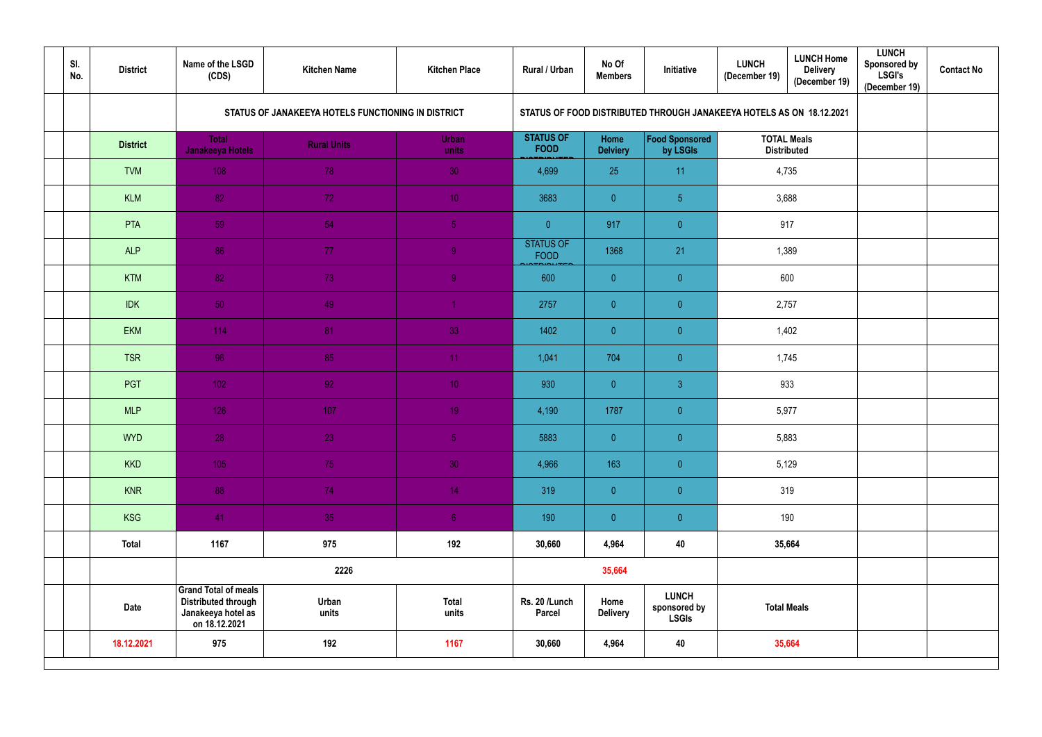| | Sl. No. | District | Name of the LSGD (CDS) | Kitchen Name | Kitchen Place | Rural / Urban | No Of Members | Initiative | LUNCH (December 19) | LUNCH Home Delivery (December 19) | LUNCH Sponsored by LSGI's (December 19) | Contact No |
|---|---|---|---|---|---|---|---|---|---|---|---|---|
| | | | STATUS OF JANAKEEYA HOTELS FUNCTIONING IN DISTRICT | | | STATUS OF FOOD DISTRIBUTED THROUGH JANAKEEYA HOTELS AS ON 18.12.2021 | | | | | | |
| | | District | Total Janakeeya Hotels | Rural Units | Urban units | STATUS OF FOOD DISTRIBUTED | Home Delviery | Food Sponsored by LSGIs | TOTAL Meals Distributed | | | |
| | | TVM | 108 | 78 | 30 | 4,699 | 25 | 11 | 4,735 | | | |
| | | KLM | 82 | 72 | 10 | 3683 | 0 | 5 | 3,688 | | | |
| | | PTA | 59 | 54 | 5 | 0 | 917 | 0 | 917 | | | |
| | | ALP | 86 | 77 | 9 | STATUS OF FOOD DISTRIBUTED | 1368 | 21 | 1,389 | | | |
| | | KTM | 82 | 73 | 9 | 600 | 0 | 0 | 600 | | | |
| | | IDK | 50 | 49 | 1 | 2757 | 0 | 0 | 2,757 | | | |
| | | EKM | 114 | 81 | 33 | 1402 | 0 | 0 | 1,402 | | | |
| | | TSR | 96 | 85 | 11 | 1,041 | 704 | 0 | 1,745 | | | |
| | | PGT | 102 | 92 | 10 | 930 | 0 | 3 | 933 | | | |
| | | MLP | 126 | 107 | 19 | 4,190 | 1787 | 0 | 5,977 | | | |
| | | WYD | 28 | 23 | 5 | 5883 | 0 | 0 | 5,883 | | | |
| | | KKD | 105 | 75 | 30 | 4,966 | 163 | 0 | 5,129 | | | |
| | | KNR | 88 | 74 | 14 | 319 | 0 | 0 | 319 | | | |
| | | KSG | 41 | 35 | 6 | 190 | 0 | 0 | 190 | | | |
| | | Total | 1167 | 975 | 192 | 30,660 | 4,964 | 40 | 35,664 | | | |
| | | | 2226 | | | 35,664 | | | | | | |
| | | Date | Grand Total of meals Distributed through Janakeeya hotel as on 18.12.2021 | Urban units | Total units | Rs. 20 /Lunch Parcel | Home Delivery | LUNCH sponsored by LSGIs | Total Meals | | | |
| | | 18.12.2021 | 975 | 192 | 1167 | 30,660 | 4,964 | 40 | 35,664 | | | |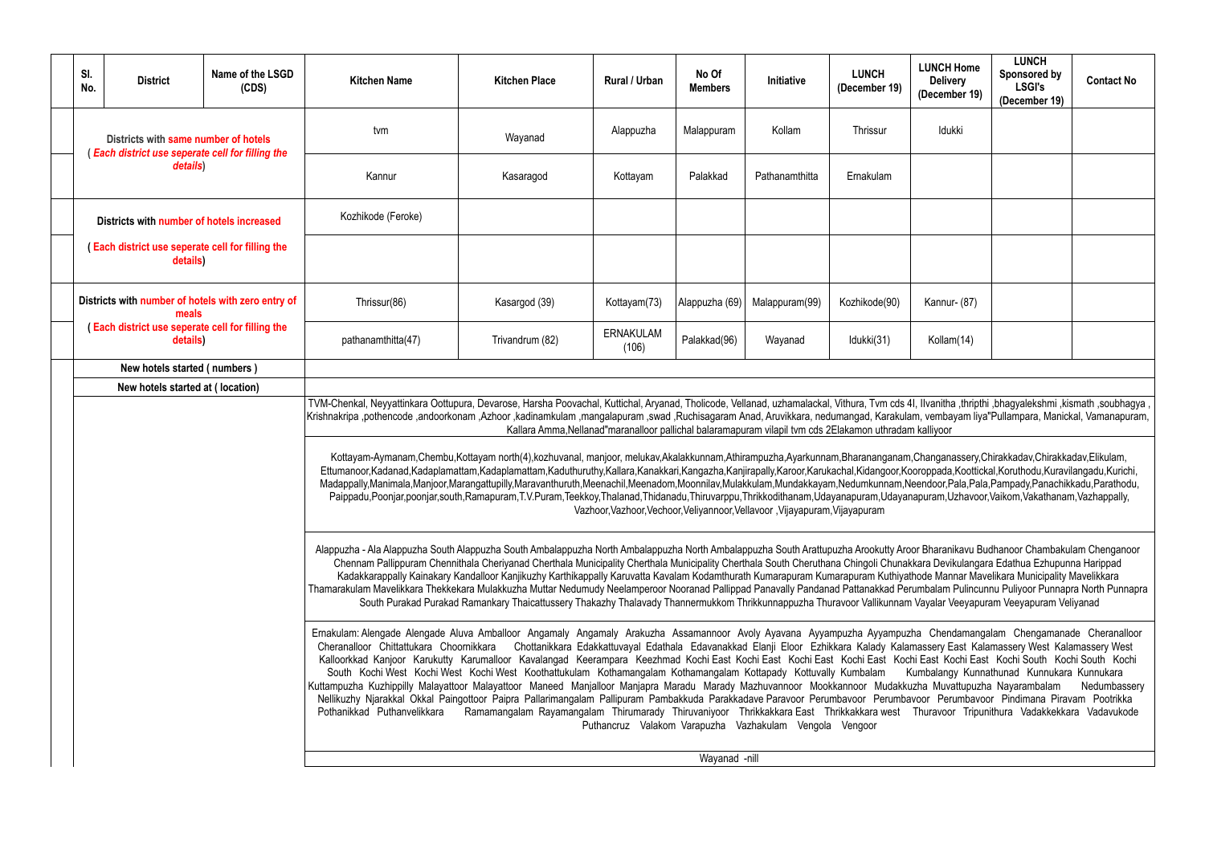| Sl. No. | District | Name of the LSGD (CDS) | Kitchen Name | Kitchen Place | Rural / Urban | No Of Members | Initiative | LUNCH (December 19) | LUNCH Home Delivery (December 19) | LUNCH Sponsored by LSGI's (December 19) | Contact No |
|---|---|---|---|---|---|---|---|---|---|---|---|
| | Districts with same number of hotels ( Each district use seperate cell for filling the details) | | tvm | Wayanad | Alappuzha | Malappuram | Kollam | Thrissur | Idukki | | |
| | | | Kannur | Kasaragod | Kottayam | Palakkad | Pathanamthitta | Ernakulam | | | |
| | Districts with number of hotels increased | | Kozhikode (Feroke) | | | | | | | | |
| | ( Each district use seperate cell for filling the details) | | | | | | | | | | |
| | Districts with number of hotels with zero entry of meals | | Thrissur(86) | Kasargod (39) | Kottayam(73) | Alappuzha (69) | Malappuram(99) | Kozhikode(90) | Kannur- (87) | | |
| | ( Each district use seperate cell for filling the details) | | pathanamthitta(47) | Trivandrum (82) | ERNAKULAM (106) | Palakkad(96) | Wayanad | Idukki(31) | Kollam(14) | | |
| | New hotels started ( numbers ) | | | | | | | | | | |
| | New hotels started at ( location) | | | | | | | | | | |

TVM-Chenkal, Neyyattinkara Oottupura, Devarose, Harsha Poovachal, Kuttichal, Aryanad, Tholicode, Vellanad, uzhamalackal, Vithura, Tvm cds 4I, Ilvanitha ,thripthi ,bhagyalekshmi ,kismath ,soubhagya , Krishnakripa ,pothencode ,andoorkonam ,Azhoor ,kadinamkulam ,mangalapuram ,swad ,Ruchisagaram Anad, Aruvikkara, nedumangad, Karakulam, vembayam liya"Pullampara, Manickal, Vamanapuram, Kallara Amma,Nellanad"maranalloor pallichal balaramapuram vilapil tvm cds 2Elakamon uthradam kalliyoor

Kottayam-Aymanam,Chembu,Kottayam north(4),kozhuvanal, manjoor, melukav,Akalakkunnam,Athirampuzha,Ayarkunnam,Bharananganam,Changanassery,Chirakkadav,Chirakkadav,Elikulam, Ettumanoor,Kadanad,Kadaplamattam,Kadaplamattam,Kaduthuruthy,Kallara,Kanakkari,Kangazha,Kanjirapally,Karoor,Karukachal,Kidangoor,Kooroppada,Koottickal,Koruthodu,Kuravilangadu,Kurichi, Madappally,Manimala,Manjoor,Marangattupilly,Maravanthuruth,Meenachil,Meenadom,Moonnilav,Mulakkulam,Mundakkayam,Nedumkunnam,Neendoor,Pala,Pala,Pampady,Panachikkadu,Parathodu, Paippadu,Poonjar,poonjar,south,Ramapuram,T.V.Puram,Teekkoy,Thalanad,Thidanadu,Thiruvarppu,Thrikkodithanam,Udayanapuram,Udayanapuram,Uzhavoor,Vaikom,Vakathanam,Vazhappally, Vazhoor,Vazhoor,Vechoor,Veliyannoor,Vellavoor ,Vijayapuram,Vijayapuram

Alappuzha - Ala Alappuzha South Alappuzha South Ambalappuzha North Ambalappuzha North Ambalappuzha South Arattupuzha Arookutty Aroor Bharanikavu Budhanoor Chambakulam Chenganoor Chennam Pallippuram Chennithala Cheriyanad Cherthala Municipality Cherthala Municipality Cherthala South Cheruthana Chingoli Chunakkara Devikulangara Edathua Ezhupunna Harippad Kadakkarappally Kainakary Kandalloor Kanjikuzhy Karthikappally Karuvatta Kavalam Kodamthurath Kumarapuram Kumarapuram Kuthiyathode Mannar Mavelikara Municipality Mavelikkara Thamarakulam Mavelikkara Thekkekara Mulakkuzha Muttar Nedumudy Neelamperoor Nooranad Pallippad Panavally Pandanad Pattanakkad Perumbalam Pulincunnu Puliyoor Punnapra North Punnapra South Purakad Purakad Ramankary Thaicattussery Thakazhy Thalavady Thannermukkom Thrikkunnappuzha Thuravoor Vallikunnam Vayalar Veeyapuram Veeyapuram Veliyanad

Ernakulam: Alengade Alengade Aluva Amballoor Angamaly Angamaly Arakuzha Assamannoor Avoly Ayavana Ayyampuzha Ayyampuzha Chendamangalam Chengamanade Cheranalloor Cheranalloor Chittattukara Choornikkara Chottanikkara Edakkattuvayal Edathala Edavanakkad Elanji Eloor Ezhikkara Kalady Kalamassery East Kalamassery West Kalamassery West Kalloorkkad Kanjoor Karukutty Karumalloor Kavalangad Keerampara Keezhmad Kochi East Kochi East Kochi East Kochi East Kochi East Kochi East Kochi South Kochi South Kochi South Kochi West Kochi West Kochi West Koothattukulam Kothamangalam Kothamangalam Kottapady Kottuvally Kumbalam Kumbalangy Kunnathunad Kunnukara Kunnukara Kuttampuzha Kuzhippilly Malayattoor Malayattoor Maneed Manjalloor Manjapra Maradu Marady Mazhuvannoor Mookkannoor Mudakkuzha Muvattupuzha Nayarambalam Nedumbassery Nellikuzhy Njarakkal Okkal Paingottoor Paipra Pallarimangalam Pallipuram Pambakkuda Parakkadave Paravoor Perumbavoor Perumbavoor Perumbavoor Pindimana Piravam Pootrikka Pothanikkad Puthanvelikkara Ramamangalam Rayamangalam Thirumarady Thiruvaniyoor Thrikkakkara East Thrikkakkara west Thuravoor Tripunithura Vadakkekkara Vadavukode Puthancruz Valakom Varapuzha Vazhakulam Vengola Vengoor

Wayanad -nill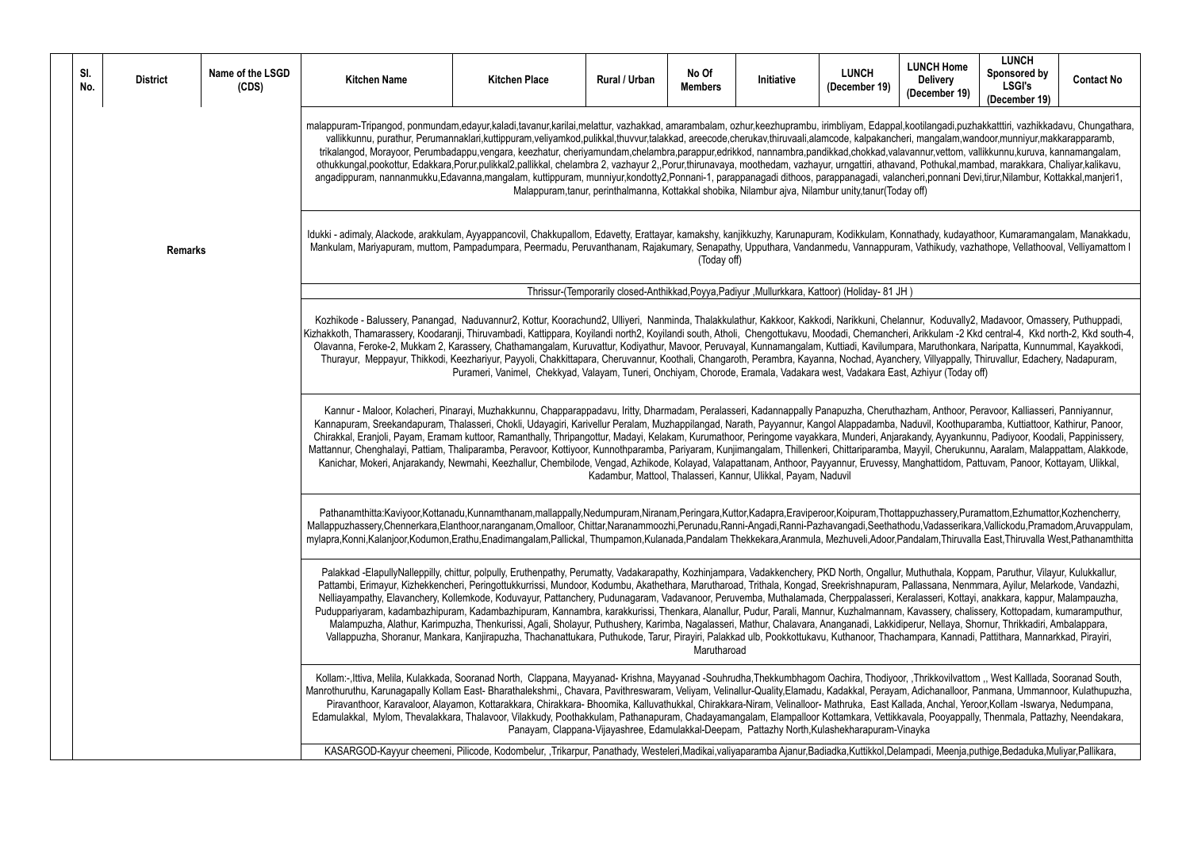| Sl. No. | District | Name of the LSGD (CDS) | Kitchen Name | Kitchen Place | Rural / Urban | No Of Members | Initiative | LUNCH (December 19) | LUNCH Home Delivery (December 19) | LUNCH Sponsored by LSGI's (December 19) | Contact No |
|---|---|---|---|---|---|---|---|---|---|---|---|
| Remarks | | | malappuram-Tripangod, ponmundam,edayur,kaladi,tavanur,karilai,melattur, vazhakkad, amarambalam, ozhur,keezhuprambu, irimbliyam, Edappal,kootilangadi,puzhakkatttiri, vazhikkadavu, Chungathara, vallikkunnu, purathur, Perumannaklari,kuttippuram,veliyamkod,pulikkal,thuvvur,talakkad, areecode,cherukav,thiruvaali,alamcode, kalpakancheri, mangalam,wandoor,munniyur,makkarapparamb, trikalangod, Morayoor, Perumbadappu,vengara, keezhatur, cheriyamundam,chelambra,parappur,edrikkod, nannambra,pandikkad,chokkad,valavannur,vettom, vallikkunnu,kuruva, kannamangalam, othukkungal,pookottur, Edakkara,Porur,pulikkal2,pallikkal, chelambra 2, vazhayur 2,,Porur,thirunavaya, moothedam, vazhayur, urngattiri, athavand, Pothukal,mambad, marakkara, Chaliyar,kalikavu, angadippuram, nannanmukku,Edavanna,mangalam, kuttippuram, munniyur,kondotty2,Ponnani-1, parappanagadi dithoos, parappanagadi, valancheri,ponnani Devi,tirur,Nilambur, Kottakkal,manjeri1, Malappuram,tanur, perinthalmanna, Kottakkal shobika, Nilambur ajva, Nilambur unity,tanur(Today off) | | | | | | | | |
| | | | Idukki - adimaly, Alackode, arakkulam, Ayyappancovil, Chakkupallom, Edavetty, Erattayar, kamakshy, kanjikkuzhy, Karunapuram, Kodikkulam, Konnathady, kudayathoor, Kumaramangalam, Manakkadu, Mankulam, Mariyapuram, muttom, Pampadumpara, Peermadu, Peruvanthanam, Rajakumary, Senapathy, Upputhara, Vandanmedu, Vannappuram, Vathikudy, vazhathope, Vellathooval, Velliyamattom l (Today off) | | | | | | | | |
| | | | Thrissur-(Temporarily closed-Anthikkad,Poyya,Padiyur ,Mullurkkara, Kattoor) (Holiday- 81 JH ) | | | | | | | | |
| | | | Kozhikode - Balussery, Panangad, Naduvannur2, Kottur, Koorachund2, Ulliyeri, Nanminda, Thalakkulathur, Kakkoor, Kakkodi, Narikkuni, Chelannur, Koduvally2, Madavoor, Omassery, Puthuppadi, Kizhakkoth, Thamarassery, Koodaranji, Thiruvambadi, Kattippara, Koyilandi north2, Koyilandi south, Atholi, Chengottukavu, Moodadi, Chemancheri, Arikkulam -2 Kkd central-4, Kkd north-2, Kkd south-4, Olavanna, Feroke-2, Mukkam 2, Karassery, Chathamangalam, Kuruvattur, Kodiyathur, Mavoor, Peruvayal, Kunnamangalam, Kuttiadi, Kavilumpara, Maruthonkara, Naripatta, Kunnummal, Kayakkodi, Thurayur, Meppayur, Thikkodi, Keezhariyur, Payyoli, Chakkittapara, Cheruvannur, Koothali, Changaroth, Perambra, Kayanna, Nochad, Ayanchery, Villyappally, Thiruvallur, Edachery, Nadapuram, Purameri, Vanimel, Chekkyad, Valayam, Tuneri, Onchiyam, Chorode, Eramala, Vadakara west, Vadakara East, Azhiyur (Today off) | | | | | | | | |
| | | | Kannur - Maloor, Kolacheri, Pinarayi, Muzhakkunnu, Chapparappadavu, Iritty, Dharmadam, Peralasseri, Kadannappally Panapuzha, Cheruthazham, Anthoor, Peravoor, Kalliasseri, Panniyannur, Kannapuram, Sreekandapuram, Thalasseri, Chokli, Udayagiri, Karivellur Peralam, Muzhappilangad, Narath, Payyannur, Kangol Alappadamba, Naduvil, Koothuparamba, Kuttiattoor, Kathirur, Panoor, Chirakkal, Eranjoli, Payam, Eramam kuttoor, Ramanthally, Thripangottur, Madayi, Kelakam, Kurumathoor, Peringome vayakkara, Munderi, Anjarakandy, Ayyankunnu, Padiyoor, Koodali, Pappinissery, Mattannur, Chenghalayi, Pattiam, Thaliparamba, Peravoor, Kottiyoor, Kunnothparamba, Pariyaram, Kunjimangalam, Thillenkeri, Chittariparamba, Mayyil, Cherukunnu, Aaralam, Malappattam, Alakkode, Kanichar, Mokeri, Anjarakandy, Newmahi, Keezhallur, Chembilode, Vengad, Azhikode, Kolayad, Valapattanam, Anthoor, Payyannur, Eruvessy, Manghattidom, Pattuvam, Panoor, Kottayam, Ulikkal, Kadambur, Mattool, Thalasseri, Kannur, Ulikkal, Payam, Naduvil | | | | | | | | |
| | | | Pathanamthitta:Kaviyoor,Kottanadu,Kunnamthanam,mallappally,Nedumpuram,Niranam,Peringara,Kuttor,Kadapra,Eraviperoor,Koipuram,Thottappuzhassery,Puramattom,Ezhumattor,Kozhencherry, Mallappuzhassery,Chennerkara,Elanthoor,naranganam,Omalloor, Chittar,Naranammoozhi,Perunadu,Ranni-Angadi,Ranni-Pazhavangadi,Seethathodu,Vadasserikara,Vallickodu,Pramadom,Aruvappulam, mylapra,Konni,Kalanjoor,Kodumon,Erathu,Enadimangalam,Pallickal, Thumpamon,Kulanada,Pandalam Thekkekara,Aranmula, Mezhuveli,Adoor,Pandalam,Thiruvalla East,Thiruvalla West,Pathanamthitta | | | | | | | | |
| | | | Palakkad -ElapullyNalleppilly, chittur, polpully, Eruthenpathy, Perumatty, Vadakarapathy, Kozhinjampara, Vadakkenchery, PKD North, Ongallur, Muthuthala, Koppam, Paruthur, Vilayur, Kulukkallur, Pattambi, Erimayur, Kizhekkencheri, Peringottukkurrissi, Mundoor, Kodumbu, Akathethara, Marutharoad, Trithala, Kongad, Sreekrishnapuram, Pallassana, Nenmmara, Ayilur, Melarkode, Vandazhi, Nelliayampathy, Elavanchery, Kollemkode, Koduvayur, Pattanchery, Pudunagaram, Vadavanoor, Peruvemba, Muthalamada, Cherppalasseri, Keralasseri, Kottayi, anakkara, kappur, Malampauzha, Puduppariyaram, kadambazhipuram, Kadambazhipuram, Kannambra, karakkurissi, Thenkara, Alanallur, Pudur, Parali, Mannur, Kuzhalmannam, Kavassery, chalissery, Kottopadam, kumaramputhur, Malampuzha, Alathur, Karimpuzha, Thenkurissi, Agali, Sholayur, Puthushery, Karimba, Nagalasseri, Mathur, Chalavara, Ananganadi, Lakkidiperur, Nellaya, Shornur, Thrikkadiri, Ambalappara, Vallappuzha, Shoranur, Mankara, Kanjirapuzha, Thachanattukara, Puthukode, Tarur, Pirayiri, Palakkad ulb, Pookkottukavu, Kuthanoor, Thachampara, Kannadi, Pattithara, Mannarkkad, Pirayiri, Marutharoad | | | | | | | | |
| | | | Kollam:-,Ittiva, Melila, Kulakkada, Sooranad North, Clappana, Mayyanad- Krishna, Mayyanad -Souhrudha,Thekkumbhagom Oachira, Thodiyoor, ,Thrikkovilvattom ,, West Kalllada, Sooranad South, Manrothuruthu, Karunagapally Kollam East- Bharathalekshmi,, Chavara, Pavithreswaram, Veliyam, Velinallur-Quality,Elamadu, Kadakkal, Perayam, Adichanalloor, Panmana, Ummannoor, Kulathupuzha, Piravanthoor, Karavaloor, Alayamon, Kottarakkara, Chirakkara- Bhoomika, Kalluvathukkal, Chirakkara-Niram, Velinalloor- Mathruka, East Kallada, Anchal, Yeroor,Kollam -Iswarya, Nedumpana, Edamulakkal, Mylom, Thevalakkara, Thalavoor, Vilakkudy, Poothakkulam, Pathanapuram, Chadayamangalam, Elampalloor Kottamkara, Vettikkavala, Pooyappally, Thenmala, Pattazhy, Neendakara, Panayam, Clappana-Vijayashree, Edamulakkal-Deepam, Pattazhy North,Kulashekharapuram-Vinayka | | | | | | | | |
| | | | KASARGOD-Kayyur cheemeni, Pilicode, Kodombelur, ,Trikarpur, Panathady, Westeleri,Madikai,valiyaparamba Ajanur,Badiadka,Kuttikkol,Delampadi, Meenja,puthige,Bedaduka,Muliyar,Pallikara, | | | | | | | | |